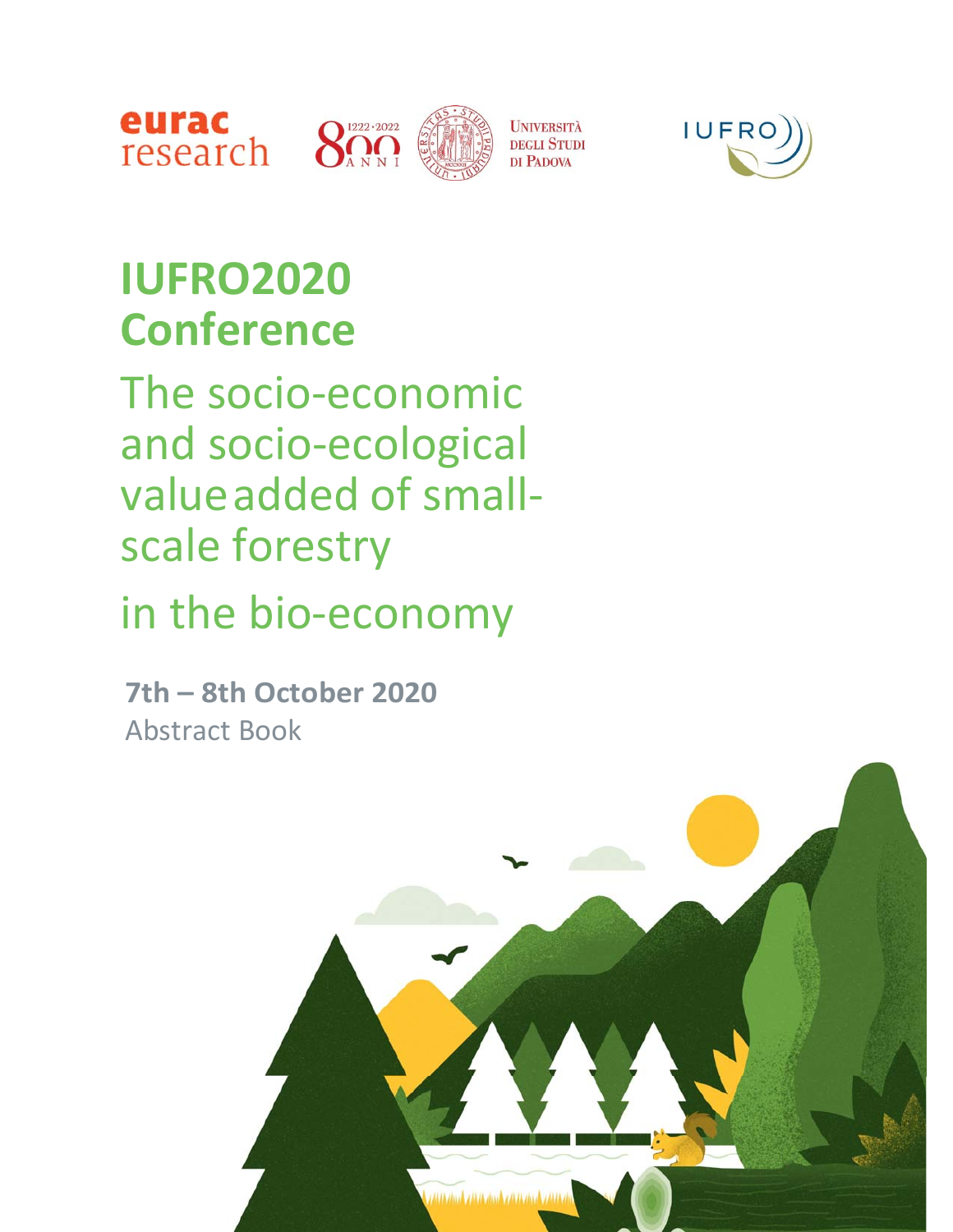eurac research

800 ANNI 1222·2022

UNIVERSITÀ DEGLI STUDI DI PADOVA

IUFRO

# IUFRO2020 Conference

## The socio-economic and socio-ecological value added of small-scale forestry in the bio-economy

**7th – 8th October 2020**

Abstract Book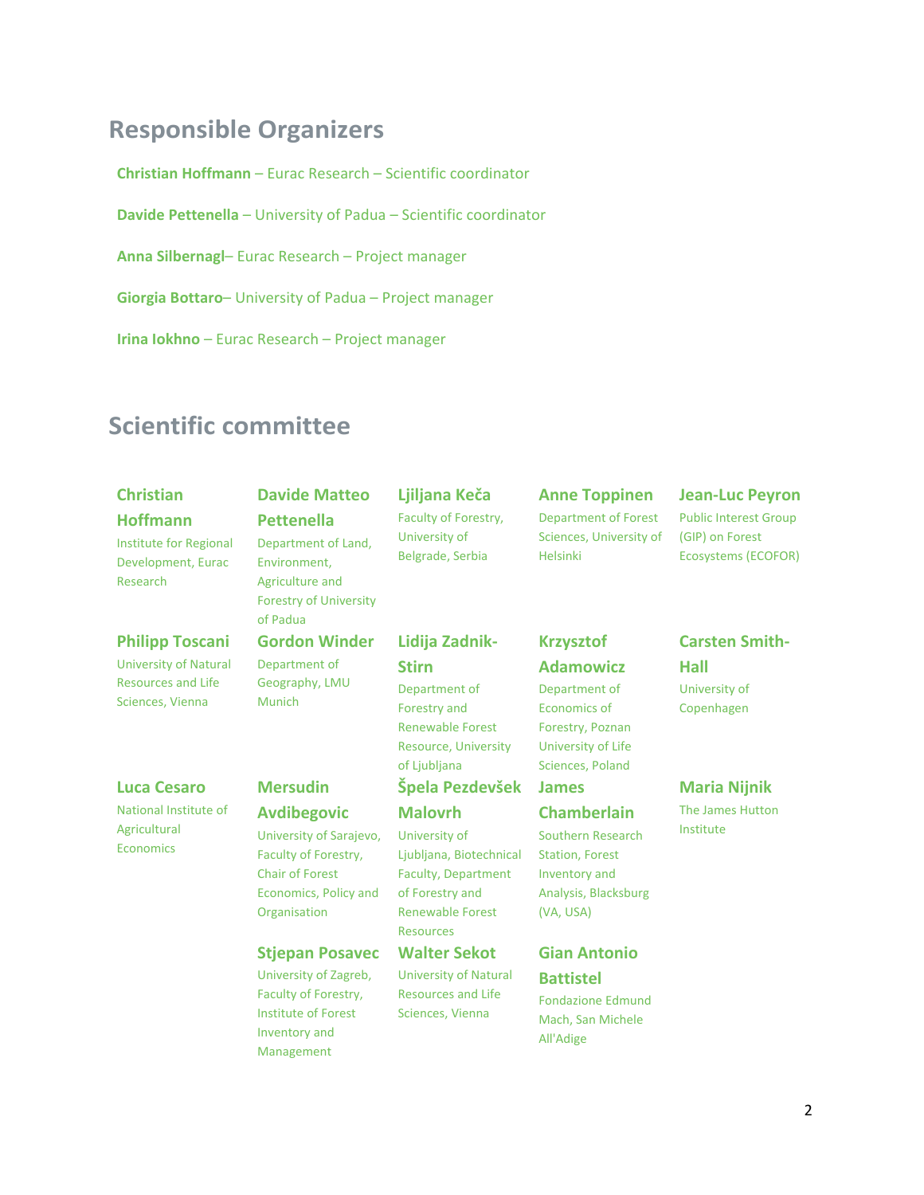## Responsible Organizers

**Christian Hoffmann** – Eurac Research – Scientific coordinator

**Davide Pettenella** – University of Padua – Scientific coordinator

**Anna Silbernagl**– Eurac Research – Project manager

**Giorgia Bottaro**– University of Padua – Project manager

**Irina Iokhno** – Eurac Research – Project manager

## Scientific committee

**Christian Hoffmann**
Institute for Regional Development, Eurac Research

**Davide Matteo Pettenella**
Department of Land, Environment, Agriculture and Forestry of University of Padua

**Ljiljana Keča**
Faculty of Forestry, University of Belgrade, Serbia

**Anne Toppinen**
Department of Forest Sciences, University of Helsinki

**Jean-Luc Peyron**
Public Interest Group (GIP) on Forest Ecosystems (ECOFOR)

**Philipp Toscani**
University of Natural Resources and Life Sciences, Vienna

**Gordon Winder**
Department of Geography, LMU Munich

**Lidija Zadnik-Stirn**
Department of Forestry and Renewable Forest Resource, University of Ljubljana

**Krzysztof Adamowicz**
Department of Economics of Forestry, Poznan University of Life Sciences, Poland

**Carsten Smith-Hall**
University of Copenhagen

**Luca Cesaro**
National Institute of Agricultural Economics

**Mersudin Avdibegovic**
University of Sarajevo, Faculty of Forestry, Chair of Forest Economics, Policy and Organisation

**Špela Pezdevšek Malovrh**
University of Ljubljana, Biotechnical Faculty, Department of Forestry and Renewable Forest Resources

**James Chamberlain**
Southern Research Station, Forest Inventory and Analysis, Blacksburg (VA, USA)

**Maria Nijnik**
The James Hutton Institute

**Stjepan Posavec**
University of Zagreb, Faculty of Forestry, Institute of Forest Inventory and Management

**Walter Sekot**
University of Natural Resources and Life Sciences, Vienna

**Gian Antonio Battistel**
Fondazione Edmund Mach, San Michele All'Adige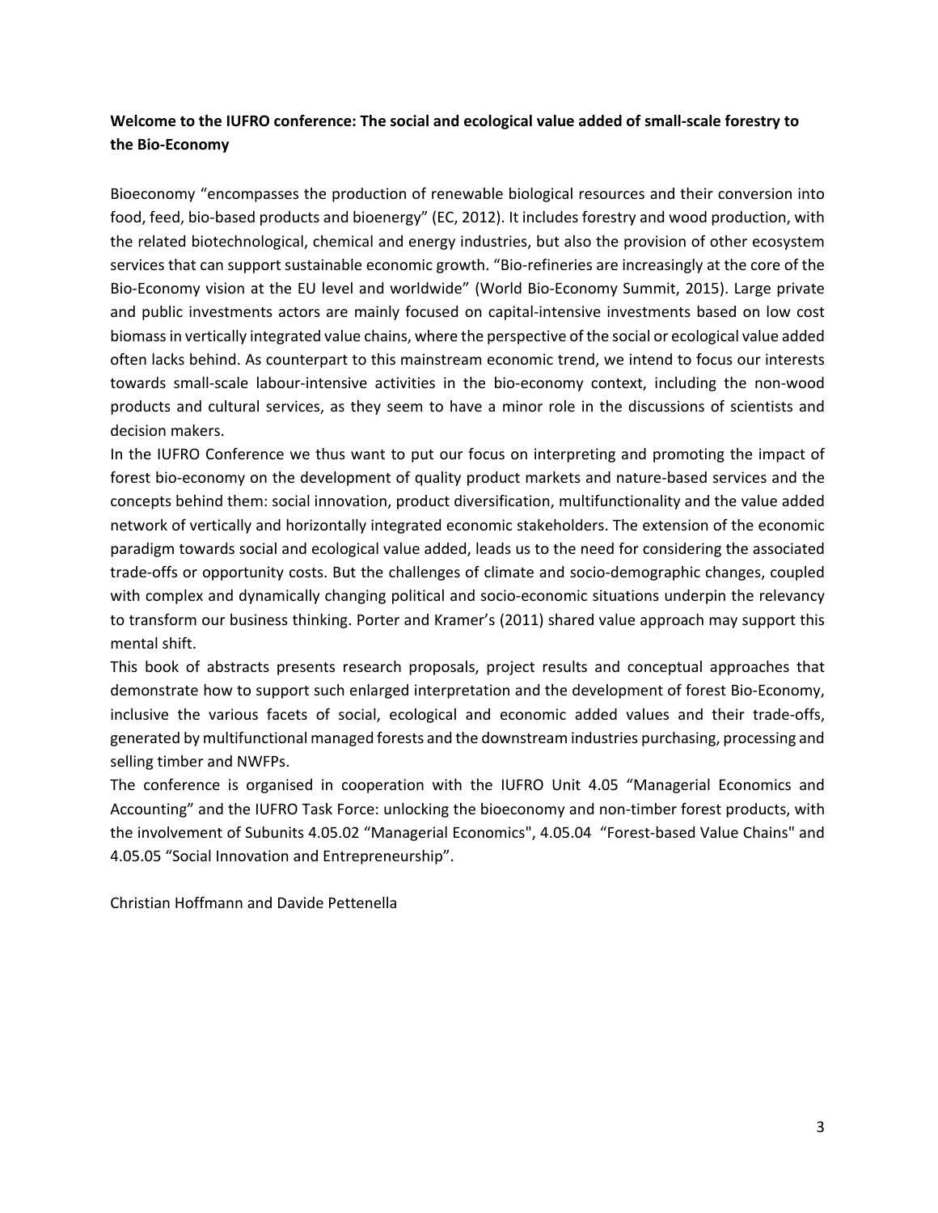**Welcome to the IUFRO conference: The social and ecological value added of small-scale forestry to the Bio-Economy**

Bioeconomy "encompasses the production of renewable biological resources and their conversion into food, feed, bio-based products and bioenergy" (EC, 2012). It includes forestry and wood production, with the related biotechnological, chemical and energy industries, but also the provision of other ecosystem services that can support sustainable economic growth. "Bio-refineries are increasingly at the core of the Bio-Economy vision at the EU level and worldwide" (World Bio-Economy Summit, 2015). Large private and public investments actors are mainly focused on capital-intensive investments based on low cost biomass in vertically integrated value chains, where the perspective of the social or ecological value added often lacks behind. As counterpart to this mainstream economic trend, we intend to focus our interests towards small-scale labour-intensive activities in the bio-economy context, including the non-wood products and cultural services, as they seem to have a minor role in the discussions of scientists and decision makers.

In the IUFRO Conference we thus want to put our focus on interpreting and promoting the impact of forest bio-economy on the development of quality product markets and nature-based services and the concepts behind them: social innovation, product diversification, multifunctionality and the value added network of vertically and horizontally integrated economic stakeholders. The extension of the economic paradigm towards social and ecological value added, leads us to the need for considering the associated trade-offs or opportunity costs. But the challenges of climate and socio-demographic changes, coupled with complex and dynamically changing political and socio-economic situations underpin the relevancy to transform our business thinking. Porter and Kramer's (2011) shared value approach may support this mental shift.

This book of abstracts presents research proposals, project results and conceptual approaches that demonstrate how to support such enlarged interpretation and the development of forest Bio-Economy, inclusive the various facets of social, ecological and economic added values and their trade-offs, generated by multifunctional managed forests and the downstream industries purchasing, processing and selling timber and NWFPs.

The conference is organised in cooperation with the IUFRO Unit 4.05 "Managerial Economics and Accounting" and the IUFRO Task Force: unlocking the bioeconomy and non-timber forest products, with the involvement of Subunits 4.05.02 "Managerial Economics", 4.05.04 "Forest-based Value Chains" and 4.05.05 "Social Innovation and Entrepreneurship".

Christian Hoffmann and Davide Pettenella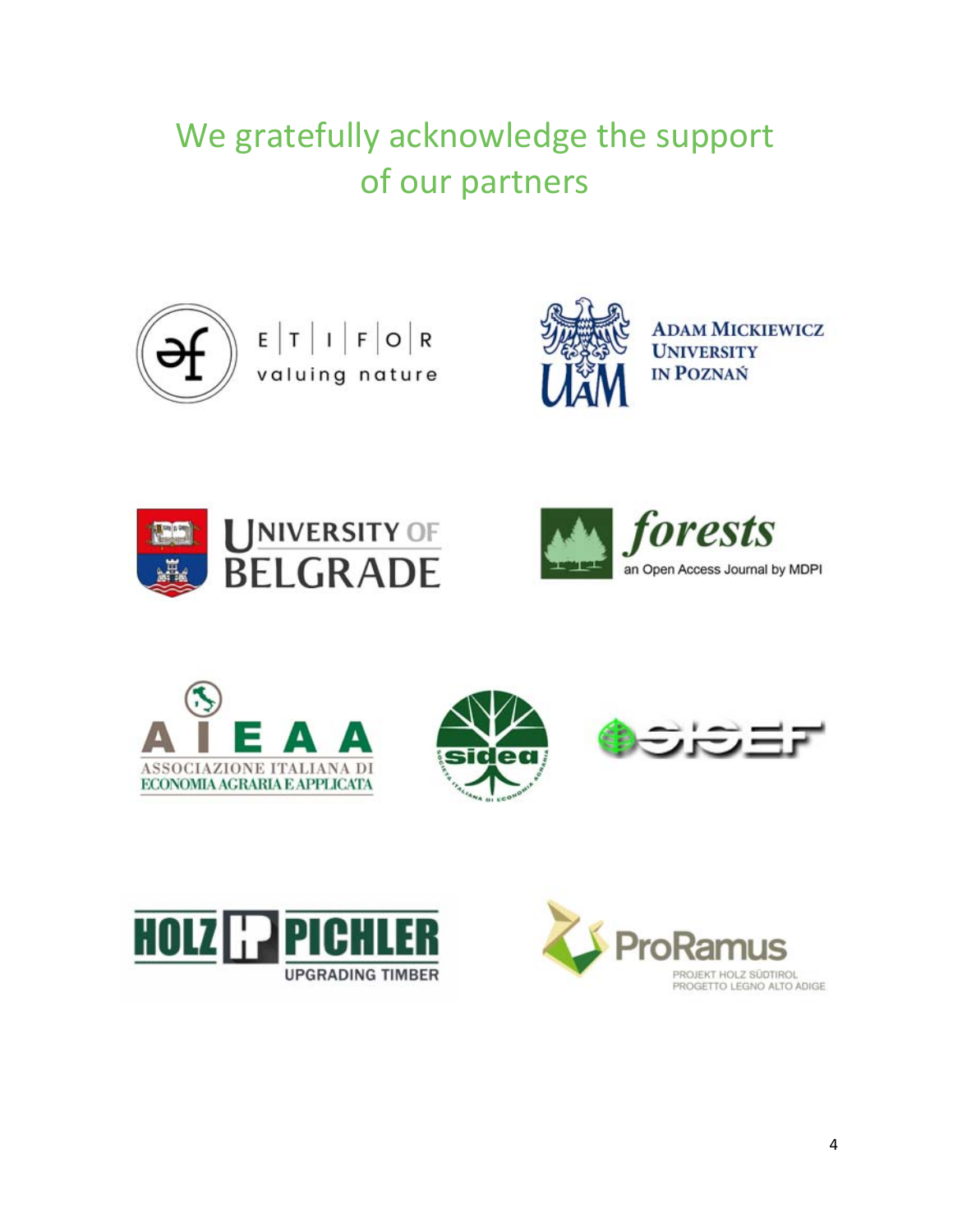# We gratefully acknowledge the support of our partners

E|T|I|F|O|R valuing nature

ADAM MICKIEWICZ UNIVERSITY IN POZNAŃ

UNIVERSITY OF BELGRADE

forests an Open Access Journal by MDPI

AIEAA ASSOCIAZIONE ITALIANA DI ECONOMIA AGRARIA E APPLICATA

sidea SOCIETÀ ITALIANA DI ECONOMIA AGRARIA

SISEF

HOLZ PICHLER UPGRADING TIMBER

ProRamus PROJEKT HOLZ SÜDTIROL PROGETTO LEGNO ALTO ADIGE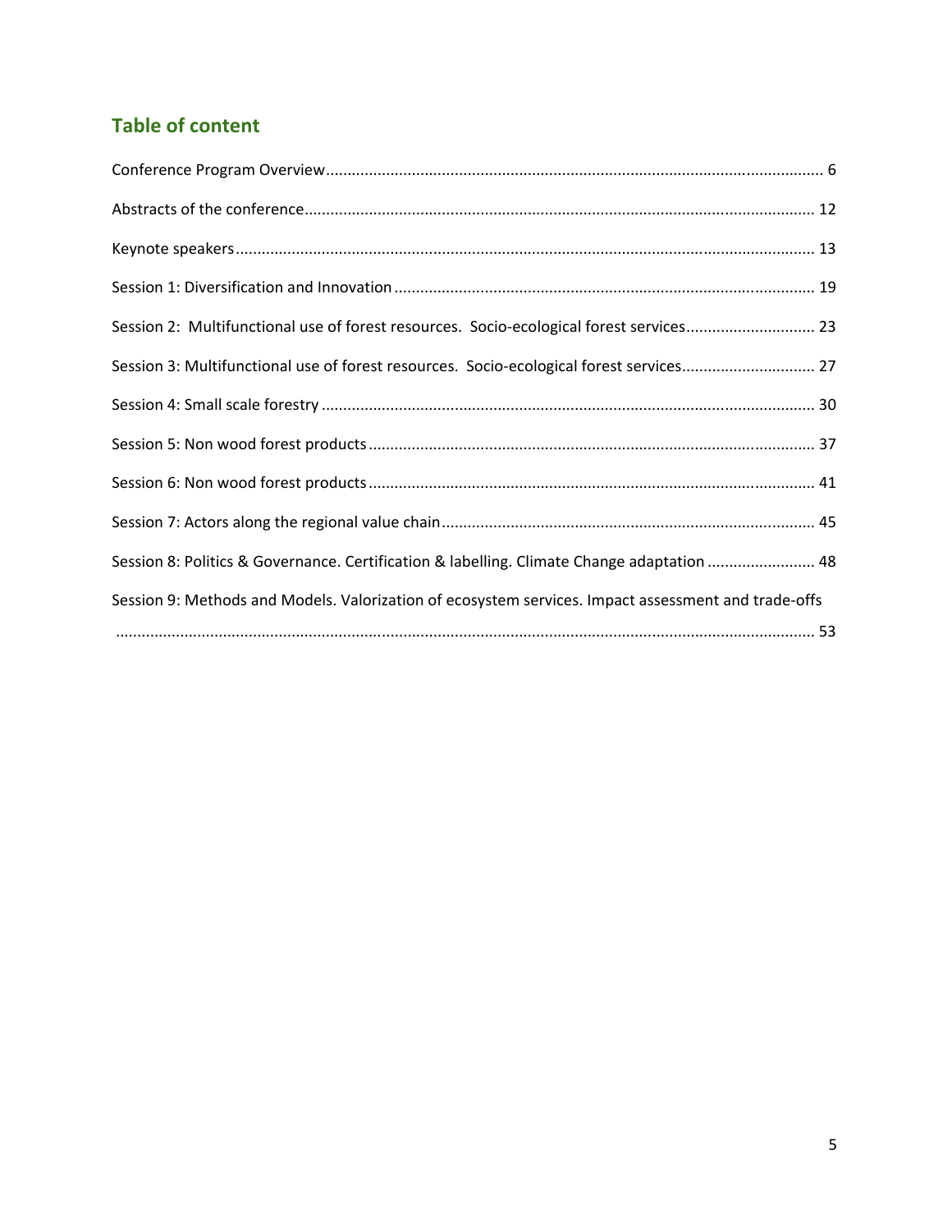## Table of content

Conference Program Overview ........................................................................................................... 6

Abstracts of the conference ................................................................................................................ 12

Keynote speakers ................................................................................................................................ 13

Session 1: Diversification and Innovation .......................................................................................... 19

Session 2:  Multifunctional use of forest resources.  Socio-ecological forest services ......................... 23

Session 3: Multifunctional use of forest resources.  Socio-ecological forest services .......................... 27

Session 4: Small scale forestry ............................................................................................................ 30

Session 5: Non wood forest products .................................................................................................. 37

Session 6: Non wood forest products .................................................................................................. 41

Session 7: Actors along the regional value chain ................................................................................ 45

Session 8: Politics & Governance. Certification & labelling. Climate Change adaptation .................. 48

Session 9: Methods and Models. Valorization of ecosystem services. Impact assessment and trade-offs ........................................................................................................................................................ 53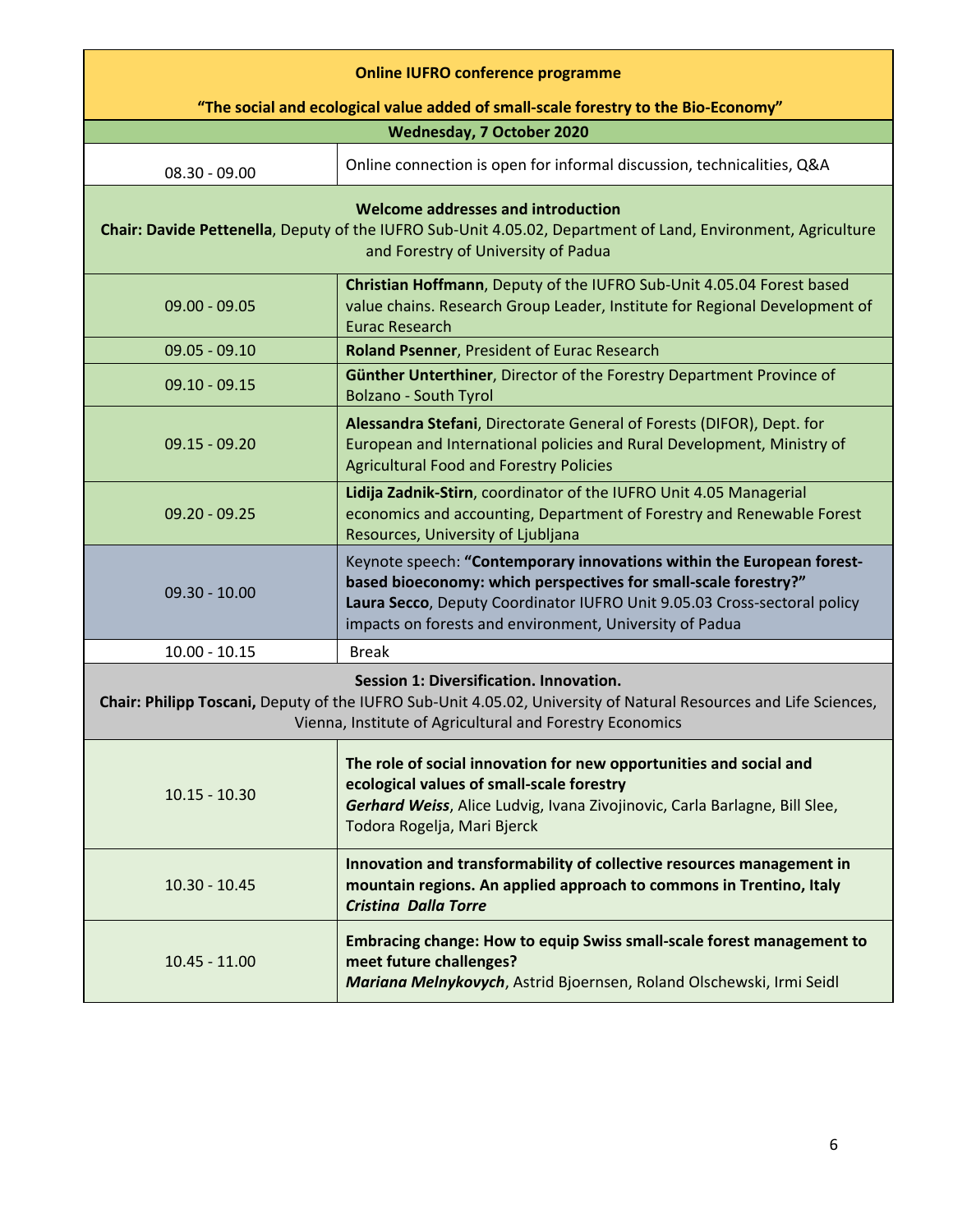| **Online IUFRO conference programme** | |
|---|---|
| **"The social and ecological value added of small-scale forestry to the Bio-Economy"** | |
| **Wednesday, 7 October 2020** | |
| 08.30 - 09.00 | Online connection is open for informal discussion, technicalities, Q&A |
| **Welcome addresses and introduction** **Chair: Davide Pettenella**, Deputy of the IUFRO Sub-Unit 4.05.02, Department of Land, Environment, Agriculture and Forestry of University of Padua | |
| 09.00 - 09.05 | **Christian Hoffmann**, Deputy of the IUFRO Sub-Unit 4.05.04 Forest based value chains. Research Group Leader, Institute for Regional Development of Eurac Research |
| 09.05 - 09.10 | **Roland Psenner**, President of Eurac Research |
| 09.10 - 09.15 | **Günther Unterthiner**, Director of the Forestry Department Province of Bolzano - South Tyrol |
| 09.15 - 09.20 | **Alessandra Stefani**, Directorate General of Forests (DIFOR), Dept. for European and International policies and Rural Development, Ministry of Agricultural Food and Forestry Policies |
| 09.20 - 09.25 | **Lidija Zadnik-Stirn**, coordinator of the IUFRO Unit 4.05 Managerial economics and accounting, Department of Forestry and Renewable Forest Resources, University of Ljubljana |
| 09.30 - 10.00 | Keynote speech: **"Contemporary innovations within the European forest-based bioeconomy: which perspectives for small-scale forestry?"** **Laura Secco**, Deputy Coordinator IUFRO Unit 9.05.03 Cross-sectoral policy impacts on forests and environment, University of Padua |
| 10.00 - 10.15 | Break |
| **Session 1: Diversification. Innovation.** **Chair: Philipp Toscani,** Deputy of the IUFRO Sub-Unit 4.05.02, University of Natural Resources and Life Sciences, Vienna, Institute of Agricultural and Forestry Economics | |
| 10.15 - 10.30 | **The role of social innovation for new opportunities and social and ecological values of small-scale forestry** ***Gerhard Weiss***, Alice Ludvig, Ivana Zivojinovic, Carla Barlagne, Bill Slee, Todora Rogelja, Mari Bjerck |
| 10.30 - 10.45 | **Innovation and transformability of collective resources management in mountain regions. An applied approach to commons in Trentino, Italy** ***Cristina Dalla Torre*** |
| 10.45 - 11.00 | **Embracing change: How to equip Swiss small-scale forest management to meet future challenges?** ***Mariana Melnykovych***, Astrid Bjoernsen, Roland Olschewski, Irmi Seidl |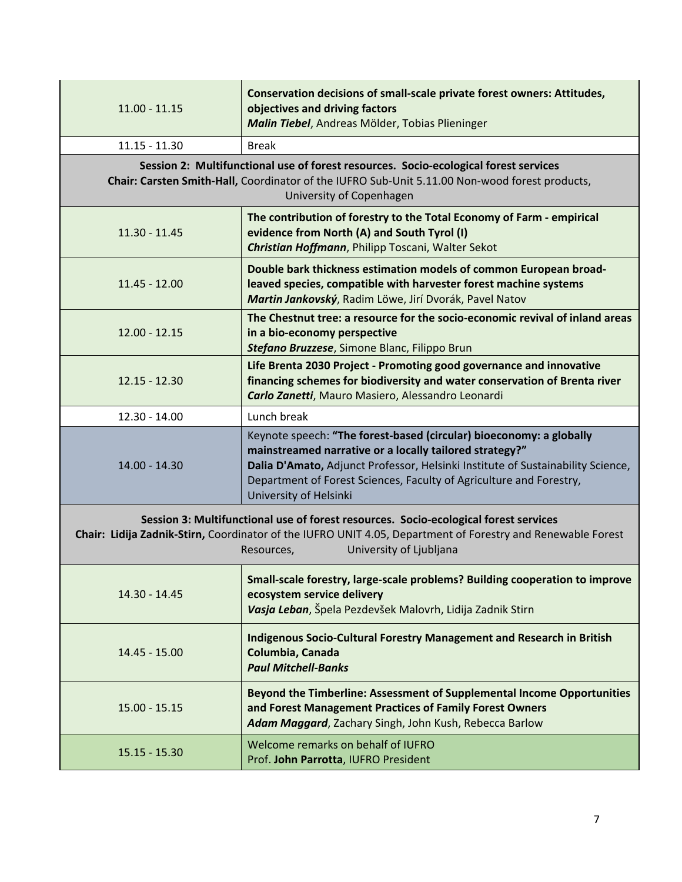| | |
|---|---|
| 11.00 - 11.15 | **Conservation decisions of small-scale private forest owners: Attitudes, objectives and driving factors**<br>***Malin Tiebel***, Andreas Mölder, Tobias Plieninger |
| 11.15 - 11.30 | Break |
| **Session 2: Multifunctional use of forest resources. Socio-ecological forest services**<br>**Chair: Carsten Smith-Hall,** Coordinator of the IUFRO Sub-Unit 5.11.00 Non-wood forest products, University of Copenhagen | |
| 11.30 - 11.45 | **The contribution of forestry to the Total Economy of Farm - empirical evidence from North (A) and South Tyrol (I)**<br>***Christian Hoffmann***, Philipp Toscani, Walter Sekot |
| 11.45 - 12.00 | **Double bark thickness estimation models of common European broad-leaved species, compatible with harvester forest machine systems**<br>***Martin Jankovský***, Radim Löwe, Jirí Dvorák, Pavel Natov |
| 12.00 - 12.15 | **The Chestnut tree: a resource for the socio-economic revival of inland areas in a bio-economy perspective**<br>***Stefano Bruzzese***, Simone Blanc, Filippo Brun |
| 12.15 - 12.30 | **Life Brenta 2030 Project - Promoting good governance and innovative financing schemes for biodiversity and water conservation of Brenta river**<br>***Carlo Zanetti***, Mauro Masiero, Alessandro Leonardi |
| 12.30 - 14.00 | Lunch break |
| 14.00 - 14.30 | Keynote speech: **"The forest-based (circular) bioeconomy: a globally mainstreamed narrative or a locally tailored strategy?"**<br>**Dalia D'Amato,** Adjunct Professor, Helsinki Institute of Sustainability Science, Department of Forest Sciences, Faculty of Agriculture and Forestry, University of Helsinki |
| **Session 3: Multifunctional use of forest resources. Socio-ecological forest services**<br>**Chair: Lidija Zadnik-Stirn,** Coordinator of the IUFRO UNIT 4.05, Department of Forestry and Renewable Forest Resources, University of Ljubljana | |
| 14.30 - 14.45 | **Small-scale forestry, large-scale problems? Building cooperation to improve ecosystem service delivery**<br>***Vasja Leban***, Špela Pezdevšek Malovrh, Lidija Zadnik Stirn |
| 14.45 - 15.00 | **Indigenous Socio-Cultural Forestry Management and Research in British Columbia, Canada**<br>***Paul Mitchell-Banks*** |
| 15.00 - 15.15 | **Beyond the Timberline: Assessment of Supplemental Income Opportunities and Forest Management Practices of Family Forest Owners**<br>***Adam Maggard***, Zachary Singh, John Kush, Rebecca Barlow |
| 15.15 - 15.30 | Welcome remarks on behalf of IUFRO<br>Prof. **John Parrotta**, IUFRO President |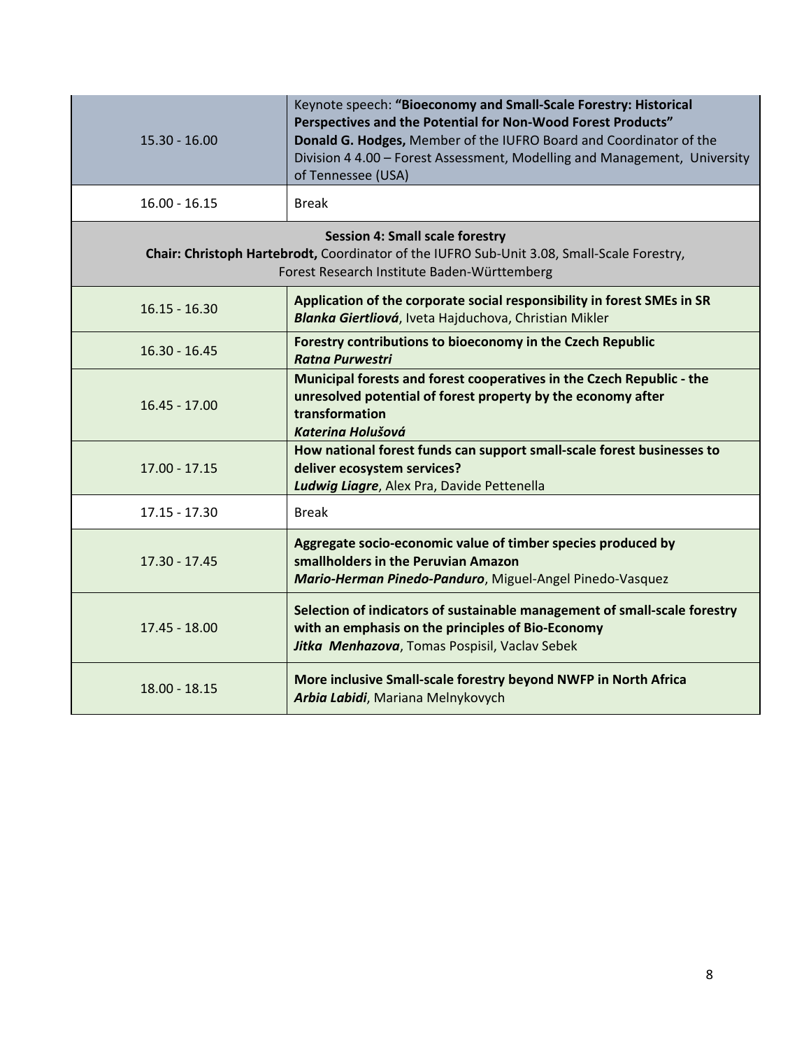| | |
|---|---|
| 15.30 - 16.00 | Keynote speech: **"Bioeconomy and Small-Scale Forestry: Historical Perspectives and the Potential for Non-Wood Forest Products"**<br>**Donald G. Hodges,** Member of the IUFRO Board and Coordinator of the Division 4 4.00 – Forest Assessment, Modelling and Management, University of Tennessee (USA) |
| 16.00 - 16.15 | Break |
| **Session 4: Small scale forestry**<br>**Chair: Christoph Hartebrodt,** Coordinator of the IUFRO Sub-Unit 3.08, Small-Scale Forestry, Forest Research Institute Baden-Württemberg | |
| 16.15 - 16.30 | **Application of the corporate social responsibility in forest SMEs in SR**<br>***Blanka Giertliová***, Iveta Hajduchova, Christian Mikler |
| 16.30 - 16.45 | **Forestry contributions to bioeconomy in the Czech Republic**<br>***Ratna Purwestri*** |
| 16.45 - 17.00 | **Municipal forests and forest cooperatives in the Czech Republic - the unresolved potential of forest property by the economy after transformation**<br>***Katerina Holušová*** |
| 17.00 - 17.15 | **How national forest funds can support small-scale forest businesses to deliver ecosystem services?**<br>***Ludwig Liagre***, Alex Pra, Davide Pettenella |
| 17.15 - 17.30 | Break |
| 17.30 - 17.45 | **Aggregate socio-economic value of timber species produced by smallholders in the Peruvian Amazon**<br>***Mario-Herman Pinedo-Panduro***, Miguel-Angel Pinedo-Vasquez |
| 17.45 - 18.00 | **Selection of indicators of sustainable management of small-scale forestry with an emphasis on the principles of Bio-Economy**<br>***Jitka Menhazova***, Tomas Pospisil, Vaclav Sebek |
| 18.00 - 18.15 | **More inclusive Small-scale forestry beyond NWFP in North Africa**<br>***Arbia Labidi***, Mariana Melnykovych |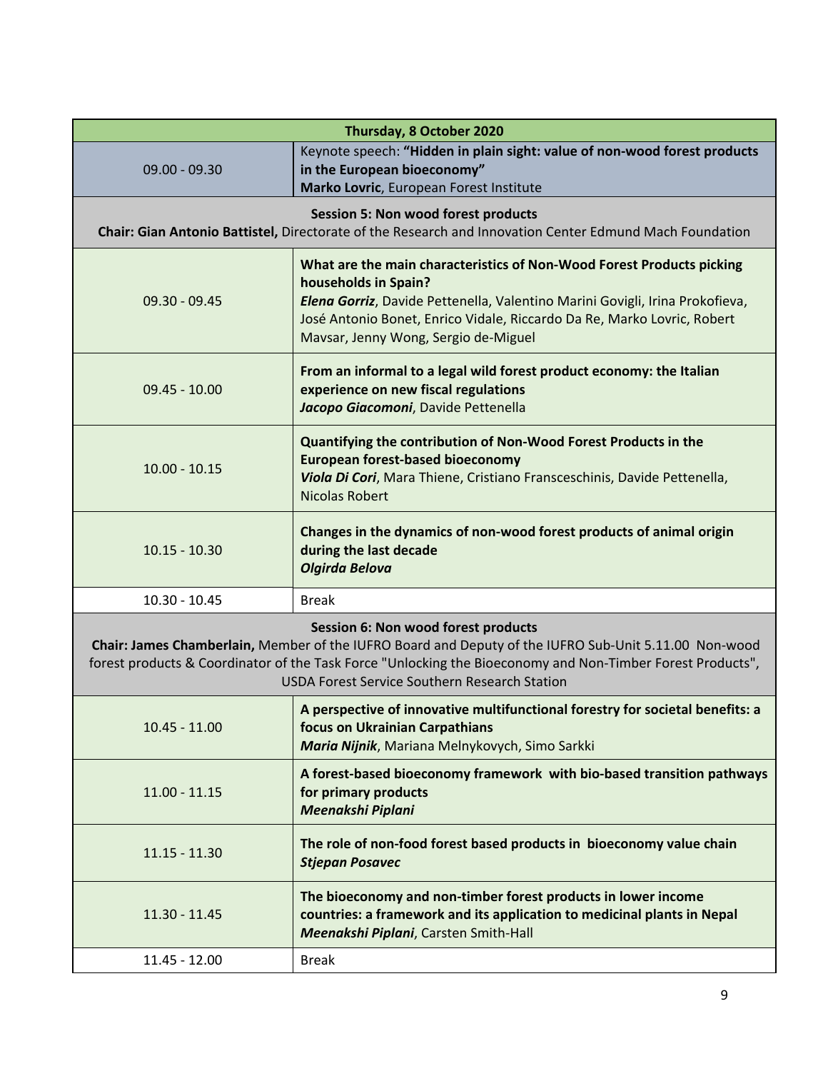| Thursday, 8 October 2020 | |
|---|---|
| 09.00 - 09.30 | Keynote speech: **"Hidden in plain sight: value of non-wood forest products in the European bioeconomy"**<br>**Marko Lovric**, European Forest Institute |
| **Session 5: Non wood forest products**<br>**Chair: Gian Antonio Battistel,** Directorate of the Research and Innovation Center Edmund Mach Foundation | |
| 09.30 - 09.45 | **What are the main characteristics of Non-Wood Forest Products picking households in Spain?**<br>***Elena Gorriz***, Davide Pettenella, Valentino Marini Govigli, Irina Prokofieva, José Antonio Bonet, Enrico Vidale, Riccardo Da Re, Marko Lovric, Robert Mavsar, Jenny Wong, Sergio de-Miguel |
| 09.45 - 10.00 | **From an informal to a legal wild forest product economy: the Italian experience on new fiscal regulations**<br>***Jacopo Giacomoni***, Davide Pettenella |
| 10.00 - 10.15 | **Quantifying the contribution of Non-Wood Forest Products in the European forest-based bioeconomy**<br>***Viola Di Cori***, Mara Thiene, Cristiano Fransceschinis, Davide Pettenella, Nicolas Robert |
| 10.15 - 10.30 | **Changes in the dynamics of non-wood forest products of animal origin during the last decade**<br>***Olgirda Belova*** |
| 10.30 - 10.45 | Break |
| **Session 6: Non wood forest products**<br>**Chair: James Chamberlain,** Member of the IUFRO Board and Deputy of the IUFRO Sub-Unit 5.11.00 Non-wood forest products & Coordinator of the Task Force "Unlocking the Bioeconomy and Non-Timber Forest Products", USDA Forest Service Southern Research Station | |
| 10.45 - 11.00 | **A perspective of innovative multifunctional forestry for societal benefits: a focus on Ukrainian Carpathians**<br>***Maria Nijnik***, Mariana Melnykovych, Simo Sarkki |
| 11.00 - 11.15 | **A forest-based bioeconomy framework with bio-based transition pathways for primary products**<br>***Meenakshi Piplani*** |
| 11.15 - 11.30 | **The role of non-food forest based products in bioeconomy value chain**<br>***Stjepan Posavec*** |
| 11.30 - 11.45 | **The bioeconomy and non-timber forest products in lower income countries: a framework and its application to medicinal plants in Nepal**<br>***Meenakshi Piplani***, Carsten Smith-Hall |
| 11.45 - 12.00 | Break |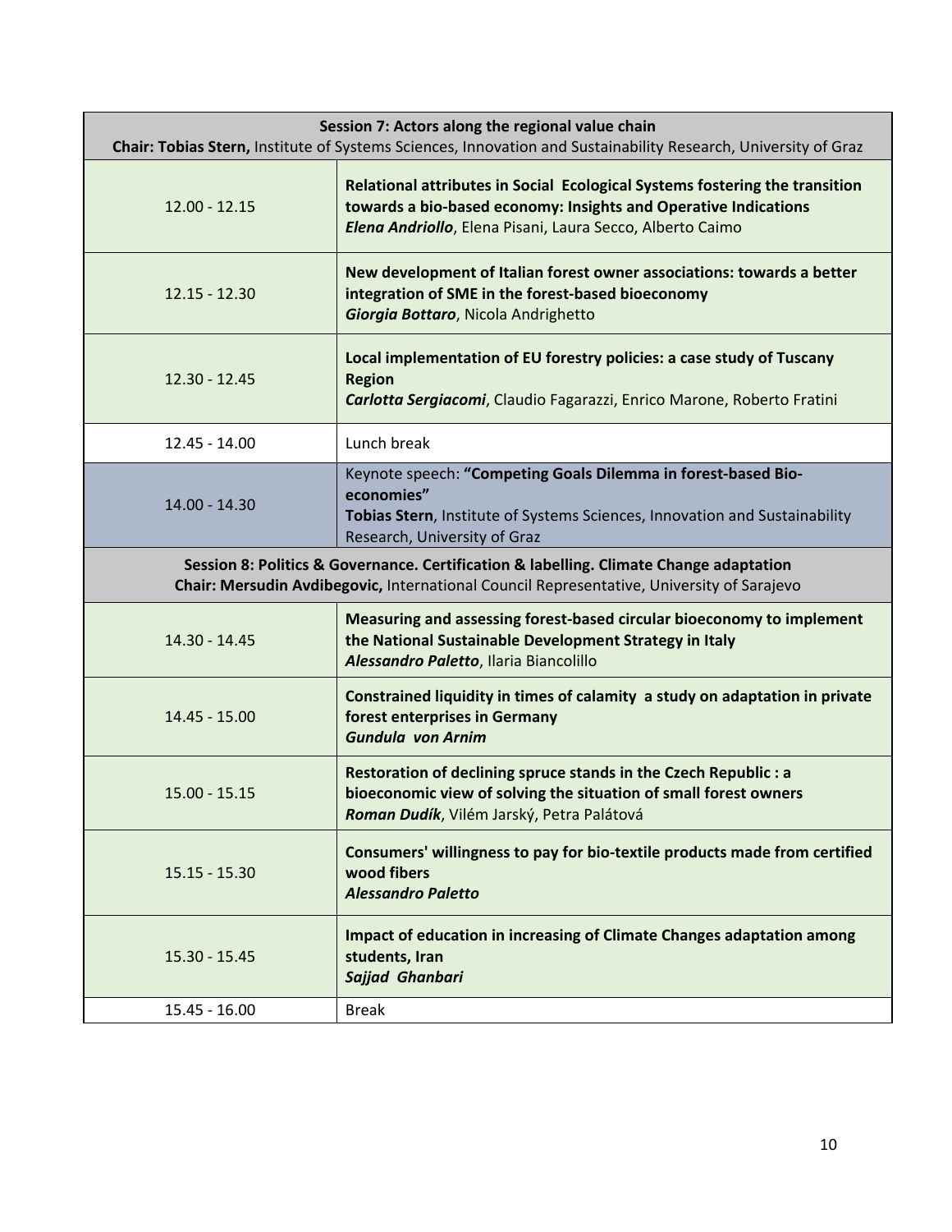| Session 7: Actors along the regional value chain<br>**Chair: Tobias Stern,** Institute of Systems Sciences, Innovation and Sustainability Research, University of Graz | |
|---|---|
| 12.00 - 12.15 | **Relational attributes in Social Ecological Systems fostering the transition towards a bio-based economy: Insights and Operative Indications**<br>***Elena Andriollo***, Elena Pisani, Laura Secco, Alberto Caimo |
| 12.15 - 12.30 | **New development of Italian forest owner associations: towards a better integration of SME in the forest-based bioeconomy**<br>***Giorgia Bottaro***, Nicola Andrighetto |
| 12.30 - 12.45 | **Local implementation of EU forestry policies: a case study of Tuscany Region**<br>***Carlotta Sergiacomi***, Claudio Fagarazzi, Enrico Marone, Roberto Fratini |
| 12.45 - 14.00 | Lunch break |
| 14.00 - 14.30 | Keynote speech: **"Competing Goals Dilemma in forest-based Bio-economies"**<br>**Tobias Stern**, Institute of Systems Sciences, Innovation and Sustainability Research, University of Graz |
| **Session 8: Politics & Governance. Certification & labelling. Climate Change adaptation**<br>**Chair: Mersudin Avdibegovic,** International Council Representative, University of Sarajevo | |
| 14.30 - 14.45 | **Measuring and assessing forest-based circular bioeconomy to implement the National Sustainable Development Strategy in Italy**<br>***Alessandro Paletto***, Ilaria Biancolillo |
| 14.45 - 15.00 | **Constrained liquidity in times of calamity a study on adaptation in private forest enterprises in Germany**<br>***Gundula von Arnim*** |
| 15.00 - 15.15 | **Restoration of declining spruce stands in the Czech Republic : a bioeconomic view of solving the situation of small forest owners**<br>***Roman Dudík***, Vilém Jarský, Petra Palátová |
| 15.15 - 15.30 | **Consumers' willingness to pay for bio-textile products made from certified wood fibers**<br>***Alessandro Paletto*** |
| 15.30 - 15.45 | **Impact of education in increasing of Climate Changes adaptation among students, Iran**<br>***Sajjad Ghanbari*** |
| 15.45 - 16.00 | Break |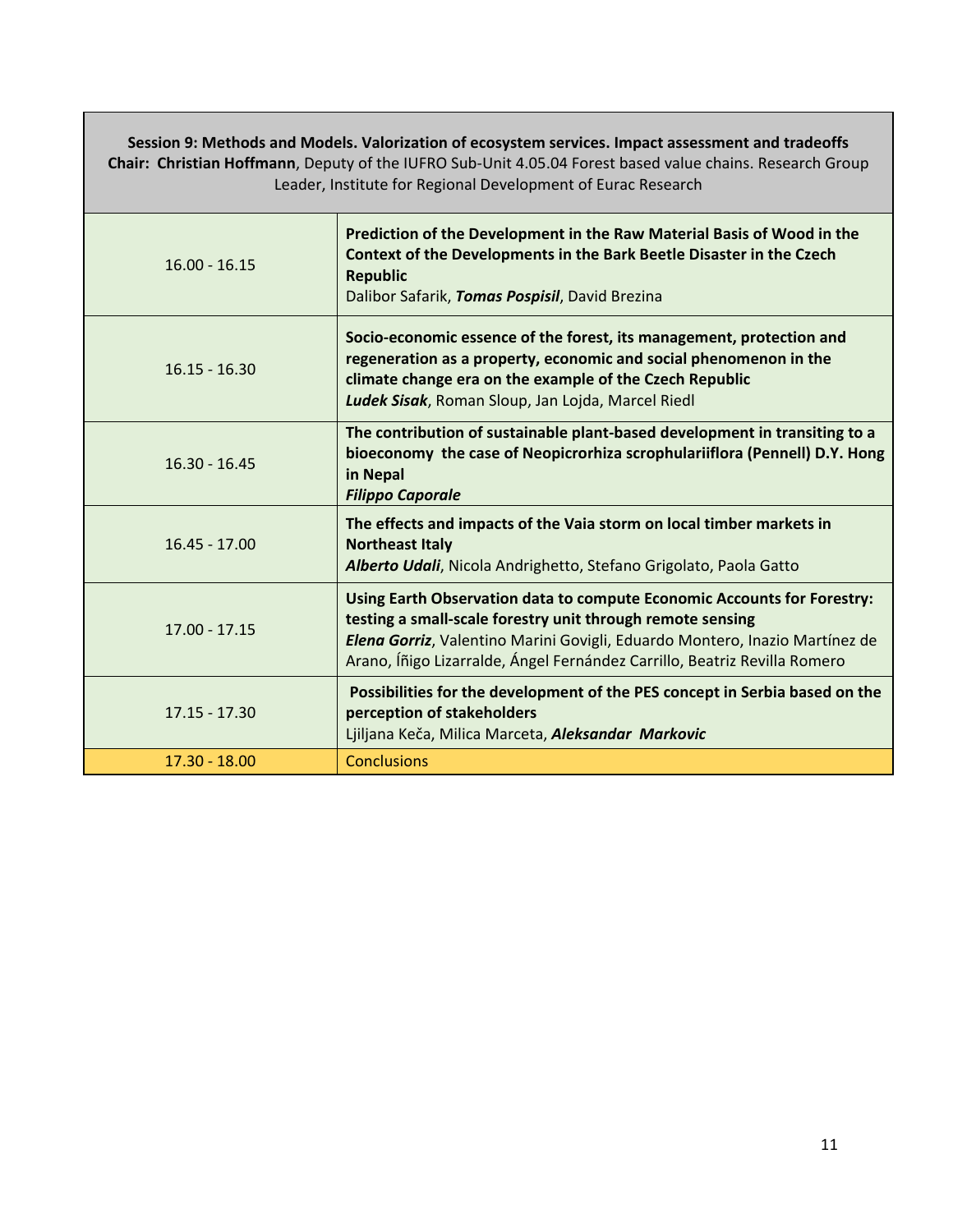| **Session 9: Methods and Models. Valorization of ecosystem services. Impact assessment and tradeoffs**<br>**Chair: Christian Hoffmann**, Deputy of the IUFRO Sub-Unit 4.05.04 Forest based value chains. Research Group Leader, Institute for Regional Development of Eurac Research | |
|---|---|
| 16.00 - 16.15 | **Prediction of the Development in the Raw Material Basis of Wood in the Context of the Developments in the Bark Beetle Disaster in the Czech Republic**<br>Dalibor Safarik, ***Tomas Pospisil***, David Brezina |
| 16.15 - 16.30 | **Socio-economic essence of the forest, its management, protection and regeneration as a property, economic and social phenomenon in the climate change era on the example of the Czech Republic**<br>***Ludek Sisak***, Roman Sloup, Jan Lojda, Marcel Riedl |
| 16.30 - 16.45 | **The contribution of sustainable plant-based development in transiting to a bioeconomy the case of Neopicrorhiza scrophulariiflora (Pennell) D.Y. Hong in Nepal**<br>***Filippo Caporale*** |
| 16.45 - 17.00 | **The effects and impacts of the Vaia storm on local timber markets in Northeast Italy**<br>***Alberto Udali***, Nicola Andrighetto, Stefano Grigolato, Paola Gatto |
| 17.00 - 17.15 | **Using Earth Observation data to compute Economic Accounts for Forestry: testing a small-scale forestry unit through remote sensing**<br>***Elena Gorriz***, Valentino Marini Govigli, Eduardo Montero, Inazio Martínez de Arano, Íñigo Lizarralde, Ángel Fernández Carrillo, Beatriz Revilla Romero |
| 17.15 - 17.30 | **Possibilities for the development of the PES concept in Serbia based on the perception of stakeholders**<br>Ljiljana Keča, Milica Marceta, ***Aleksandar Markovic*** |
| 17.30 - 18.00 | Conclusions |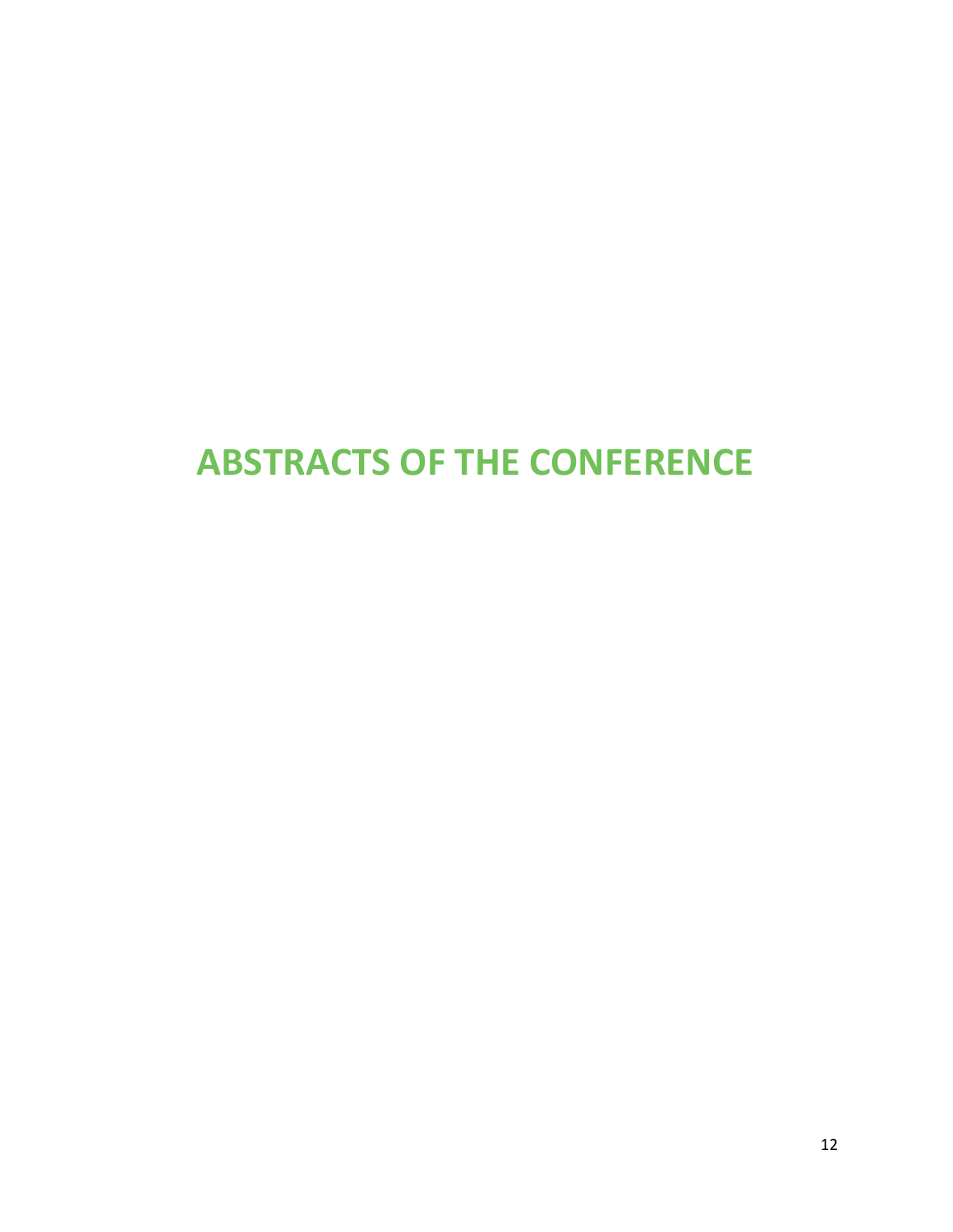# ABSTRACTS OF THE CONFERENCE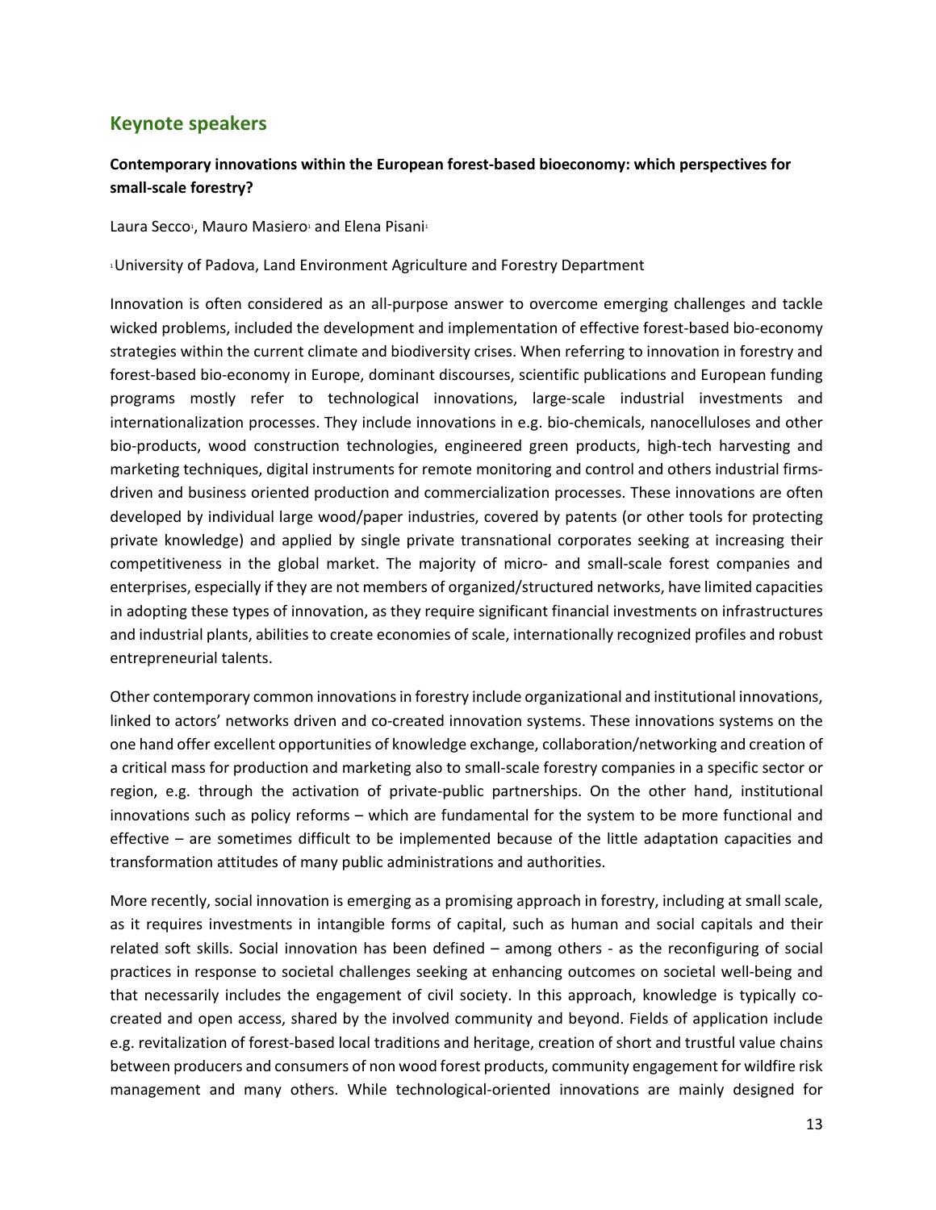## Keynote speakers

### Contemporary innovations within the European forest-based bioeconomy: which perspectives for small-scale forestry?

Laura Secco[1], Mauro Masiero[1] and Elena Pisani[1]

[1]University of Padova, Land Environment Agriculture and Forestry Department

Innovation is often considered as an all-purpose answer to overcome emerging challenges and tackle wicked problems, included the development and implementation of effective forest-based bio-economy strategies within the current climate and biodiversity crises. When referring to innovation in forestry and forest-based bio-economy in Europe, dominant discourses, scientific publications and European funding programs mostly refer to technological innovations, large-scale industrial investments and internationalization processes. They include innovations in e.g. bio-chemicals, nanocelluloses and other bio-products, wood construction technologies, engineered green products, high-tech harvesting and marketing techniques, digital instruments for remote monitoring and control and others industrial firms-driven and business oriented production and commercialization processes. These innovations are often developed by individual large wood/paper industries, covered by patents (or other tools for protecting private knowledge) and applied by single private transnational corporates seeking at increasing their competitiveness in the global market. The majority of micro- and small-scale forest companies and enterprises, especially if they are not members of organized/structured networks, have limited capacities in adopting these types of innovation, as they require significant financial investments on infrastructures and industrial plants, abilities to create economies of scale, internationally recognized profiles and robust entrepreneurial talents.

Other contemporary common innovations in forestry include organizational and institutional innovations, linked to actors' networks driven and co-created innovation systems. These innovations systems on the one hand offer excellent opportunities of knowledge exchange, collaboration/networking and creation of a critical mass for production and marketing also to small-scale forestry companies in a specific sector or region, e.g. through the activation of private-public partnerships. On the other hand, institutional innovations such as policy reforms – which are fundamental for the system to be more functional and effective – are sometimes difficult to be implemented because of the little adaptation capacities and transformation attitudes of many public administrations and authorities.

More recently, social innovation is emerging as a promising approach in forestry, including at small scale, as it requires investments in intangible forms of capital, such as human and social capitals and their related soft skills. Social innovation has been defined – among others - as the reconfiguring of social practices in response to societal challenges seeking at enhancing outcomes on societal well-being and that necessarily includes the engagement of civil society. In this approach, knowledge is typically co-created and open access, shared by the involved community and beyond. Fields of application include e.g. revitalization of forest-based local traditions and heritage, creation of short and trustful value chains between producers and consumers of non wood forest products, community engagement for wildfire risk management and many others. While technological-oriented innovations are mainly designed for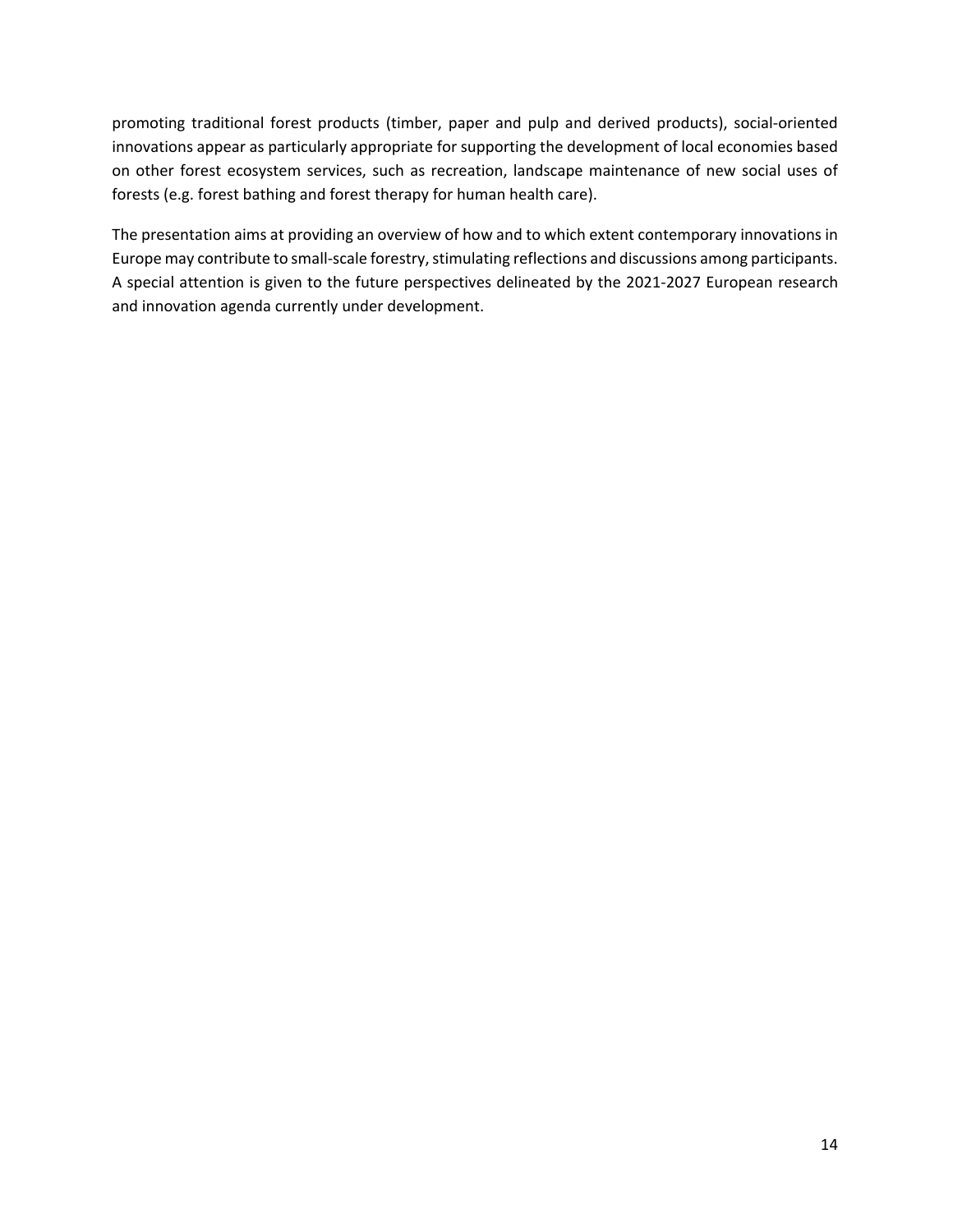promoting traditional forest products (timber, paper and pulp and derived products), social-oriented innovations appear as particularly appropriate for supporting the development of local economies based on other forest ecosystem services, such as recreation, landscape maintenance of new social uses of forests (e.g. forest bathing and forest therapy for human health care).

The presentation aims at providing an overview of how and to which extent contemporary innovations in Europe may contribute to small-scale forestry, stimulating reflections and discussions among participants. A special attention is given to the future perspectives delineated by the 2021-2027 European research and innovation agenda currently under development.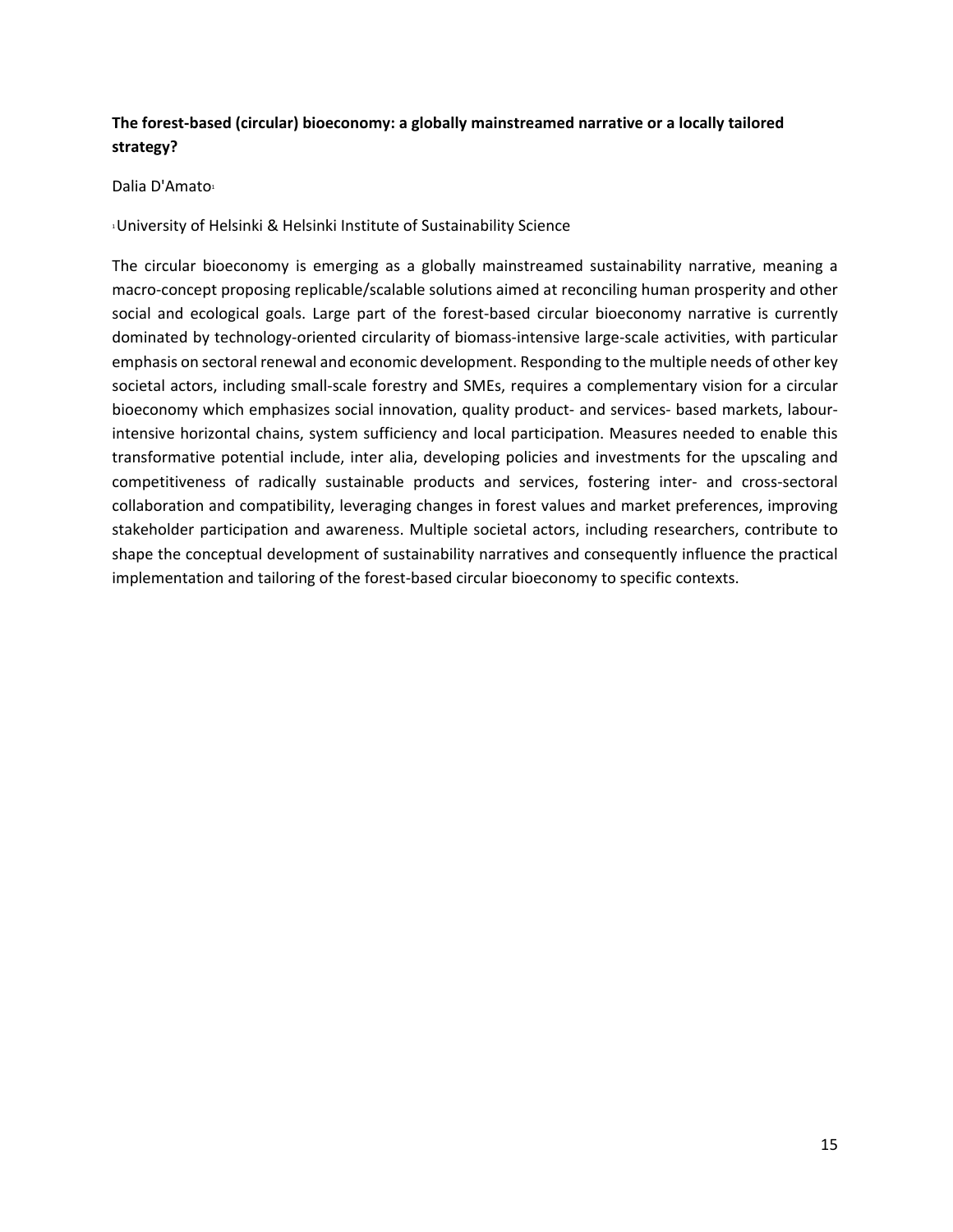**The forest-based (circular) bioeconomy: a globally mainstreamed narrative or a locally tailored strategy?**

Dalia D'Amato[1]

[1]University of Helsinki & Helsinki Institute of Sustainability Science

The circular bioeconomy is emerging as a globally mainstreamed sustainability narrative, meaning a macro-concept proposing replicable/scalable solutions aimed at reconciling human prosperity and other social and ecological goals. Large part of the forest-based circular bioeconomy narrative is currently dominated by technology-oriented circularity of biomass-intensive large-scale activities, with particular emphasis on sectoral renewal and economic development. Responding to the multiple needs of other key societal actors, including small-scale forestry and SMEs, requires a complementary vision for a circular bioeconomy which emphasizes social innovation, quality product- and services- based markets, labour-intensive horizontal chains, system sufficiency and local participation. Measures needed to enable this transformative potential include, inter alia, developing policies and investments for the upscaling and competitiveness of radically sustainable products and services, fostering inter- and cross-sectoral collaboration and compatibility, leveraging changes in forest values and market preferences, improving stakeholder participation and awareness. Multiple societal actors, including researchers, contribute to shape the conceptual development of sustainability narratives and consequently influence the practical implementation and tailoring of the forest-based circular bioeconomy to specific contexts.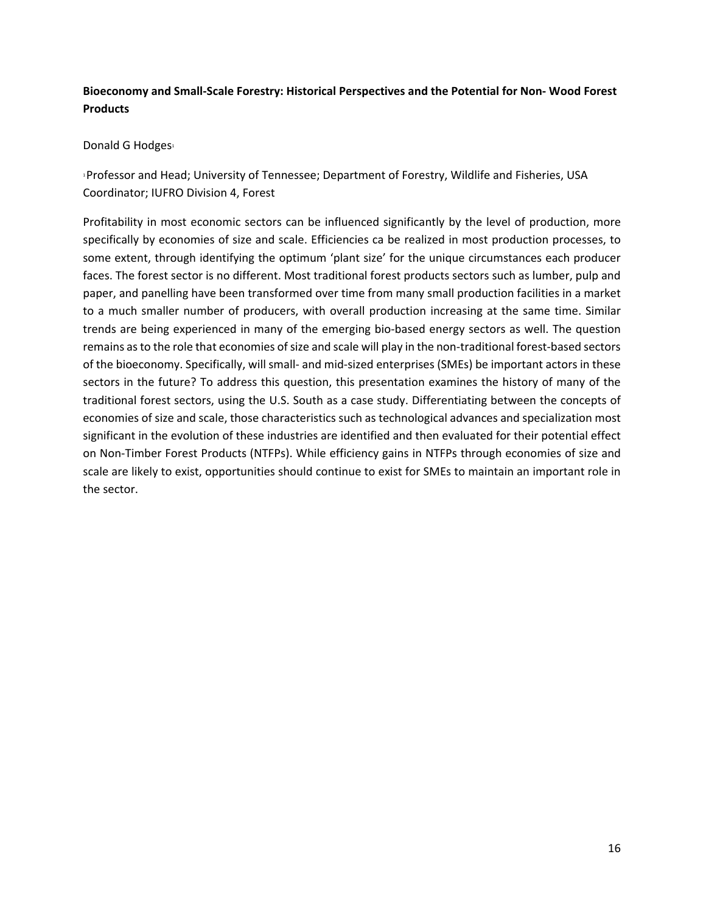**Bioeconomy and Small-Scale Forestry: Historical Perspectives and the Potential for Non- Wood Forest Products**

Donald G Hodges[1]

[1]Professor and Head; University of Tennessee; Department of Forestry, Wildlife and Fisheries, USA Coordinator; IUFRO Division 4, Forest

Profitability in most economic sectors can be influenced significantly by the level of production, more specifically by economies of size and scale. Efficiencies ca be realized in most production processes, to some extent, through identifying the optimum 'plant size' for the unique circumstances each producer faces. The forest sector is no different. Most traditional forest products sectors such as lumber, pulp and paper, and panelling have been transformed over time from many small production facilities in a market to a much smaller number of producers, with overall production increasing at the same time. Similar trends are being experienced in many of the emerging bio-based energy sectors as well. The question remains as to the role that economies of size and scale will play in the non-traditional forest-based sectors of the bioeconomy. Specifically, will small- and mid-sized enterprises (SMEs) be important actors in these sectors in the future? To address this question, this presentation examines the history of many of the traditional forest sectors, using the U.S. South as a case study. Differentiating between the concepts of economies of size and scale, those characteristics such as technological advances and specialization most significant in the evolution of these industries are identified and then evaluated for their potential effect on Non-Timber Forest Products (NTFPs). While efficiency gains in NTFPs through economies of size and scale are likely to exist, opportunities should continue to exist for SMEs to maintain an important role in the sector.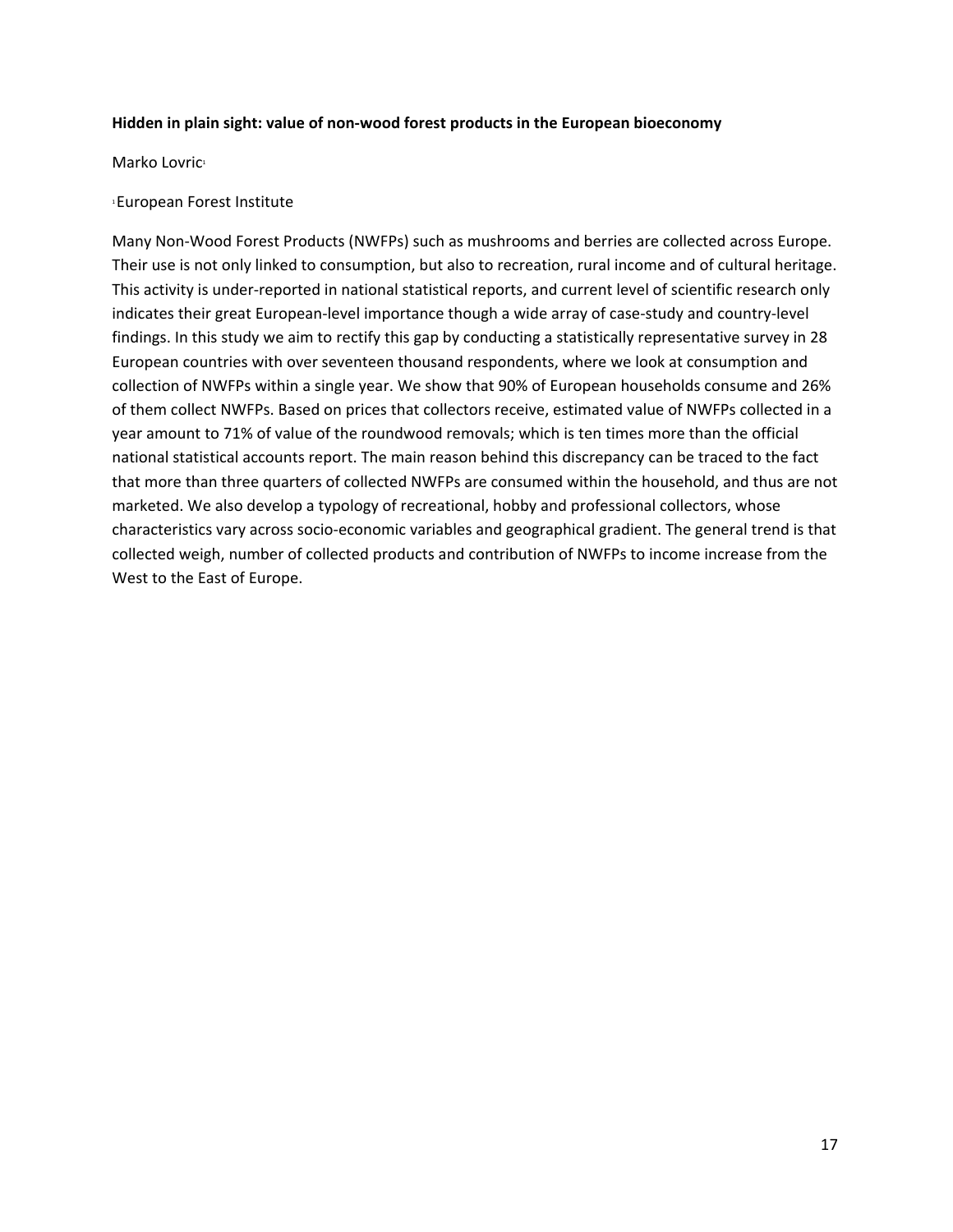**Hidden in plain sight: value of non-wood forest products in the European bioeconomy**

Marko Lovric[1]

[1] European Forest Institute

Many Non-Wood Forest Products (NWFPs) such as mushrooms and berries are collected across Europe. Their use is not only linked to consumption, but also to recreation, rural income and of cultural heritage. This activity is under-reported in national statistical reports, and current level of scientific research only indicates their great European-level importance though a wide array of case-study and country-level findings. In this study we aim to rectify this gap by conducting a statistically representative survey in 28 European countries with over seventeen thousand respondents, where we look at consumption and collection of NWFPs within a single year. We show that 90% of European households consume and 26% of them collect NWFPs. Based on prices that collectors receive, estimated value of NWFPs collected in a year amount to 71% of value of the roundwood removals; which is ten times more than the official national statistical accounts report. The main reason behind this discrepancy can be traced to the fact that more than three quarters of collected NWFPs are consumed within the household, and thus are not marketed. We also develop a typology of recreational, hobby and professional collectors, whose characteristics vary across socio-economic variables and geographical gradient. The general trend is that collected weigh, number of collected products and contribution of NWFPs to income increase from the West to the East of Europe.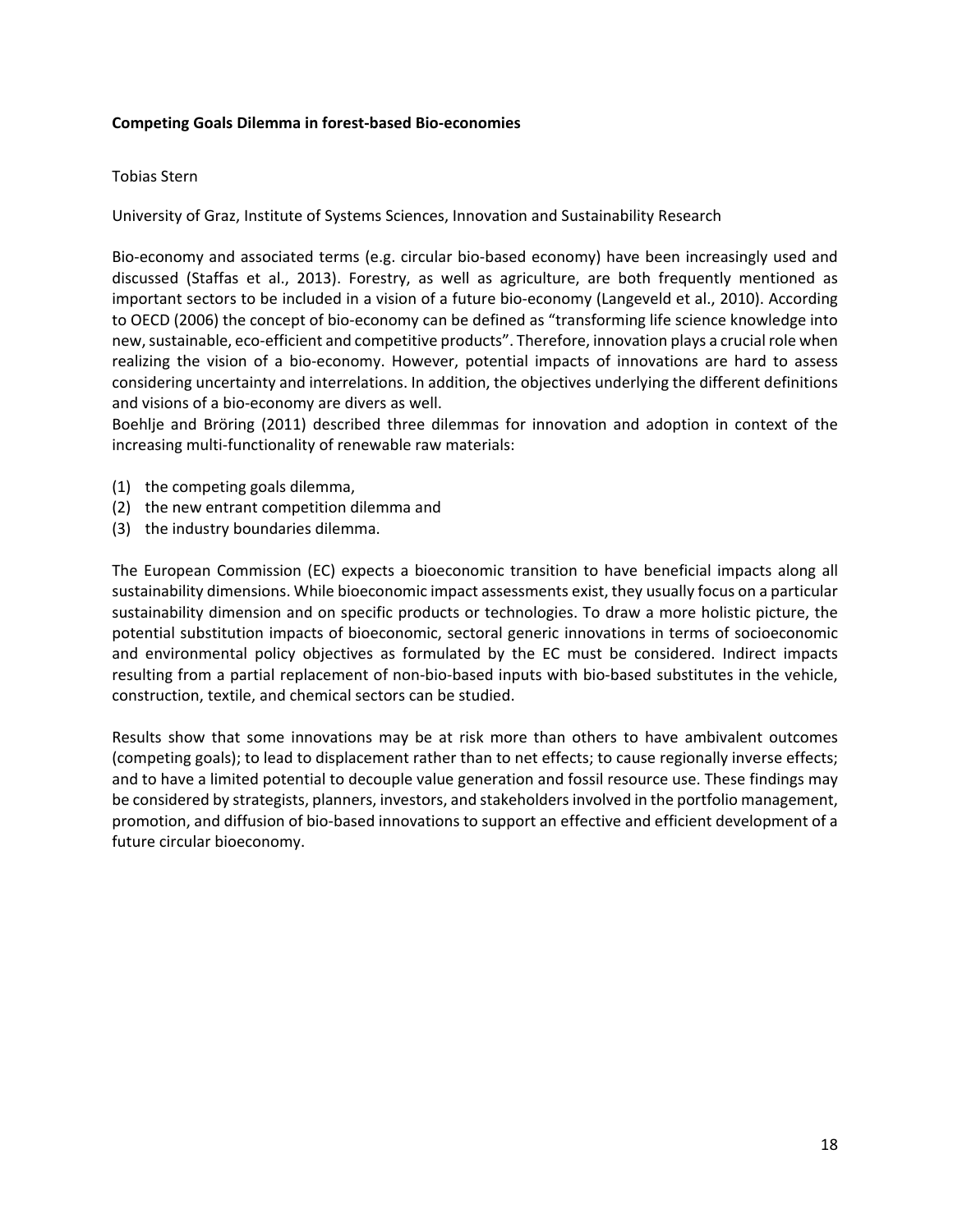**Competing Goals Dilemma in forest-based Bio-economies**

Tobias Stern

University of Graz, Institute of Systems Sciences, Innovation and Sustainability Research

Bio-economy and associated terms (e.g. circular bio-based economy) have been increasingly used and discussed (Staffas et al., 2013). Forestry, as well as agriculture, are both frequently mentioned as important sectors to be included in a vision of a future bio-economy (Langeveld et al., 2010). According to OECD (2006) the concept of bio-economy can be defined as "transforming life science knowledge into new, sustainable, eco-efficient and competitive products". Therefore, innovation plays a crucial role when realizing the vision of a bio-economy. However, potential impacts of innovations are hard to assess considering uncertainty and interrelations. In addition, the objectives underlying the different definitions and visions of a bio-economy are divers as well.

Boehlje and Bröring (2011) described three dilemmas for innovation and adoption in context of the increasing multi-functionality of renewable raw materials:

(1) the competing goals dilemma,
(2) the new entrant competition dilemma and
(3) the industry boundaries dilemma.

The European Commission (EC) expects a bioeconomic transition to have beneficial impacts along all sustainability dimensions. While bioeconomic impact assessments exist, they usually focus on a particular sustainability dimension and on specific products or technologies. To draw a more holistic picture, the potential substitution impacts of bioeconomic, sectoral generic innovations in terms of socioeconomic and environmental policy objectives as formulated by the EC must be considered. Indirect impacts resulting from a partial replacement of non-bio-based inputs with bio-based substitutes in the vehicle, construction, textile, and chemical sectors can be studied.

Results show that some innovations may be at risk more than others to have ambivalent outcomes (competing goals); to lead to displacement rather than to net effects; to cause regionally inverse effects; and to have a limited potential to decouple value generation and fossil resource use. These findings may be considered by strategists, planners, investors, and stakeholders involved in the portfolio management, promotion, and diffusion of bio-based innovations to support an effective and efficient development of a future circular bioeconomy.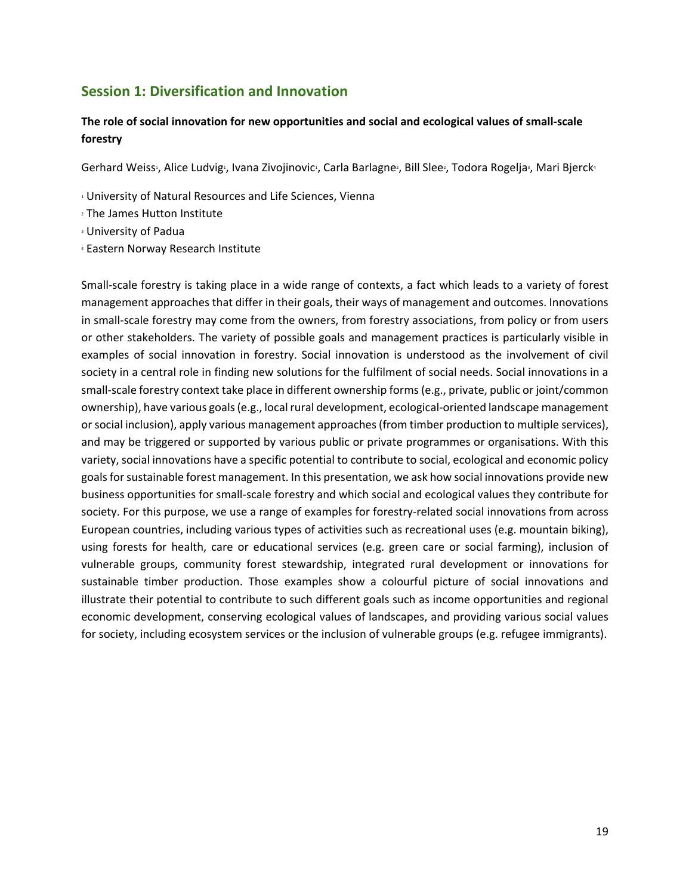## Session 1: Diversification and Innovation

### The role of social innovation for new opportunities and social and ecological values of small-scale forestry

Gerhard Weiss[1], Alice Ludvig[1], Ivana Zivojinovic[1], Carla Barlagne[2], Bill Slee[2], Todora Rogelja[3], Mari Bjerck[4]

[1] University of Natural Resources and Life Sciences, Vienna

[2] The James Hutton Institute

[3] University of Padua

[4] Eastern Norway Research Institute

Small-scale forestry is taking place in a wide range of contexts, a fact which leads to a variety of forest management approaches that differ in their goals, their ways of management and outcomes. Innovations in small-scale forestry may come from the owners, from forestry associations, from policy or from users or other stakeholders. The variety of possible goals and management practices is particularly visible in examples of social innovation in forestry. Social innovation is understood as the involvement of civil society in a central role in finding new solutions for the fulfilment of social needs. Social innovations in a small-scale forestry context take place in different ownership forms (e.g., private, public or joint/common ownership), have various goals (e.g., local rural development, ecological-oriented landscape management or social inclusion), apply various management approaches (from timber production to multiple services), and may be triggered or supported by various public or private programmes or organisations. With this variety, social innovations have a specific potential to contribute to social, ecological and economic policy goals for sustainable forest management. In this presentation, we ask how social innovations provide new business opportunities for small-scale forestry and which social and ecological values they contribute for society. For this purpose, we use a range of examples for forestry-related social innovations from across European countries, including various types of activities such as recreational uses (e.g. mountain biking), using forests for health, care or educational services (e.g. green care or social farming), inclusion of vulnerable groups, community forest stewardship, integrated rural development or innovations for sustainable timber production. Those examples show a colourful picture of social innovations and illustrate their potential to contribute to such different goals such as income opportunities and regional economic development, conserving ecological values of landscapes, and providing various social values for society, including ecosystem services or the inclusion of vulnerable groups (e.g. refugee immigrants).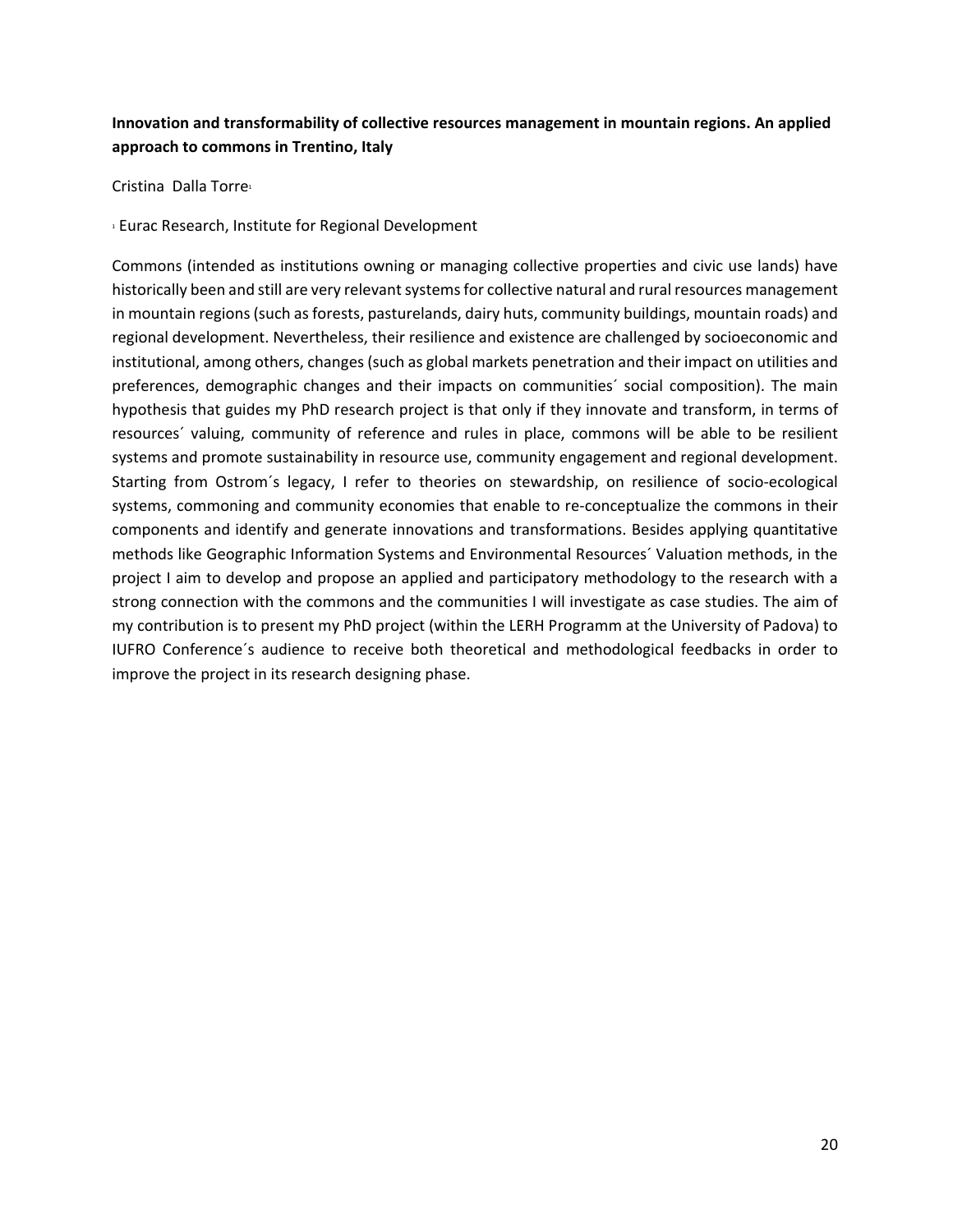**Innovation and transformability of collective resources management in mountain regions. An applied approach to commons in Trentino, Italy**

Cristina Dalla Torre[1]

[1] Eurac Research, Institute for Regional Development

Commons (intended as institutions owning or managing collective properties and civic use lands) have historically been and still are very relevant systems for collective natural and rural resources management in mountain regions (such as forests, pasturelands, dairy huts, community buildings, mountain roads) and regional development. Nevertheless, their resilience and existence are challenged by socioeconomic and institutional, among others, changes (such as global markets penetration and their impact on utilities and preferences, demographic changes and their impacts on communities´ social composition). The main hypothesis that guides my PhD research project is that only if they innovate and transform, in terms of resources´ valuing, community of reference and rules in place, commons will be able to be resilient systems and promote sustainability in resource use, community engagement and regional development. Starting from Ostrom´s legacy, I refer to theories on stewardship, on resilience of socio-ecological systems, commoning and community economies that enable to re-conceptualize the commons in their components and identify and generate innovations and transformations. Besides applying quantitative methods like Geographic Information Systems and Environmental Resources´ Valuation methods, in the project I aim to develop and propose an applied and participatory methodology to the research with a strong connection with the commons and the communities I will investigate as case studies. The aim of my contribution is to present my PhD project (within the LERH Programm at the University of Padova) to IUFRO Conference´s audience to receive both theoretical and methodological feedbacks in order to improve the project in its research designing phase.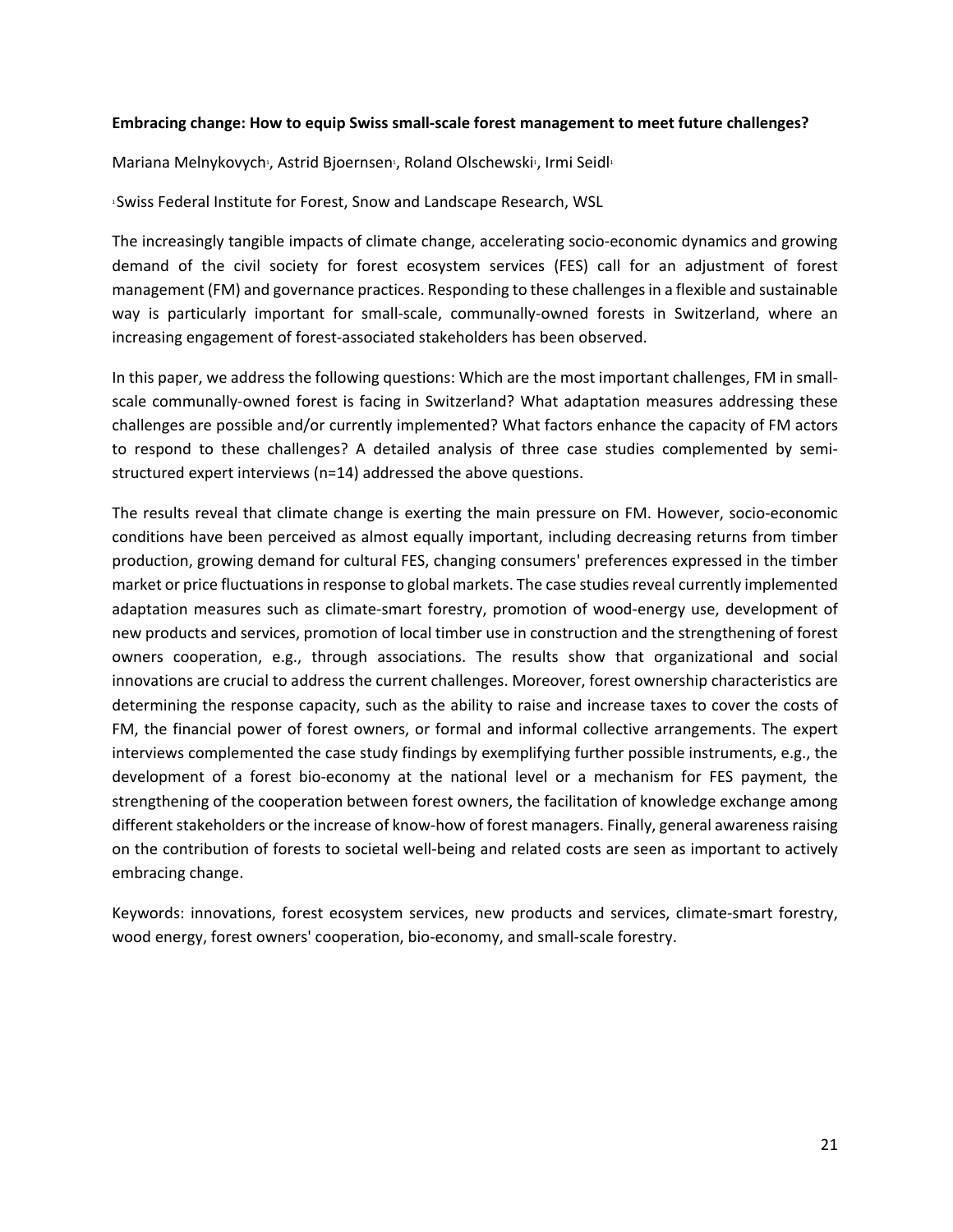**Embracing change: How to equip Swiss small-scale forest management to meet future challenges?**

Mariana Melnykovych[1], Astrid Bjoernsen[1], Roland Olschewski[1], Irmi Seidl[1]

[1]Swiss Federal Institute for Forest, Snow and Landscape Research, WSL

The increasingly tangible impacts of climate change, accelerating socio-economic dynamics and growing demand of the civil society for forest ecosystem services (FES) call for an adjustment of forest management (FM) and governance practices. Responding to these challenges in a flexible and sustainable way is particularly important for small-scale, communally-owned forests in Switzerland, where an increasing engagement of forest-associated stakeholders has been observed.

In this paper, we address the following questions: Which are the most important challenges, FM in small-scale communally-owned forest is facing in Switzerland? What adaptation measures addressing these challenges are possible and/or currently implemented? What factors enhance the capacity of FM actors to respond to these challenges? A detailed analysis of three case studies complemented by semi-structured expert interviews (n=14) addressed the above questions.

The results reveal that climate change is exerting the main pressure on FM. However, socio-economic conditions have been perceived as almost equally important, including decreasing returns from timber production, growing demand for cultural FES, changing consumers' preferences expressed in the timber market or price fluctuations in response to global markets. The case studies reveal currently implemented adaptation measures such as climate-smart forestry, promotion of wood-energy use, development of new products and services, promotion of local timber use in construction and the strengthening of forest owners cooperation, e.g., through associations. The results show that organizational and social innovations are crucial to address the current challenges. Moreover, forest ownership characteristics are determining the response capacity, such as the ability to raise and increase taxes to cover the costs of FM, the financial power of forest owners, or formal and informal collective arrangements. The expert interviews complemented the case study findings by exemplifying further possible instruments, e.g., the development of a forest bio-economy at the national level or a mechanism for FES payment, the strengthening of the cooperation between forest owners, the facilitation of knowledge exchange among different stakeholders or the increase of know-how of forest managers. Finally, general awareness raising on the contribution of forests to societal well-being and related costs are seen as important to actively embracing change.

Keywords: innovations, forest ecosystem services, new products and services, climate-smart forestry, wood energy, forest owners' cooperation, bio-economy, and small-scale forestry.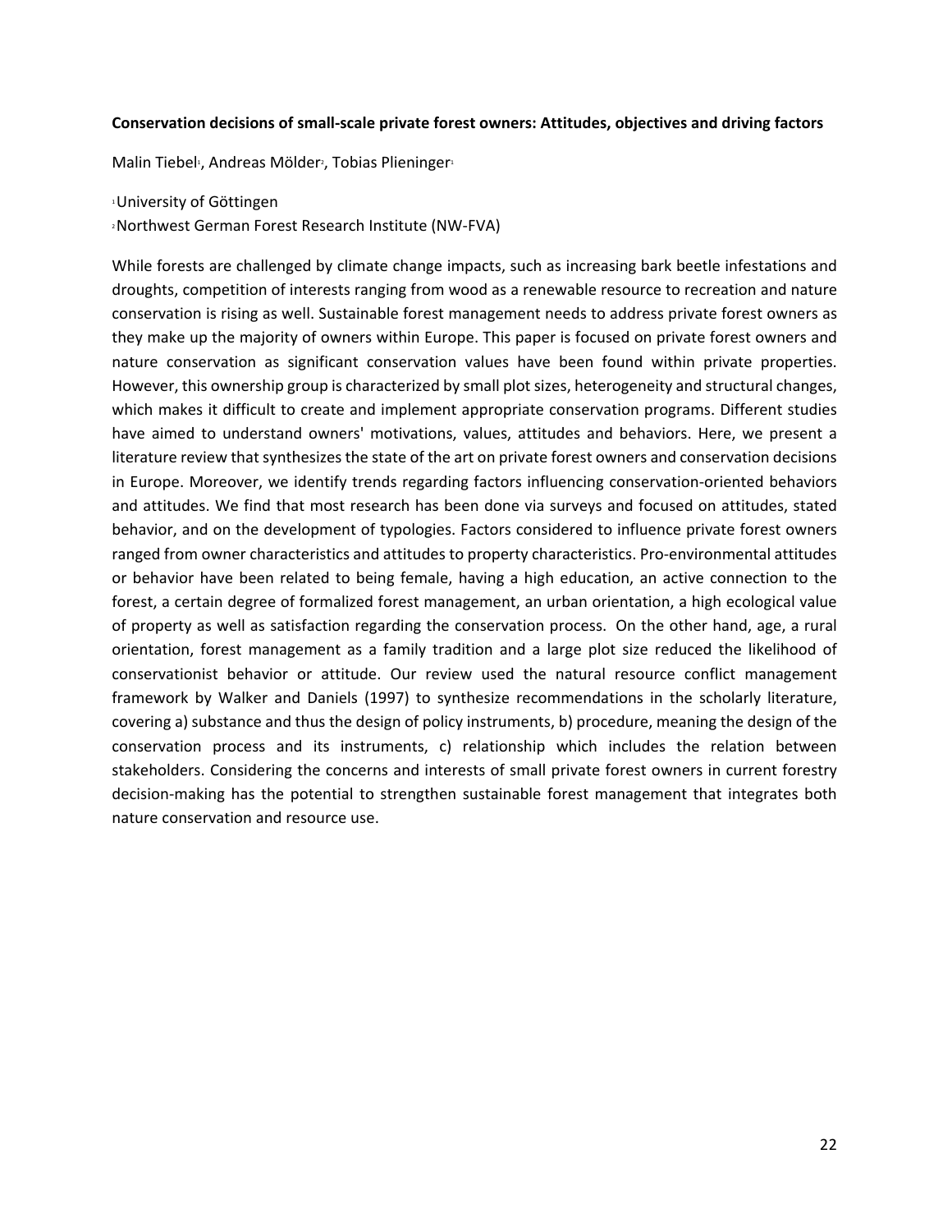**Conservation decisions of small-scale private forest owners: Attitudes, objectives and driving factors**

Malin Tiebel[1], Andreas Mölder[2], Tobias Plieninger[1]

[1]University of Göttingen

[2]Northwest German Forest Research Institute (NW-FVA)

While forests are challenged by climate change impacts, such as increasing bark beetle infestations and droughts, competition of interests ranging from wood as a renewable resource to recreation and nature conservation is rising as well. Sustainable forest management needs to address private forest owners as they make up the majority of owners within Europe. This paper is focused on private forest owners and nature conservation as significant conservation values have been found within private properties. However, this ownership group is characterized by small plot sizes, heterogeneity and structural changes, which makes it difficult to create and implement appropriate conservation programs. Different studies have aimed to understand owners' motivations, values, attitudes and behaviors. Here, we present a literature review that synthesizes the state of the art on private forest owners and conservation decisions in Europe. Moreover, we identify trends regarding factors influencing conservation-oriented behaviors and attitudes. We find that most research has been done via surveys and focused on attitudes, stated behavior, and on the development of typologies. Factors considered to influence private forest owners ranged from owner characteristics and attitudes to property characteristics. Pro-environmental attitudes or behavior have been related to being female, having a high education, an active connection to the forest, a certain degree of formalized forest management, an urban orientation, a high ecological value of property as well as satisfaction regarding the conservation process. On the other hand, age, a rural orientation, forest management as a family tradition and a large plot size reduced the likelihood of conservationist behavior or attitude. Our review used the natural resource conflict management framework by Walker and Daniels (1997) to synthesize recommendations in the scholarly literature, covering a) substance and thus the design of policy instruments, b) procedure, meaning the design of the conservation process and its instruments, c) relationship which includes the relation between stakeholders. Considering the concerns and interests of small private forest owners in current forestry decision-making has the potential to strengthen sustainable forest management that integrates both nature conservation and resource use.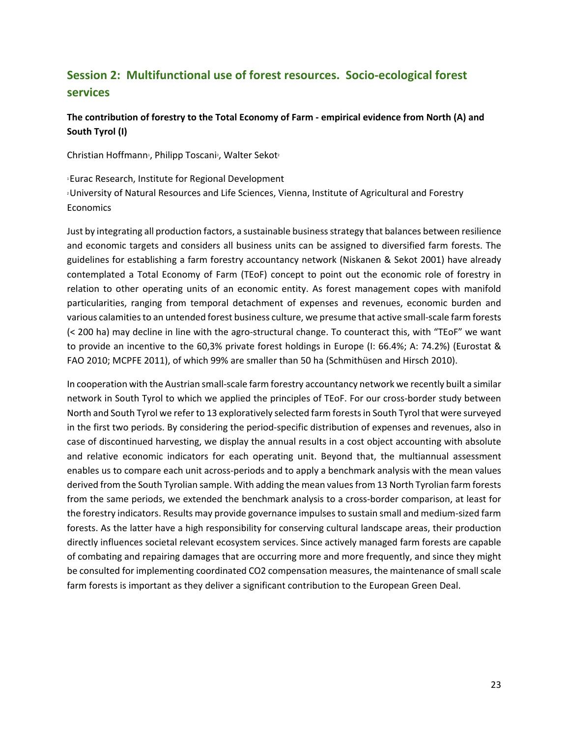## Session 2: Multifunctional use of forest resources. Socio-ecological forest services

**The contribution of forestry to the Total Economy of Farm - empirical evidence from North (A) and South Tyrol (I)**

Christian Hoffmann[1], Philipp Toscani[2], Walter Sekot[2]

[1]Eurac Research, Institute for Regional Development

[2]University of Natural Resources and Life Sciences, Vienna, Institute of Agricultural and Forestry Economics

Just by integrating all production factors, a sustainable business strategy that balances between resilience and economic targets and considers all business units can be assigned to diversified farm forests. The guidelines for establishing a farm forestry accountancy network (Niskanen & Sekot 2001) have already contemplated a Total Economy of Farm (TEoF) concept to point out the economic role of forestry in relation to other operating units of an economic entity. As forest management copes with manifold particularities, ranging from temporal detachment of expenses and revenues, economic burden and various calamities to an untended forest business culture, we presume that active small-scale farm forests (< 200 ha) may decline in line with the agro-structural change. To counteract this, with "TEoF" we want to provide an incentive to the 60,3% private forest holdings in Europe (I: 66.4%; A: 74.2%) (Eurostat & FAO 2010; MCPFE 2011), of which 99% are smaller than 50 ha (Schmithüsen and Hirsch 2010).

In cooperation with the Austrian small-scale farm forestry accountancy network we recently built a similar network in South Tyrol to which we applied the principles of TEoF. For our cross-border study between North and South Tyrol we refer to 13 exploratively selected farm forests in South Tyrol that were surveyed in the first two periods. By considering the period-specific distribution of expenses and revenues, also in case of discontinued harvesting, we display the annual results in a cost object accounting with absolute and relative economic indicators for each operating unit. Beyond that, the multiannual assessment enables us to compare each unit across-periods and to apply a benchmark analysis with the mean values derived from the South Tyrolian sample. With adding the mean values from 13 North Tyrolian farm forests from the same periods, we extended the benchmark analysis to a cross-border comparison, at least for the forestry indicators. Results may provide governance impulses to sustain small and medium-sized farm forests. As the latter have a high responsibility for conserving cultural landscape areas, their production directly influences societal relevant ecosystem services. Since actively managed farm forests are capable of combating and repairing damages that are occurring more and more frequently, and since they might be consulted for implementing coordinated $CO_2$ compensation measures, the maintenance of small scale farm forests is important as they deliver a significant contribution to the European Green Deal.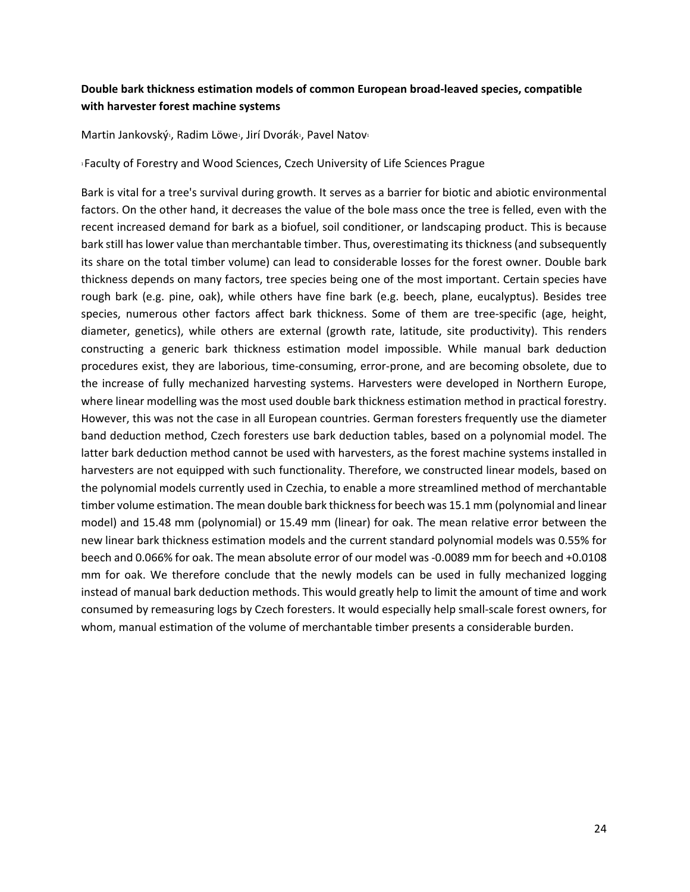**Double bark thickness estimation models of common European broad-leaved species, compatible with harvester forest machine systems**

Martin Jankovský[1], Radim Löwe[1], Jirí Dvorák[1], Pavel Natov[1]

[1]Faculty of Forestry and Wood Sciences, Czech University of Life Sciences Prague

Bark is vital for a tree's survival during growth. It serves as a barrier for biotic and abiotic environmental factors. On the other hand, it decreases the value of the bole mass once the tree is felled, even with the recent increased demand for bark as a biofuel, soil conditioner, or landscaping product. This is because bark still has lower value than merchantable timber. Thus, overestimating its thickness (and subsequently its share on the total timber volume) can lead to considerable losses for the forest owner. Double bark thickness depends on many factors, tree species being one of the most important. Certain species have rough bark (e.g. pine, oak), while others have fine bark (e.g. beech, plane, eucalyptus). Besides tree species, numerous other factors affect bark thickness. Some of them are tree-specific (age, height, diameter, genetics), while others are external (growth rate, latitude, site productivity). This renders constructing a generic bark thickness estimation model impossible. While manual bark deduction procedures exist, they are laborious, time-consuming, error-prone, and are becoming obsolete, due to the increase of fully mechanized harvesting systems. Harvesters were developed in Northern Europe, where linear modelling was the most used double bark thickness estimation method in practical forestry. However, this was not the case in all European countries. German foresters frequently use the diameter band deduction method, Czech foresters use bark deduction tables, based on a polynomial model. The latter bark deduction method cannot be used with harvesters, as the forest machine systems installed in harvesters are not equipped with such functionality. Therefore, we constructed linear models, based on the polynomial models currently used in Czechia, to enable a more streamlined method of merchantable timber volume estimation. The mean double bark thickness for beech was 15.1 mm (polynomial and linear model) and 15.48 mm (polynomial) or 15.49 mm (linear) for oak. The mean relative error between the new linear bark thickness estimation models and the current standard polynomial models was 0.55% for beech and 0.066% for oak. The mean absolute error of our model was -0.0089 mm for beech and +0.0108 mm for oak. We therefore conclude that the newly models can be used in fully mechanized logging instead of manual bark deduction methods. This would greatly help to limit the amount of time and work consumed by remeasuring logs by Czech foresters. It would especially help small-scale forest owners, for whom, manual estimation of the volume of merchantable timber presents a considerable burden.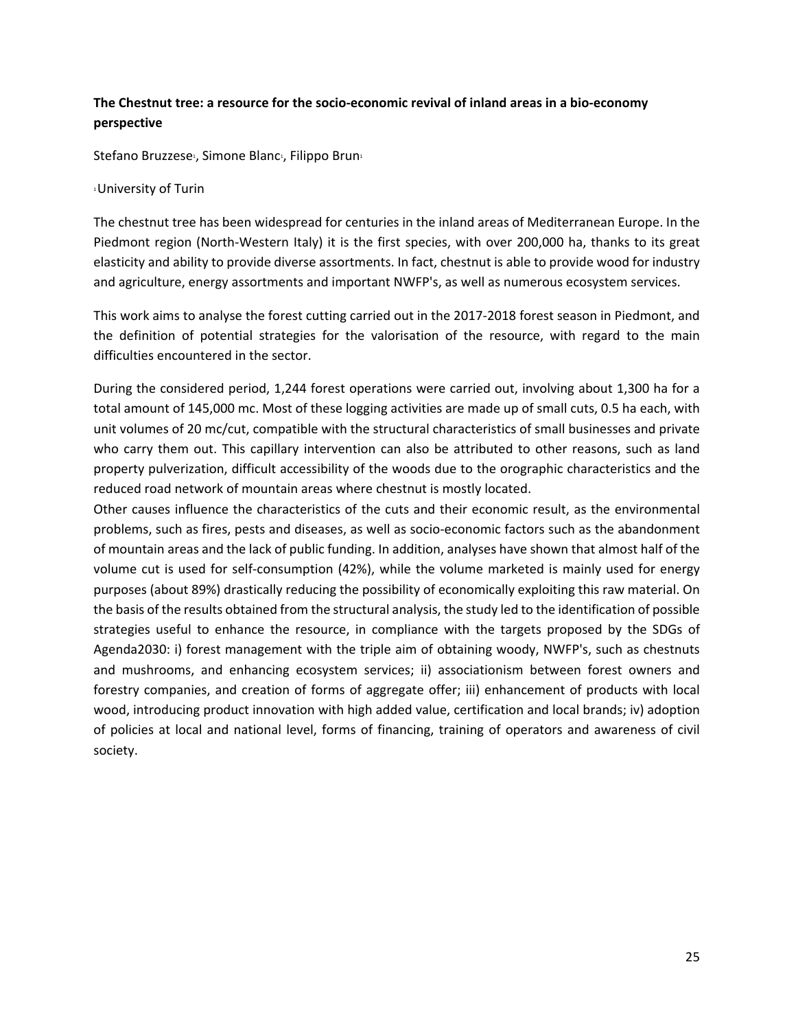**The Chestnut tree: a resource for the socio-economic revival of inland areas in a bio-economy perspective**

Stefano Bruzzese[1], Simone Blanc[1], Filippo Brun[1]

[1]University of Turin

The chestnut tree has been widespread for centuries in the inland areas of Mediterranean Europe. In the Piedmont region (North-Western Italy) it is the first species, with over 200,000 ha, thanks to its great elasticity and ability to provide diverse assortments. In fact, chestnut is able to provide wood for industry and agriculture, energy assortments and important NWFP's, as well as numerous ecosystem services.

This work aims to analyse the forest cutting carried out in the 2017-2018 forest season in Piedmont, and the definition of potential strategies for the valorisation of the resource, with regard to the main difficulties encountered in the sector.

During the considered period, 1,244 forest operations were carried out, involving about 1,300 ha for a total amount of 145,000 mc. Most of these logging activities are made up of small cuts, 0.5 ha each, with unit volumes of 20 mc/cut, compatible with the structural characteristics of small businesses and private who carry them out. This capillary intervention can also be attributed to other reasons, such as land property pulverization, difficult accessibility of the woods due to the orographic characteristics and the reduced road network of mountain areas where chestnut is mostly located.

Other causes influence the characteristics of the cuts and their economic result, as the environmental problems, such as fires, pests and diseases, as well as socio-economic factors such as the abandonment of mountain areas and the lack of public funding. In addition, analyses have shown that almost half of the volume cut is used for self-consumption (42%), while the volume marketed is mainly used for energy purposes (about 89%) drastically reducing the possibility of economically exploiting this raw material. On the basis of the results obtained from the structural analysis, the study led to the identification of possible strategies useful to enhance the resource, in compliance with the targets proposed by the SDGs of Agenda2030: i) forest management with the triple aim of obtaining woody, NWFP's, such as chestnuts and mushrooms, and enhancing ecosystem services; ii) associationism between forest owners and forestry companies, and creation of forms of aggregate offer; iii) enhancement of products with local wood, introducing product innovation with high added value, certification and local brands; iv) adoption of policies at local and national level, forms of financing, training of operators and awareness of civil society.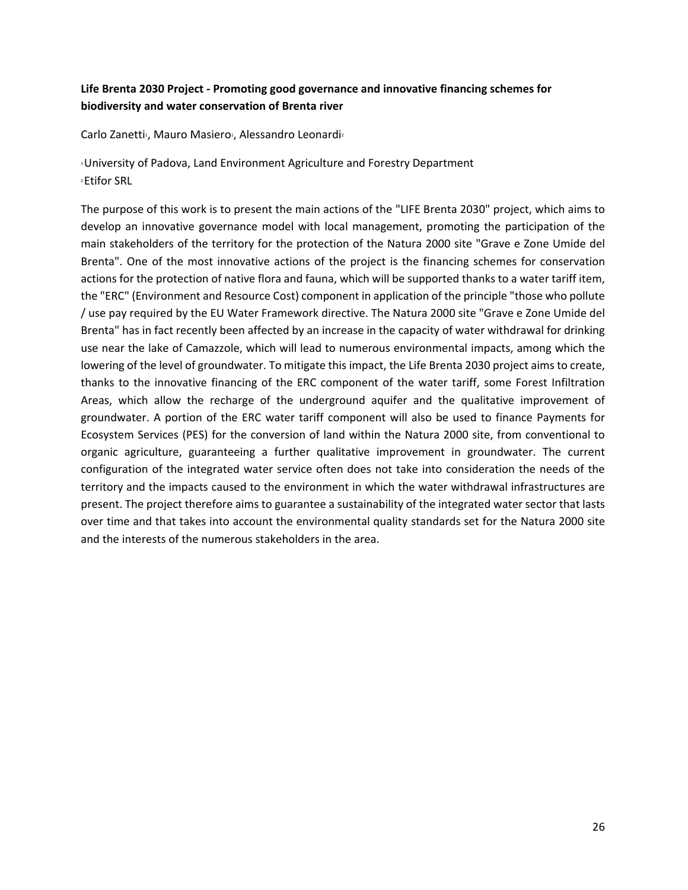**Life Brenta 2030 Project - Promoting good governance and innovative financing schemes for biodiversity and water conservation of Brenta river**

Carlo Zanetti[1], Mauro Masiero[1], Alessandro Leonardi[2]

[1]University of Padova, Land Environment Agriculture and Forestry Department
[2]Etifor SRL

The purpose of this work is to present the main actions of the "LIFE Brenta 2030" project, which aims to develop an innovative governance model with local management, promoting the participation of the main stakeholders of the territory for the protection of the Natura 2000 site "Grave e Zone Umide del Brenta". One of the most innovative actions of the project is the financing schemes for conservation actions for the protection of native flora and fauna, which will be supported thanks to a water tariff item, the "ERC" (Environment and Resource Cost) component in application of the principle "those who pollute / use pay required by the EU Water Framework directive. The Natura 2000 site "Grave e Zone Umide del Brenta" has in fact recently been affected by an increase in the capacity of water withdrawal for drinking use near the lake of Camazzole, which will lead to numerous environmental impacts, among which the lowering of the level of groundwater. To mitigate this impact, the Life Brenta 2030 project aims to create, thanks to the innovative financing of the ERC component of the water tariff, some Forest Infiltration Areas, which allow the recharge of the underground aquifer and the qualitative improvement of groundwater. A portion of the ERC water tariff component will also be used to finance Payments for Ecosystem Services (PES) for the conversion of land within the Natura 2000 site, from conventional to organic agriculture, guaranteeing a further qualitative improvement in groundwater. The current configuration of the integrated water service often does not take into consideration the needs of the territory and the impacts caused to the environment in which the water withdrawal infrastructures are present. The project therefore aims to guarantee a sustainability of the integrated water sector that lasts over time and that takes into account the environmental quality standards set for the Natura 2000 site and the interests of the numerous stakeholders in the area.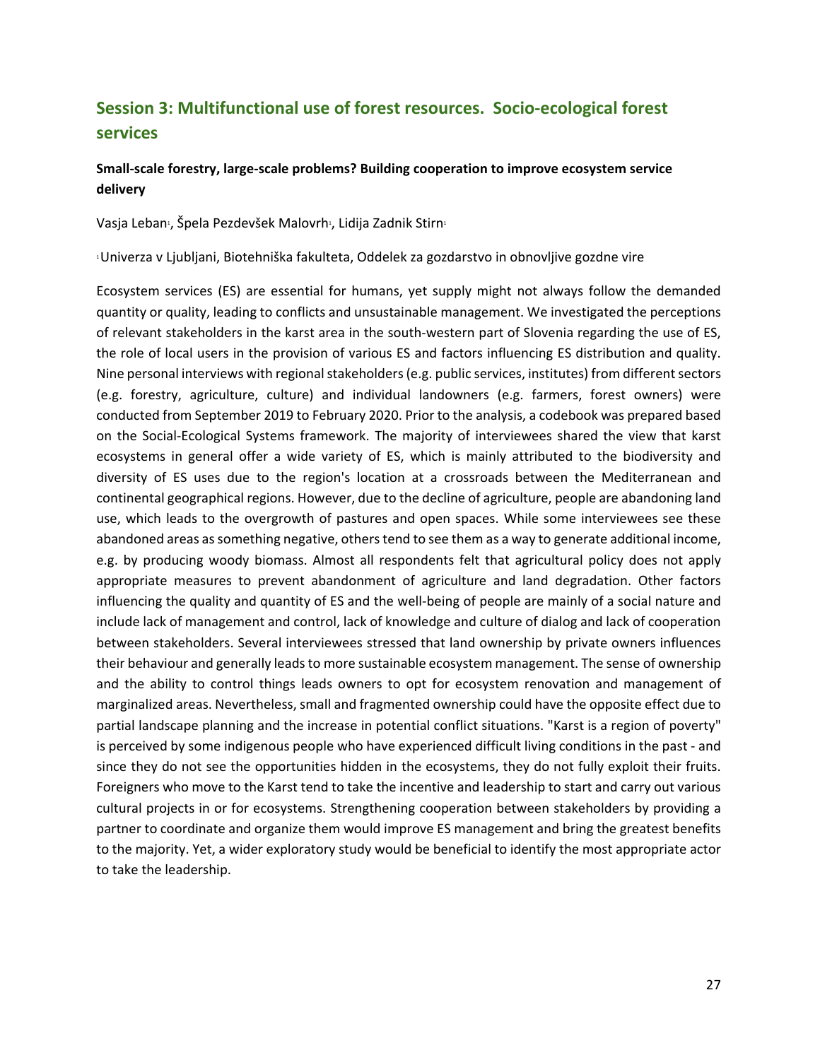## Session 3: Multifunctional use of forest resources. Socio-ecological forest services

### Small-scale forestry, large-scale problems? Building cooperation to improve ecosystem service delivery

Vasja Leban[1], Špela Pezdevšek Malovrh[1], Lidija Zadnik Stirn[1]

[1]Univerza v Ljubljani, Biotehniška fakulteta, Oddelek za gozdarstvo in obnovljive gozdne vire

Ecosystem services (ES) are essential for humans, yet supply might not always follow the demanded quantity or quality, leading to conflicts and unsustainable management. We investigated the perceptions of relevant stakeholders in the karst area in the south-western part of Slovenia regarding the use of ES, the role of local users in the provision of various ES and factors influencing ES distribution and quality. Nine personal interviews with regional stakeholders (e.g. public services, institutes) from different sectors (e.g. forestry, agriculture, culture) and individual landowners (e.g. farmers, forest owners) were conducted from September 2019 to February 2020. Prior to the analysis, a codebook was prepared based on the Social-Ecological Systems framework. The majority of interviewees shared the view that karst ecosystems in general offer a wide variety of ES, which is mainly attributed to the biodiversity and diversity of ES uses due to the region's location at a crossroads between the Mediterranean and continental geographical regions. However, due to the decline of agriculture, people are abandoning land use, which leads to the overgrowth of pastures and open spaces. While some interviewees see these abandoned areas as something negative, others tend to see them as a way to generate additional income, e.g. by producing woody biomass. Almost all respondents felt that agricultural policy does not apply appropriate measures to prevent abandonment of agriculture and land degradation. Other factors influencing the quality and quantity of ES and the well-being of people are mainly of a social nature and include lack of management and control, lack of knowledge and culture of dialog and lack of cooperation between stakeholders. Several interviewees stressed that land ownership by private owners influences their behaviour and generally leads to more sustainable ecosystem management. The sense of ownership and the ability to control things leads owners to opt for ecosystem renovation and management of marginalized areas. Nevertheless, small and fragmented ownership could have the opposite effect due to partial landscape planning and the increase in potential conflict situations. "Karst is a region of poverty" is perceived by some indigenous people who have experienced difficult living conditions in the past - and since they do not see the opportunities hidden in the ecosystems, they do not fully exploit their fruits. Foreigners who move to the Karst tend to take the incentive and leadership to start and carry out various cultural projects in or for ecosystems. Strengthening cooperation between stakeholders by providing a partner to coordinate and organize them would improve ES management and bring the greatest benefits to the majority. Yet, a wider exploratory study would be beneficial to identify the most appropriate actor to take the leadership.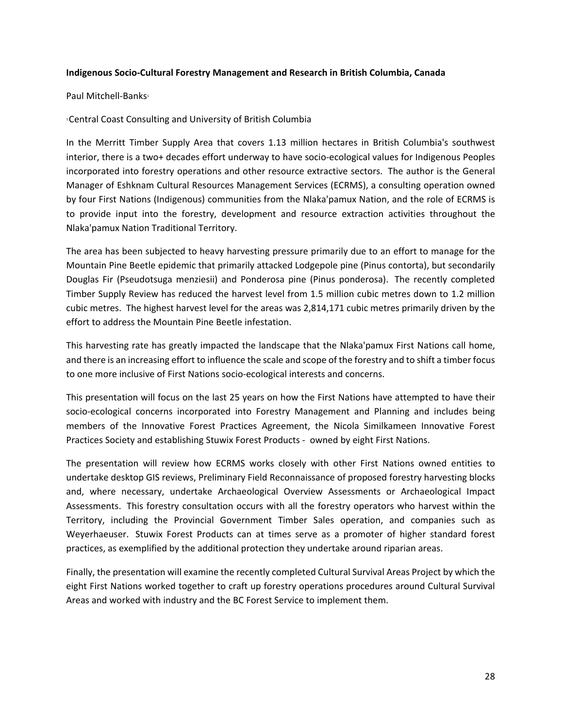**Indigenous Socio-Cultural Forestry Management and Research in British Columbia, Canada**

Paul Mitchell-Banks[1]

[1]Central Coast Consulting and University of British Columbia

In the Merritt Timber Supply Area that covers 1.13 million hectares in British Columbia's southwest interior, there is a two+ decades effort underway to have socio-ecological values for Indigenous Peoples incorporated into forestry operations and other resource extractive sectors. The author is the General Manager of Eshknam Cultural Resources Management Services (ECRMS), a consulting operation owned by four First Nations (Indigenous) communities from the Nlaka'pamux Nation, and the role of ECRMS is to provide input into the forestry, development and resource extraction activities throughout the Nlaka'pamux Nation Traditional Territory.

The area has been subjected to heavy harvesting pressure primarily due to an effort to manage for the Mountain Pine Beetle epidemic that primarily attacked Lodgepole pine (Pinus contorta), but secondarily Douglas Fir (Pseudotsuga menziesii) and Ponderosa pine (Pinus ponderosa). The recently completed Timber Supply Review has reduced the harvest level from 1.5 million cubic metres down to 1.2 million cubic metres. The highest harvest level for the areas was 2,814,171 cubic metres primarily driven by the effort to address the Mountain Pine Beetle infestation.

This harvesting rate has greatly impacted the landscape that the Nlaka'pamux First Nations call home, and there is an increasing effort to influence the scale and scope of the forestry and to shift a timber focus to one more inclusive of First Nations socio-ecological interests and concerns.

This presentation will focus on the last 25 years on how the First Nations have attempted to have their socio-ecological concerns incorporated into Forestry Management and Planning and includes being members of the Innovative Forest Practices Agreement, the Nicola Similkameen Innovative Forest Practices Society and establishing Stuwix Forest Products - owned by eight First Nations.

The presentation will review how ECRMS works closely with other First Nations owned entities to undertake desktop GIS reviews, Preliminary Field Reconnaissance of proposed forestry harvesting blocks and, where necessary, undertake Archaeological Overview Assessments or Archaeological Impact Assessments. This forestry consultation occurs with all the forestry operators who harvest within the Territory, including the Provincial Government Timber Sales operation, and companies such as Weyerhaeuser. Stuwix Forest Products can at times serve as a promoter of higher standard forest practices, as exemplified by the additional protection they undertake around riparian areas.

Finally, the presentation will examine the recently completed Cultural Survival Areas Project by which the eight First Nations worked together to craft up forestry operations procedures around Cultural Survival Areas and worked with industry and the BC Forest Service to implement them.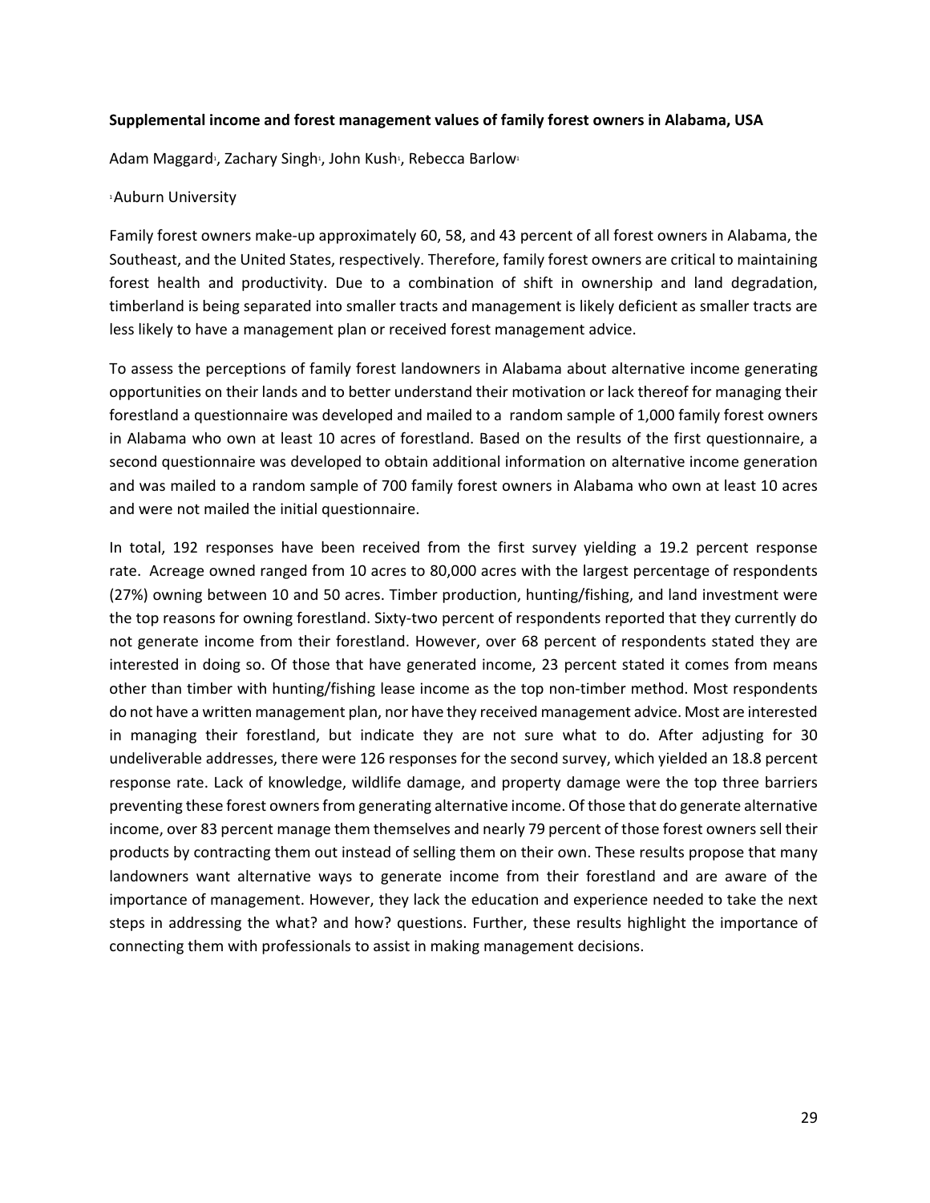**Supplemental income and forest management values of family forest owners in Alabama, USA**

Adam Maggard[1], Zachary Singh[1], John Kush[1], Rebecca Barlow[1]

[1]Auburn University

Family forest owners make-up approximately 60, 58, and 43 percent of all forest owners in Alabama, the Southeast, and the United States, respectively. Therefore, family forest owners are critical to maintaining forest health and productivity. Due to a combination of shift in ownership and land degradation, timberland is being separated into smaller tracts and management is likely deficient as smaller tracts are less likely to have a management plan or received forest management advice.

To assess the perceptions of family forest landowners in Alabama about alternative income generating opportunities on their lands and to better understand their motivation or lack thereof for managing their forestland a questionnaire was developed and mailed to a random sample of 1,000 family forest owners in Alabama who own at least 10 acres of forestland. Based on the results of the first questionnaire, a second questionnaire was developed to obtain additional information on alternative income generation and was mailed to a random sample of 700 family forest owners in Alabama who own at least 10 acres and were not mailed the initial questionnaire.

In total, 192 responses have been received from the first survey yielding a 19.2 percent response rate. Acreage owned ranged from 10 acres to 80,000 acres with the largest percentage of respondents (27%) owning between 10 and 50 acres. Timber production, hunting/fishing, and land investment were the top reasons for owning forestland. Sixty-two percent of respondents reported that they currently do not generate income from their forestland. However, over 68 percent of respondents stated they are interested in doing so. Of those that have generated income, 23 percent stated it comes from means other than timber with hunting/fishing lease income as the top non-timber method. Most respondents do not have a written management plan, nor have they received management advice. Most are interested in managing their forestland, but indicate they are not sure what to do. After adjusting for 30 undeliverable addresses, there were 126 responses for the second survey, which yielded an 18.8 percent response rate. Lack of knowledge, wildlife damage, and property damage were the top three barriers preventing these forest owners from generating alternative income. Of those that do generate alternative income, over 83 percent manage them themselves and nearly 79 percent of those forest owners sell their products by contracting them out instead of selling them on their own. These results propose that many landowners want alternative ways to generate income from their forestland and are aware of the importance of management. However, they lack the education and experience needed to take the next steps in addressing the what? and how? questions. Further, these results highlight the importance of connecting them with professionals to assist in making management decisions.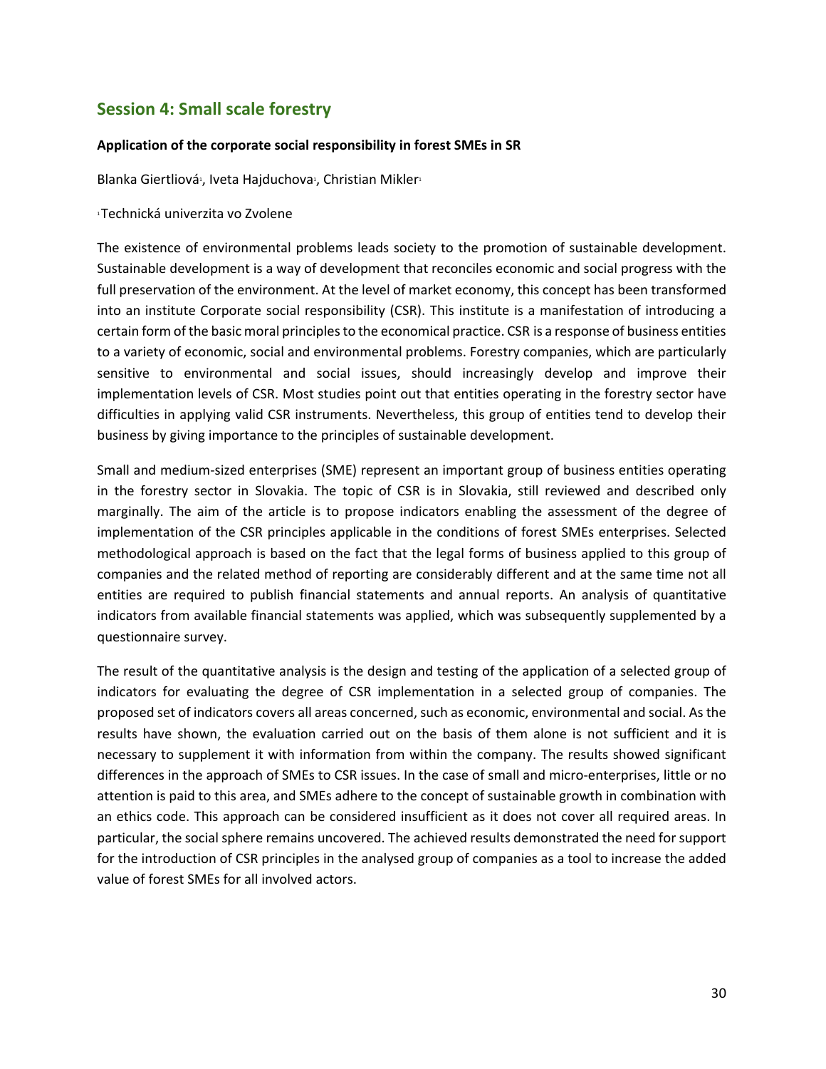## Session 4: Small scale forestry

**Application of the corporate social responsibility in forest SMEs in SR**

Blanka Giertliová[1], Iveta Hajduchova[1], Christian Mikler[1]

[1]Technická univerzita vo Zvolene

The existence of environmental problems leads society to the promotion of sustainable development. Sustainable development is a way of development that reconciles economic and social progress with the full preservation of the environment. At the level of market economy, this concept has been transformed into an institute Corporate social responsibility (CSR). This institute is a manifestation of introducing a certain form of the basic moral principles to the economical practice. CSR is a response of business entities to a variety of economic, social and environmental problems. Forestry companies, which are particularly sensitive to environmental and social issues, should increasingly develop and improve their implementation levels of CSR. Most studies point out that entities operating in the forestry sector have difficulties in applying valid CSR instruments. Nevertheless, this group of entities tend to develop their business by giving importance to the principles of sustainable development.

Small and medium-sized enterprises (SME) represent an important group of business entities operating in the forestry sector in Slovakia. The topic of CSR is in Slovakia, still reviewed and described only marginally. The aim of the article is to propose indicators enabling the assessment of the degree of implementation of the CSR principles applicable in the conditions of forest SMEs enterprises. Selected methodological approach is based on the fact that the legal forms of business applied to this group of companies and the related method of reporting are considerably different and at the same time not all entities are required to publish financial statements and annual reports. An analysis of quantitative indicators from available financial statements was applied, which was subsequently supplemented by a questionnaire survey.

The result of the quantitative analysis is the design and testing of the application of a selected group of indicators for evaluating the degree of CSR implementation in a selected group of companies. The proposed set of indicators covers all areas concerned, such as economic, environmental and social. As the results have shown, the evaluation carried out on the basis of them alone is not sufficient and it is necessary to supplement it with information from within the company. The results showed significant differences in the approach of SMEs to CSR issues. In the case of small and micro-enterprises, little or no attention is paid to this area, and SMEs adhere to the concept of sustainable growth in combination with an ethics code. This approach can be considered insufficient as it does not cover all required areas. In particular, the social sphere remains uncovered. The achieved results demonstrated the need for support for the introduction of CSR principles in the analysed group of companies as a tool to increase the added value of forest SMEs for all involved actors.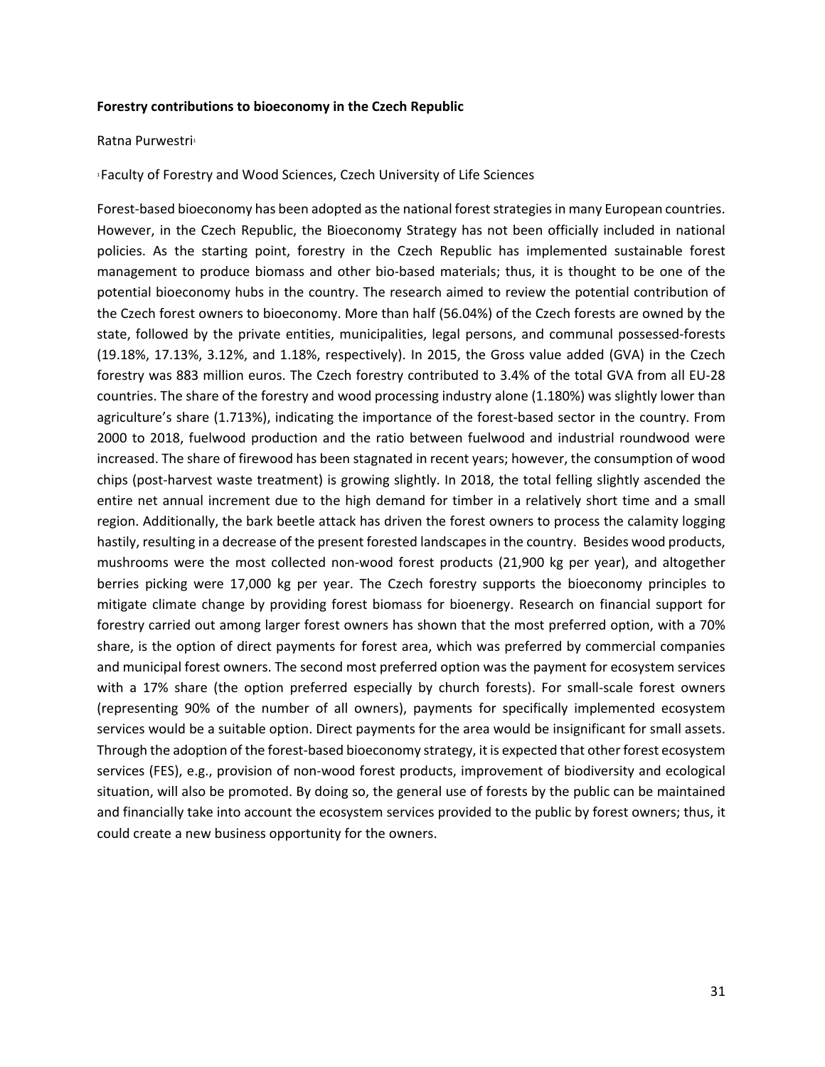**Forestry contributions to bioeconomy in the Czech Republic**

Ratna Purwestri[1]

[1]Faculty of Forestry and Wood Sciences, Czech University of Life Sciences

Forest-based bioeconomy has been adopted as the national forest strategies in many European countries. However, in the Czech Republic, the Bioeconomy Strategy has not been officially included in national policies. As the starting point, forestry in the Czech Republic has implemented sustainable forest management to produce biomass and other bio-based materials; thus, it is thought to be one of the potential bioeconomy hubs in the country. The research aimed to review the potential contribution of the Czech forest owners to bioeconomy. More than half (56.04%) of the Czech forests are owned by the state, followed by the private entities, municipalities, legal persons, and communal possessed-forests (19.18%, 17.13%, 3.12%, and 1.18%, respectively). In 2015, the Gross value added (GVA) in the Czech forestry was 883 million euros. The Czech forestry contributed to 3.4% of the total GVA from all EU-28 countries. The share of the forestry and wood processing industry alone (1.180%) was slightly lower than agriculture's share (1.713%), indicating the importance of the forest-based sector in the country. From 2000 to 2018, fuelwood production and the ratio between fuelwood and industrial roundwood were increased. The share of firewood has been stagnated in recent years; however, the consumption of wood chips (post-harvest waste treatment) is growing slightly. In 2018, the total felling slightly ascended the entire net annual increment due to the high demand for timber in a relatively short time and a small region. Additionally, the bark beetle attack has driven the forest owners to process the calamity logging hastily, resulting in a decrease of the present forested landscapes in the country. Besides wood products, mushrooms were the most collected non-wood forest products (21,900 kg per year), and altogether berries picking were 17,000 kg per year. The Czech forestry supports the bioeconomy principles to mitigate climate change by providing forest biomass for bioenergy. Research on financial support for forestry carried out among larger forest owners has shown that the most preferred option, with a 70% share, is the option of direct payments for forest area, which was preferred by commercial companies and municipal forest owners. The second most preferred option was the payment for ecosystem services with a 17% share (the option preferred especially by church forests). For small-scale forest owners (representing 90% of the number of all owners), payments for specifically implemented ecosystem services would be a suitable option. Direct payments for the area would be insignificant for small assets. Through the adoption of the forest-based bioeconomy strategy, it is expected that other forest ecosystem services (FES), e.g., provision of non-wood forest products, improvement of biodiversity and ecological situation, will also be promoted. By doing so, the general use of forests by the public can be maintained and financially take into account the ecosystem services provided to the public by forest owners; thus, it could create a new business opportunity for the owners.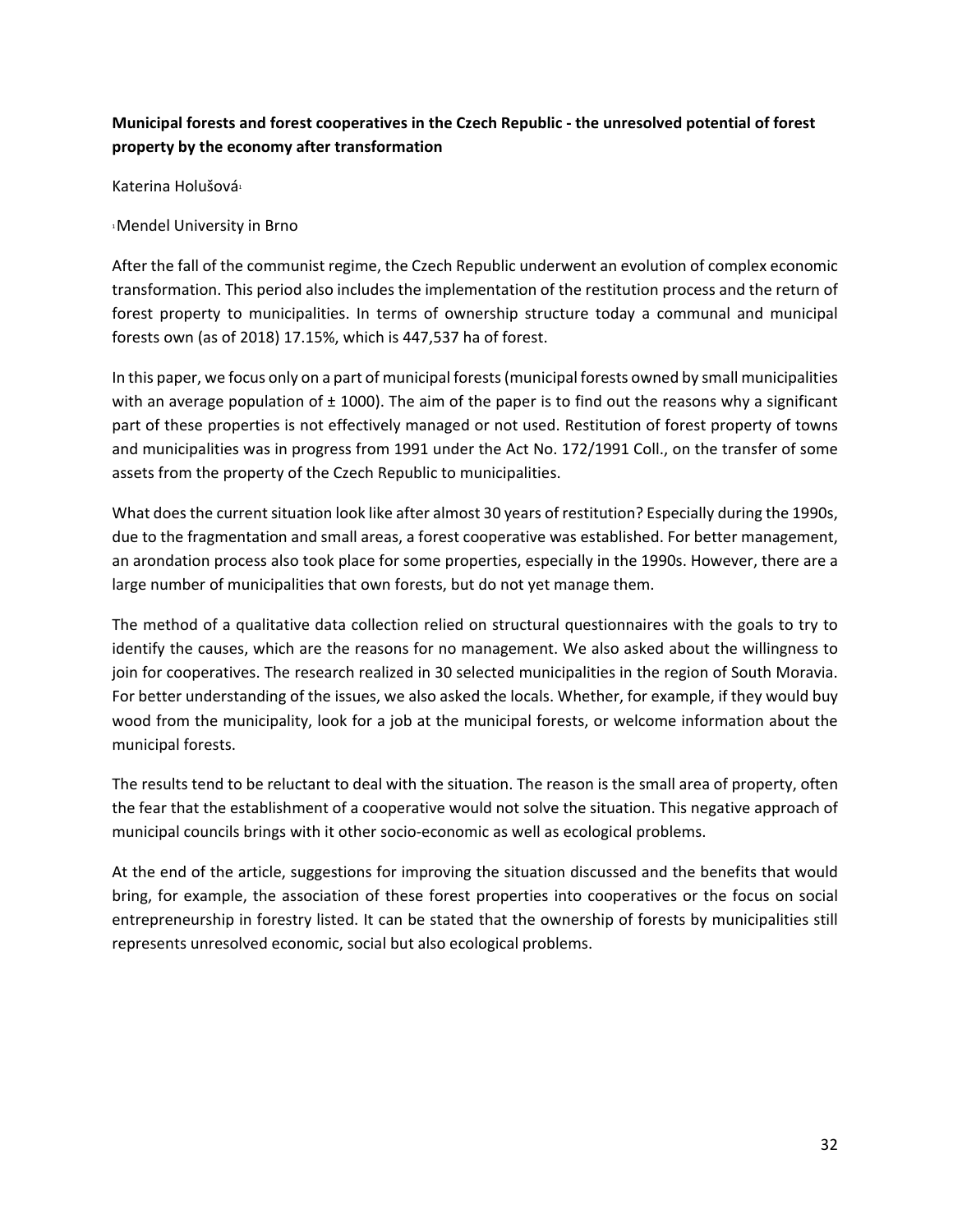**Municipal forests and forest cooperatives in the Czech Republic - the unresolved potential of forest property by the economy after transformation**

Katerina Holušová[1]

[1]Mendel University in Brno

After the fall of the communist regime, the Czech Republic underwent an evolution of complex economic transformation. This period also includes the implementation of the restitution process and the return of forest property to municipalities. In terms of ownership structure today a communal and municipal forests own (as of 2018) 17.15%, which is 447,537 ha of forest.

In this paper, we focus only on a part of municipal forests (municipal forests owned by small municipalities with an average population of ± 1000). The aim of the paper is to find out the reasons why a significant part of these properties is not effectively managed or not used. Restitution of forest property of towns and municipalities was in progress from 1991 under the Act No. 172/1991 Coll., on the transfer of some assets from the property of the Czech Republic to municipalities.

What does the current situation look like after almost 30 years of restitution? Especially during the 1990s, due to the fragmentation and small areas, a forest cooperative was established. For better management, an arondation process also took place for some properties, especially in the 1990s. However, there are a large number of municipalities that own forests, but do not yet manage them.

The method of a qualitative data collection relied on structural questionnaires with the goals to try to identify the causes, which are the reasons for no management. We also asked about the willingness to join for cooperatives. The research realized in 30 selected municipalities in the region of South Moravia. For better understanding of the issues, we also asked the locals. Whether, for example, if they would buy wood from the municipality, look for a job at the municipal forests, or welcome information about the municipal forests.

The results tend to be reluctant to deal with the situation. The reason is the small area of property, often the fear that the establishment of a cooperative would not solve the situation. This negative approach of municipal councils brings with it other socio-economic as well as ecological problems.

At the end of the article, suggestions for improving the situation discussed and the benefits that would bring, for example, the association of these forest properties into cooperatives or the focus on social entrepreneurship in forestry listed. It can be stated that the ownership of forests by municipalities still represents unresolved economic, social but also ecological problems.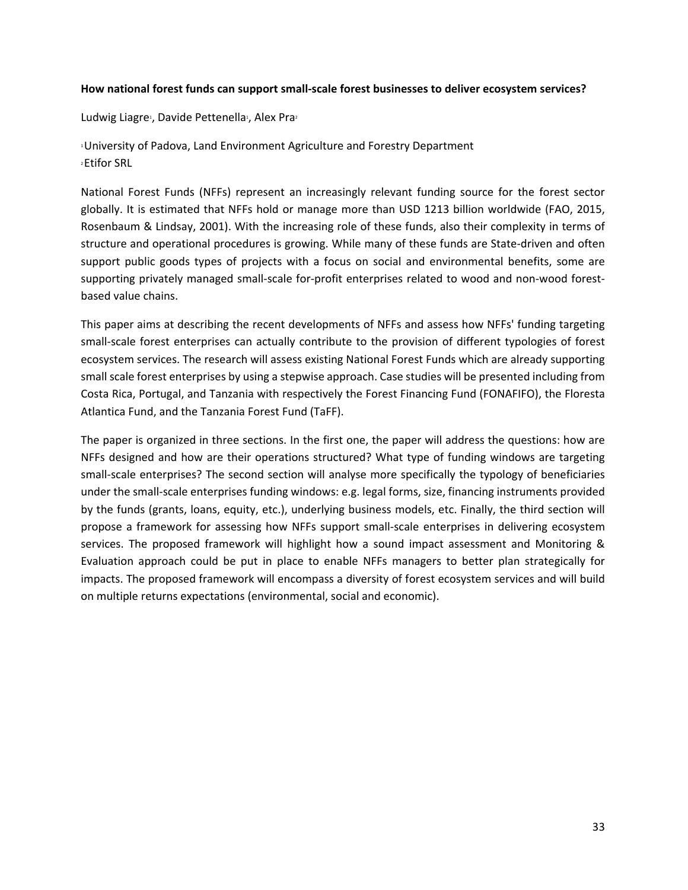**How national forest funds can support small-scale forest businesses to deliver ecosystem services?**

Ludwig Liagre[1], Davide Pettenella[1], Alex Pra[2]

[1]University of Padova, Land Environment Agriculture and Forestry Department
[2]Etifor SRL

National Forest Funds (NFFs) represent an increasingly relevant funding source for the forest sector globally. It is estimated that NFFs hold or manage more than USD 1213 billion worldwide (FAO, 2015, Rosenbaum & Lindsay, 2001). With the increasing role of these funds, also their complexity in terms of structure and operational procedures is growing. While many of these funds are State-driven and often support public goods types of projects with a focus on social and environmental benefits, some are supporting privately managed small-scale for-profit enterprises related to wood and non-wood forest-based value chains.

This paper aims at describing the recent developments of NFFs and assess how NFFs' funding targeting small-scale forest enterprises can actually contribute to the provision of different typologies of forest ecosystem services. The research will assess existing National Forest Funds which are already supporting small scale forest enterprises by using a stepwise approach. Case studies will be presented including from Costa Rica, Portugal, and Tanzania with respectively the Forest Financing Fund (FONAFIFO), the Floresta Atlantica Fund, and the Tanzania Forest Fund (TaFF).

The paper is organized in three sections. In the first one, the paper will address the questions: how are NFFs designed and how are their operations structured? What type of funding windows are targeting small-scale enterprises? The second section will analyse more specifically the typology of beneficiaries under the small-scale enterprises funding windows: e.g. legal forms, size, financing instruments provided by the funds (grants, loans, equity, etc.), underlying business models, etc. Finally, the third section will propose a framework for assessing how NFFs support small-scale enterprises in delivering ecosystem services. The proposed framework will highlight how a sound impact assessment and Monitoring & Evaluation approach could be put in place to enable NFFs managers to better plan strategically for impacts. The proposed framework will encompass a diversity of forest ecosystem services and will build on multiple returns expectations (environmental, social and economic).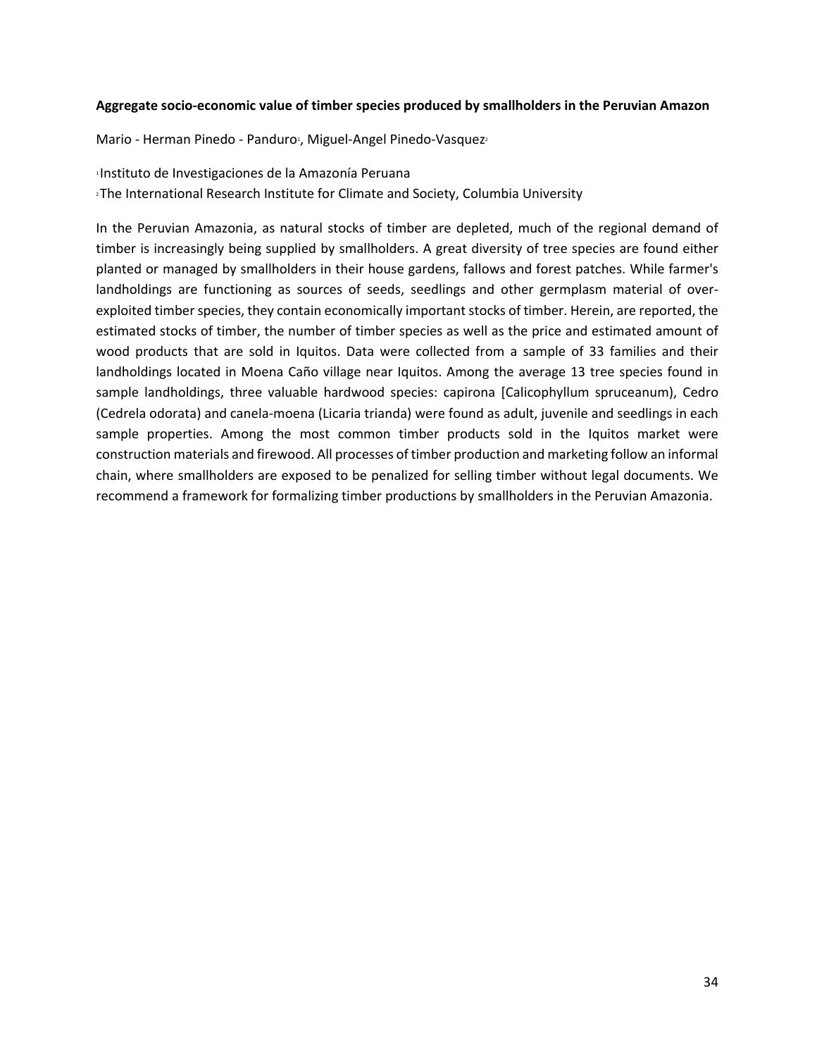**Aggregate socio-economic value of timber species produced by smallholders in the Peruvian Amazon**

Mario - Herman Pinedo - Panduro[1], Miguel-Angel Pinedo-Vasquez[2]

[1]Instituto de Investigaciones de la Amazonía Peruana

[2]The International Research Institute for Climate and Society, Columbia University

In the Peruvian Amazonia, as natural stocks of timber are depleted, much of the regional demand of timber is increasingly being supplied by smallholders. A great diversity of tree species are found either planted or managed by smallholders in their house gardens, fallows and forest patches. While farmer's landholdings are functioning as sources of seeds, seedlings and other germplasm material of over-exploited timber species, they contain economically important stocks of timber. Herein, are reported, the estimated stocks of timber, the number of timber species as well as the price and estimated amount of wood products that are sold in Iquitos. Data were collected from a sample of 33 families and their landholdings located in Moena Caño village near Iquitos. Among the average 13 tree species found in sample landholdings, three valuable hardwood species: capirona [Calicophyllum spruceanum), Cedro (Cedrela odorata) and canela-moena (Licaria trianda) were found as adult, juvenile and seedlings in each sample properties. Among the most common timber products sold in the Iquitos market were construction materials and firewood. All processes of timber production and marketing follow an informal chain, where smallholders are exposed to be penalized for selling timber without legal documents. We recommend a framework for formalizing timber productions by smallholders in the Peruvian Amazonia.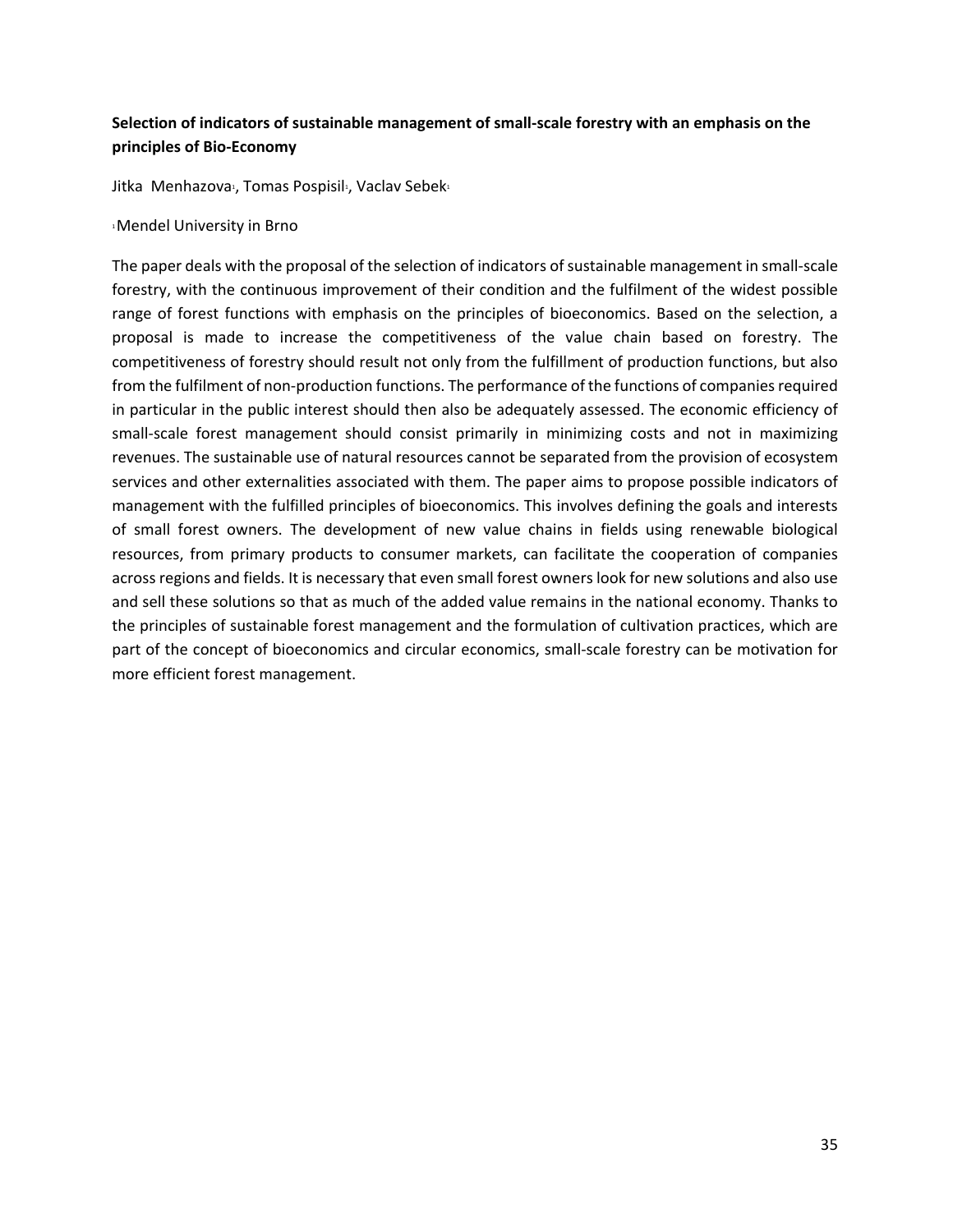**Selection of indicators of sustainable management of small-scale forestry with an emphasis on the principles of Bio-Economy**

Jitka Menhazova[1], Tomas Pospisil[1], Vaclav Sebek[1]

[1]Mendel University in Brno

The paper deals with the proposal of the selection of indicators of sustainable management in small-scale forestry, with the continuous improvement of their condition and the fulfilment of the widest possible range of forest functions with emphasis on the principles of bioeconomics. Based on the selection, a proposal is made to increase the competitiveness of the value chain based on forestry. The competitiveness of forestry should result not only from the fulfillment of production functions, but also from the fulfilment of non-production functions. The performance of the functions of companies required in particular in the public interest should then also be adequately assessed. The economic efficiency of small-scale forest management should consist primarily in minimizing costs and not in maximizing revenues. The sustainable use of natural resources cannot be separated from the provision of ecosystem services and other externalities associated with them. The paper aims to propose possible indicators of management with the fulfilled principles of bioeconomics. This involves defining the goals and interests of small forest owners. The development of new value chains in fields using renewable biological resources, from primary products to consumer markets, can facilitate the cooperation of companies across regions and fields. It is necessary that even small forest owners look for new solutions and also use and sell these solutions so that as much of the added value remains in the national economy. Thanks to the principles of sustainable forest management and the formulation of cultivation practices, which are part of the concept of bioeconomics and circular economics, small-scale forestry can be motivation for more efficient forest management.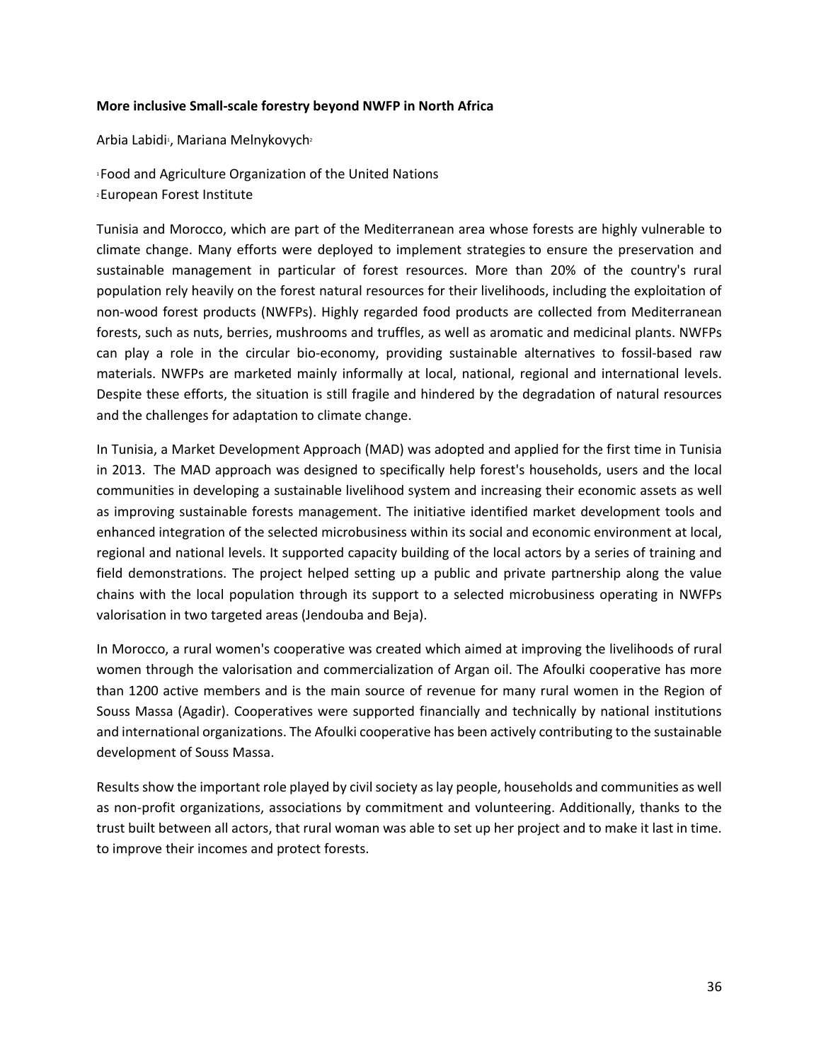**More inclusive Small-scale forestry beyond NWFP in North Africa**

Arbia Labidi[1], Mariana Melnykovych[2]

[1]Food and Agriculture Organization of the United Nations
[2]European Forest Institute

Tunisia and Morocco, which are part of the Mediterranean area whose forests are highly vulnerable to climate change. Many efforts were deployed to implement strategies to ensure the preservation and sustainable management in particular of forest resources. More than 20% of the country's rural population rely heavily on the forest natural resources for their livelihoods, including the exploitation of non-wood forest products (NWFPs). Highly regarded food products are collected from Mediterranean forests, such as nuts, berries, mushrooms and truffles, as well as aromatic and medicinal plants. NWFPs can play a role in the circular bio-economy, providing sustainable alternatives to fossil-based raw materials. NWFPs are marketed mainly informally at local, national, regional and international levels. Despite these efforts, the situation is still fragile and hindered by the degradation of natural resources and the challenges for adaptation to climate change.

In Tunisia, a Market Development Approach (MAD) was adopted and applied for the first time in Tunisia in 2013. The MAD approach was designed to specifically help forest's households, users and the local communities in developing a sustainable livelihood system and increasing their economic assets as well as improving sustainable forests management. The initiative identified market development tools and enhanced integration of the selected microbusiness within its social and economic environment at local, regional and national levels. It supported capacity building of the local actors by a series of training and field demonstrations. The project helped setting up a public and private partnership along the value chains with the local population through its support to a selected microbusiness operating in NWFPs valorisation in two targeted areas (Jendouba and Beja).

In Morocco, a rural women's cooperative was created which aimed at improving the livelihoods of rural women through the valorisation and commercialization of Argan oil. The Afoulki cooperative has more than 1200 active members and is the main source of revenue for many rural women in the Region of Souss Massa (Agadir). Cooperatives were supported financially and technically by national institutions and international organizations. The Afoulki cooperative has been actively contributing to the sustainable development of Souss Massa.

Results show the important role played by civil society as lay people, households and communities as well as non-profit organizations, associations by commitment and volunteering. Additionally, thanks to the trust built between all actors, that rural woman was able to set up her project and to make it last in time. to improve their incomes and protect forests.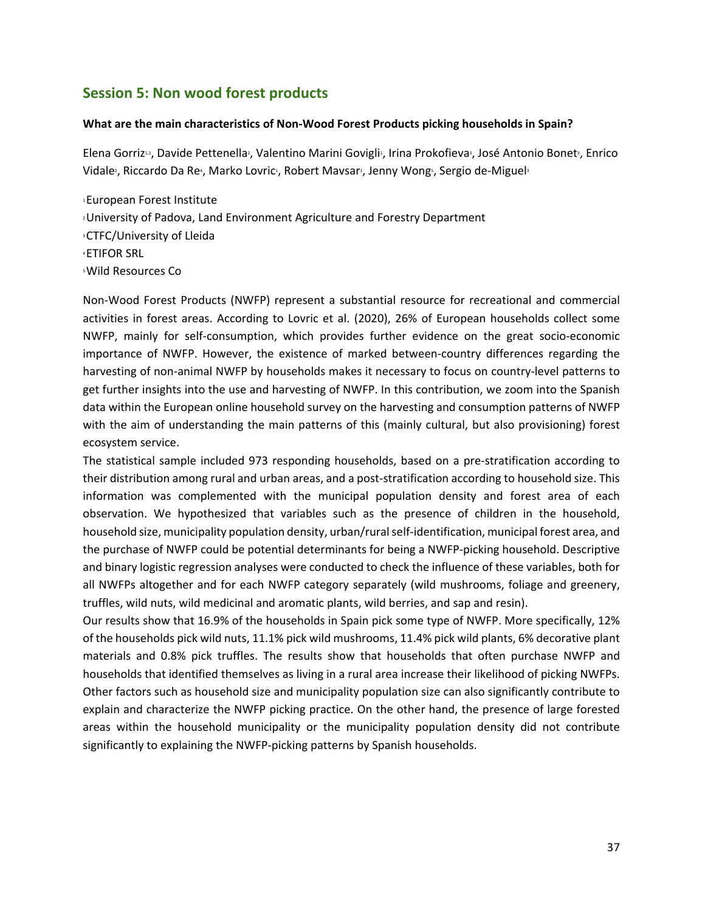## Session 5: Non wood forest products

**What are the main characteristics of Non-Wood Forest Products picking households in Spain?**

Elena Gorriz[1,3], Davide Pettenella[2], Valentino Marini Govigli[1], Irina Prokofieva[3], José Antonio Bonet[3], Enrico Vidale[2], Riccardo Da Re[4], Marko Lovric[1], Robert Mavsar[1], Jenny Wong[5], Sergio de-Miguel[3]

[1] European Forest Institute
[2] University of Padova, Land Environment Agriculture and Forestry Department
[3] CTFC/University of Lleida
[4] ETIFOR SRL
[5] Wild Resources Co

Non-Wood Forest Products (NWFP) represent a substantial resource for recreational and commercial activities in forest areas. According to Lovric et al. (2020), 26% of European households collect some NWFP, mainly for self-consumption, which provides further evidence on the great socio-economic importance of NWFP. However, the existence of marked between-country differences regarding the harvesting of non-animal NWFP by households makes it necessary to focus on country-level patterns to get further insights into the use and harvesting of NWFP. In this contribution, we zoom into the Spanish data within the European online household survey on the harvesting and consumption patterns of NWFP with the aim of understanding the main patterns of this (mainly cultural, but also provisioning) forest ecosystem service.

The statistical sample included 973 responding households, based on a pre-stratification according to their distribution among rural and urban areas, and a post-stratification according to household size. This information was complemented with the municipal population density and forest area of each observation. We hypothesized that variables such as the presence of children in the household, household size, municipality population density, urban/rural self-identification, municipal forest area, and the purchase of NWFP could be potential determinants for being a NWFP-picking household. Descriptive and binary logistic regression analyses were conducted to check the influence of these variables, both for all NWFPs altogether and for each NWFP category separately (wild mushrooms, foliage and greenery, truffles, wild nuts, wild medicinal and aromatic plants, wild berries, and sap and resin).

Our results show that 16.9% of the households in Spain pick some type of NWFP. More specifically, 12% of the households pick wild nuts, 11.1% pick wild mushrooms, 11.4% pick wild plants, 6% decorative plant materials and 0.8% pick truffles. The results show that households that often purchase NWFP and households that identified themselves as living in a rural area increase their likelihood of picking NWFPs. Other factors such as household size and municipality population size can also significantly contribute to explain and characterize the NWFP picking practice. On the other hand, the presence of large forested areas within the household municipality or the municipality population density did not contribute significantly to explaining the NWFP-picking patterns by Spanish households.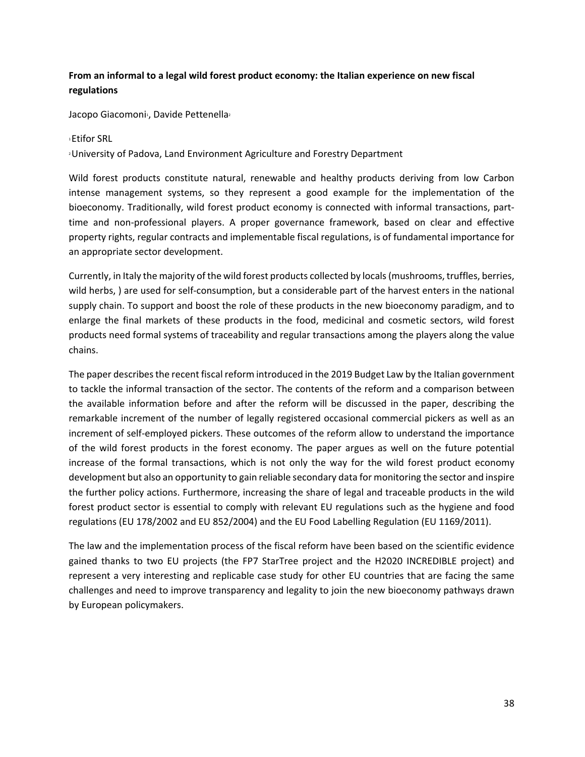**From an informal to a legal wild forest product economy: the Italian experience on new fiscal regulations**

Jacopo Giacomoni[1], Davide Pettenella[2]

[1] Etifor SRL

[2] University of Padova, Land Environment Agriculture and Forestry Department

Wild forest products constitute natural, renewable and healthy products deriving from low Carbon intense management systems, so they represent a good example for the implementation of the bioeconomy. Traditionally, wild forest product economy is connected with informal transactions, part-time and non-professional players. A proper governance framework, based on clear and effective property rights, regular contracts and implementable fiscal regulations, is of fundamental importance for an appropriate sector development.

Currently, in Italy the majority of the wild forest products collected by locals (mushrooms, truffles, berries, wild herbs, ) are used for self-consumption, but a considerable part of the harvest enters in the national supply chain. To support and boost the role of these products in the new bioeconomy paradigm, and to enlarge the final markets of these products in the food, medicinal and cosmetic sectors, wild forest products need formal systems of traceability and regular transactions among the players along the value chains.

The paper describes the recent fiscal reform introduced in the 2019 Budget Law by the Italian government to tackle the informal transaction of the sector. The contents of the reform and a comparison between the available information before and after the reform will be discussed in the paper, describing the remarkable increment of the number of legally registered occasional commercial pickers as well as an increment of self-employed pickers. These outcomes of the reform allow to understand the importance of the wild forest products in the forest economy. The paper argues as well on the future potential increase of the formal transactions, which is not only the way for the wild forest product economy development but also an opportunity to gain reliable secondary data for monitoring the sector and inspire the further policy actions. Furthermore, increasing the share of legal and traceable products in the wild forest product sector is essential to comply with relevant EU regulations such as the hygiene and food regulations (EU 178/2002 and EU 852/2004) and the EU Food Labelling Regulation (EU 1169/2011).

The law and the implementation process of the fiscal reform have been based on the scientific evidence gained thanks to two EU projects (the FP7 StarTree project and the H2020 INCREDIBLE project) and represent a very interesting and replicable case study for other EU countries that are facing the same challenges and need to improve transparency and legality to join the new bioeconomy pathways drawn by European policymakers.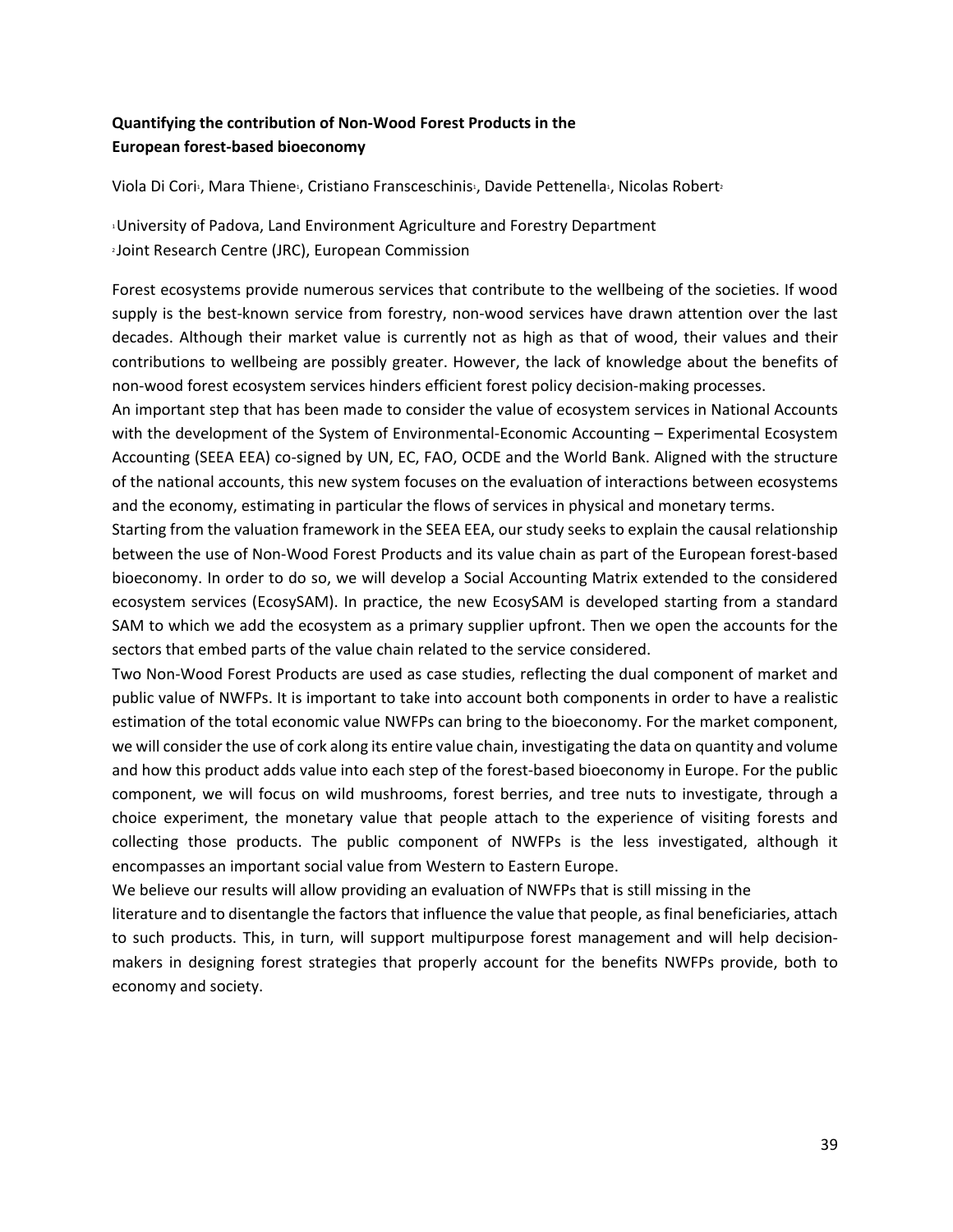**Quantifying the contribution of Non-Wood Forest Products in the European forest-based bioeconomy**

Viola Di Cori[1], Mara Thiene[1], Cristiano Fransceschinis[1], Davide Pettenella[1], Nicolas Robert[2]

[1]University of Padova, Land Environment Agriculture and Forestry Department
[2]Joint Research Centre (JRC), European Commission

Forest ecosystems provide numerous services that contribute to the wellbeing of the societies. If wood supply is the best-known service from forestry, non-wood services have drawn attention over the last decades. Although their market value is currently not as high as that of wood, their values and their contributions to wellbeing are possibly greater. However, the lack of knowledge about the benefits of non-wood forest ecosystem services hinders efficient forest policy decision-making processes.

An important step that has been made to consider the value of ecosystem services in National Accounts with the development of the System of Environmental-Economic Accounting – Experimental Ecosystem Accounting (SEEA EEA) co-signed by UN, EC, FAO, OCDE and the World Bank. Aligned with the structure of the national accounts, this new system focuses on the evaluation of interactions between ecosystems and the economy, estimating in particular the flows of services in physical and monetary terms.

Starting from the valuation framework in the SEEA EEA, our study seeks to explain the causal relationship between the use of Non-Wood Forest Products and its value chain as part of the European forest-based bioeconomy. In order to do so, we will develop a Social Accounting Matrix extended to the considered ecosystem services (EcosySAM). In practice, the new EcosySAM is developed starting from a standard SAM to which we add the ecosystem as a primary supplier upfront. Then we open the accounts for the sectors that embed parts of the value chain related to the service considered.

Two Non-Wood Forest Products are used as case studies, reflecting the dual component of market and public value of NWFPs. It is important to take into account both components in order to have a realistic estimation of the total economic value NWFPs can bring to the bioeconomy. For the market component, we will consider the use of cork along its entire value chain, investigating the data on quantity and volume and how this product adds value into each step of the forest-based bioeconomy in Europe. For the public component, we will focus on wild mushrooms, forest berries, and tree nuts to investigate, through a choice experiment, the monetary value that people attach to the experience of visiting forests and collecting those products. The public component of NWFPs is the less investigated, although it encompasses an important social value from Western to Eastern Europe.

We believe our results will allow providing an evaluation of NWFPs that is still missing in the literature and to disentangle the factors that influence the value that people, as final beneficiaries, attach to such products. This, in turn, will support multipurpose forest management and will help decision-makers in designing forest strategies that properly account for the benefits NWFPs provide, both to economy and society.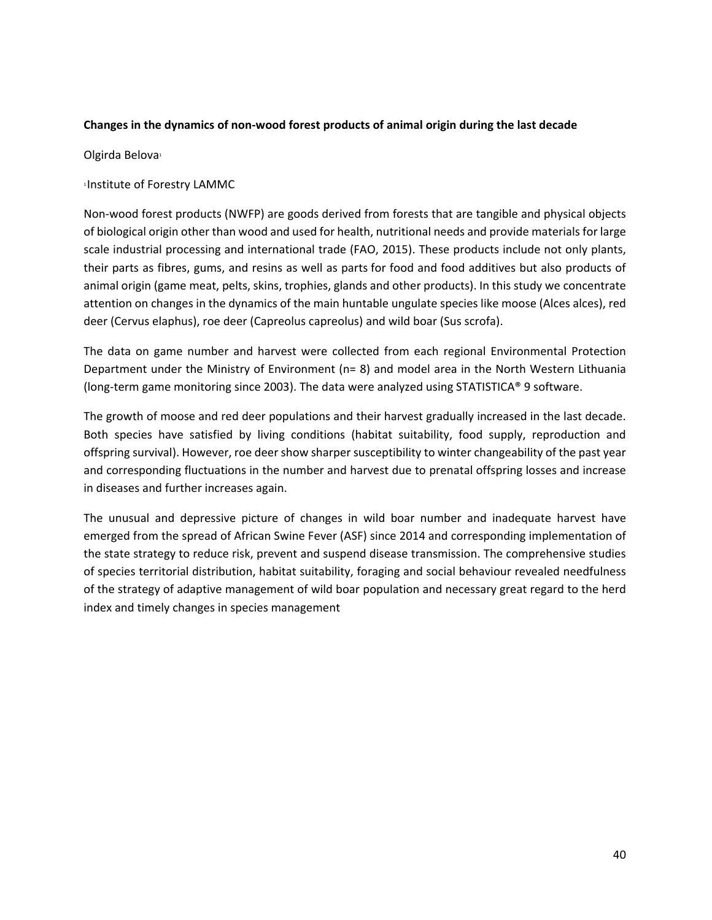**Changes in the dynamics of non-wood forest products of animal origin during the last decade**

Olgirda Belova[1]

[1]Institute of Forestry LAMMC

Non-wood forest products (NWFP) are goods derived from forests that are tangible and physical objects of biological origin other than wood and used for health, nutritional needs and provide materials for large scale industrial processing and international trade (FAO, 2015). These products include not only plants, their parts as fibres, gums, and resins as well as parts for food and food additives but also products of animal origin (game meat, pelts, skins, trophies, glands and other products). In this study we concentrate attention on changes in the dynamics of the main huntable ungulate species like moose (Alces alces), red deer (Cervus elaphus), roe deer (Capreolus capreolus) and wild boar (Sus scrofa).

The data on game number and harvest were collected from each regional Environmental Protection Department under the Ministry of Environment (n= 8) and model area in the North Western Lithuania (long-term game monitoring since 2003). The data were analyzed using STATISTICA® 9 software.

The growth of moose and red deer populations and their harvest gradually increased in the last decade. Both species have satisfied by living conditions (habitat suitability, food supply, reproduction and offspring survival). However, roe deer show sharper susceptibility to winter changeability of the past year and corresponding fluctuations in the number and harvest due to prenatal offspring losses and increase in diseases and further increases again.

The unusual and depressive picture of changes in wild boar number and inadequate harvest have emerged from the spread of African Swine Fever (ASF) since 2014 and corresponding implementation of the state strategy to reduce risk, prevent and suspend disease transmission. The comprehensive studies of species territorial distribution, habitat suitability, foraging and social behaviour revealed needfulness of the strategy of adaptive management of wild boar population and necessary great regard to the herd index and timely changes in species management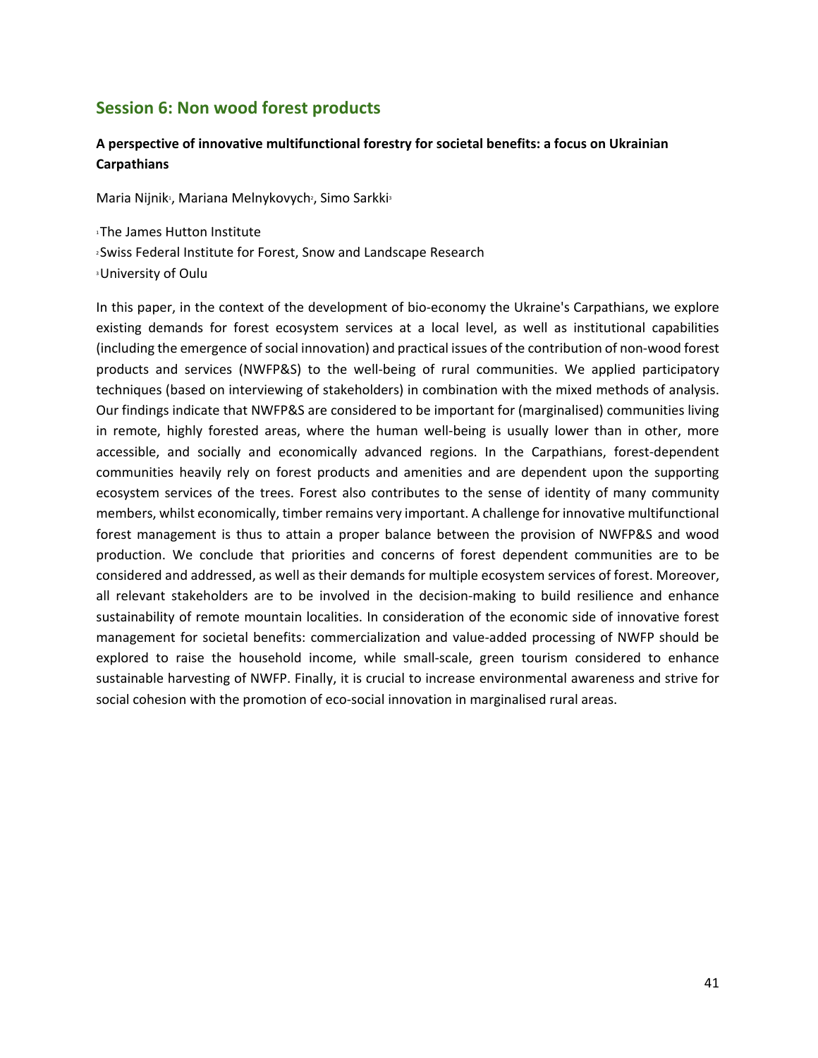## Session 6: Non wood forest products

### A perspective of innovative multifunctional forestry for societal benefits: a focus on Ukrainian Carpathians

Maria Nijnik[1], Mariana Melnykovych[2], Simo Sarkki[3]

[1]The James Hutton Institute
[2]Swiss Federal Institute for Forest, Snow and Landscape Research
[3]University of Oulu

In this paper, in the context of the development of bio-economy the Ukraine's Carpathians, we explore existing demands for forest ecosystem services at a local level, as well as institutional capabilities (including the emergence of social innovation) and practical issues of the contribution of non-wood forest products and services (NWFP&S) to the well-being of rural communities. We applied participatory techniques (based on interviewing of stakeholders) in combination with the mixed methods of analysis. Our findings indicate that NWFP&S are considered to be important for (marginalised) communities living in remote, highly forested areas, where the human well-being is usually lower than in other, more accessible, and socially and economically advanced regions. In the Carpathians, forest-dependent communities heavily rely on forest products and amenities and are dependent upon the supporting ecosystem services of the trees. Forest also contributes to the sense of identity of many community members, whilst economically, timber remains very important. A challenge for innovative multifunctional forest management is thus to attain a proper balance between the provision of NWFP&S and wood production. We conclude that priorities and concerns of forest dependent communities are to be considered and addressed, as well as their demands for multiple ecosystem services of forest. Moreover, all relevant stakeholders are to be involved in the decision-making to build resilience and enhance sustainability of remote mountain localities. In consideration of the economic side of innovative forest management for societal benefits: commercialization and value-added processing of NWFP should be explored to raise the household income, while small-scale, green tourism considered to enhance sustainable harvesting of NWFP. Finally, it is crucial to increase environmental awareness and strive for social cohesion with the promotion of eco-social innovation in marginalised rural areas.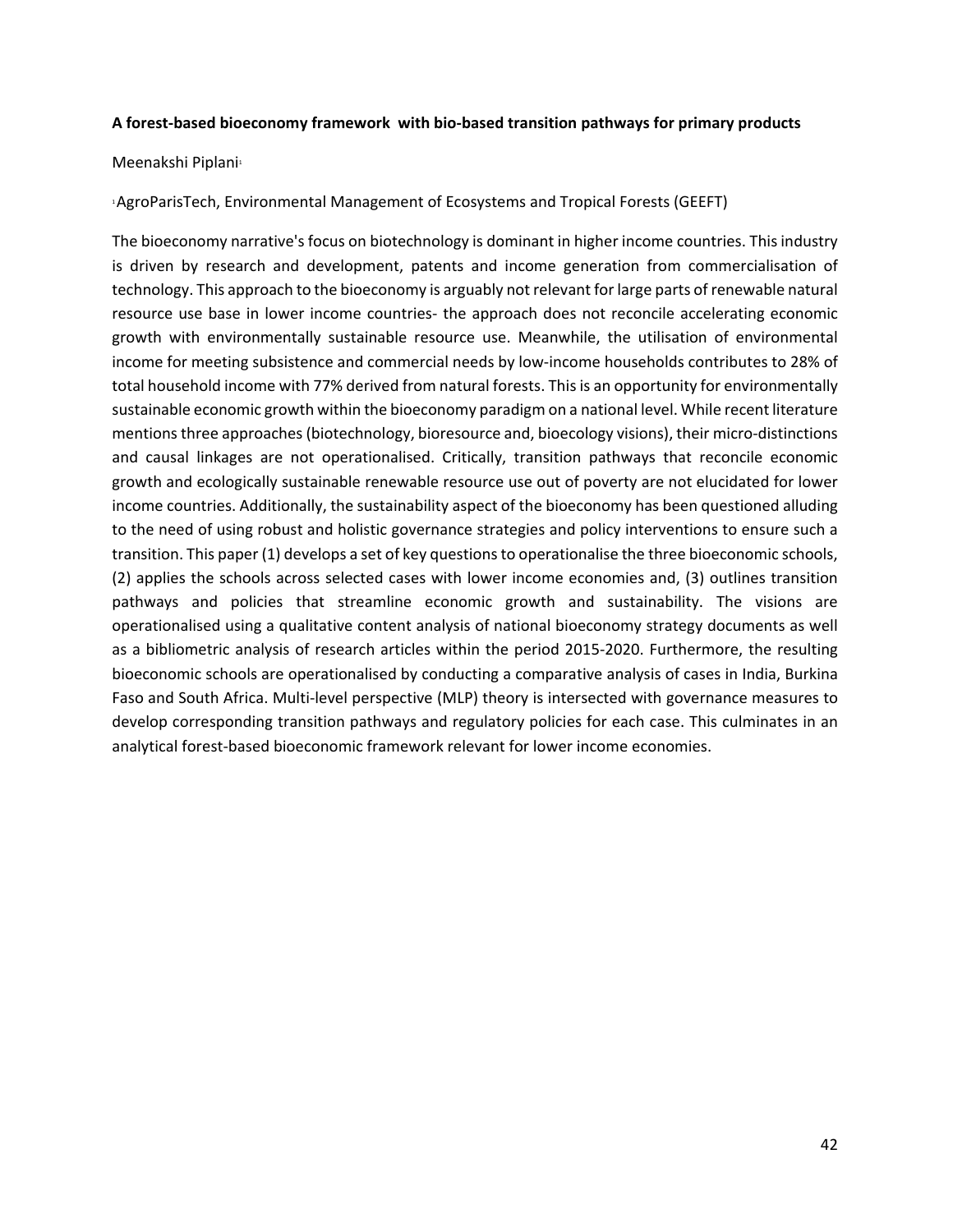**A forest-based bioeconomy framework with bio-based transition pathways for primary products**

Meenakshi Piplani[1]

[1]AgroParisTech, Environmental Management of Ecosystems and Tropical Forests (GEEFT)

The bioeconomy narrative's focus on biotechnology is dominant in higher income countries. This industry is driven by research and development, patents and income generation from commercialisation of technology. This approach to the bioeconomy is arguably not relevant for large parts of renewable natural resource use base in lower income countries- the approach does not reconcile accelerating economic growth with environmentally sustainable resource use. Meanwhile, the utilisation of environmental income for meeting subsistence and commercial needs by low-income households contributes to 28% of total household income with 77% derived from natural forests. This is an opportunity for environmentally sustainable economic growth within the bioeconomy paradigm on a national level. While recent literature mentions three approaches (biotechnology, bioresource and, bioecology visions), their micro-distinctions and causal linkages are not operationalised. Critically, transition pathways that reconcile economic growth and ecologically sustainable renewable resource use out of poverty are not elucidated for lower income countries. Additionally, the sustainability aspect of the bioeconomy has been questioned alluding to the need of using robust and holistic governance strategies and policy interventions to ensure such a transition. This paper (1) develops a set of key questions to operationalise the three bioeconomic schools, (2) applies the schools across selected cases with lower income economies and, (3) outlines transition pathways and policies that streamline economic growth and sustainability. The visions are operationalised using a qualitative content analysis of national bioeconomy strategy documents as well as a bibliometric analysis of research articles within the period 2015-2020. Furthermore, the resulting bioeconomic schools are operationalised by conducting a comparative analysis of cases in India, Burkina Faso and South Africa. Multi-level perspective (MLP) theory is intersected with governance measures to develop corresponding transition pathways and regulatory policies for each case. This culminates in an analytical forest-based bioeconomic framework relevant for lower income economies.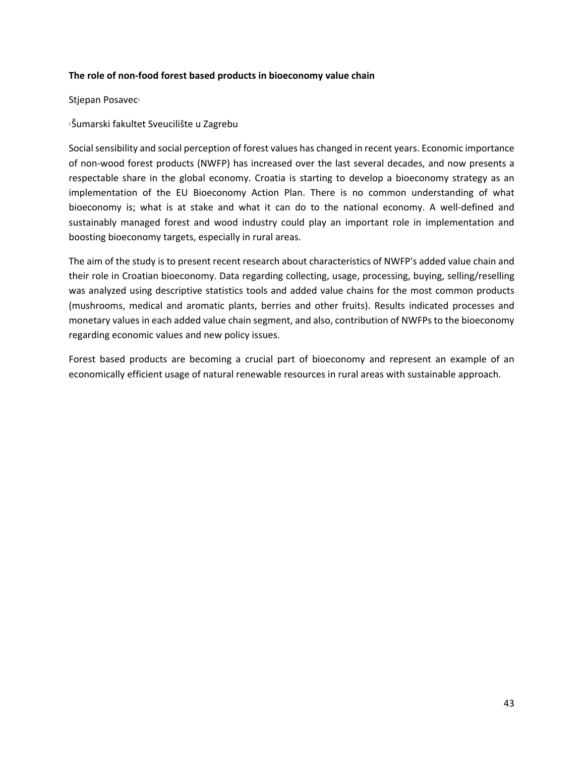**The role of non-food forest based products in bioeconomy value chain**

Stjepan Posavec[1]

[1]Šumarski fakultet Sveucilište u Zagrebu

Social sensibility and social perception of forest values has changed in recent years. Economic importance of non-wood forest products (NWFP) has increased over the last several decades, and now presents a respectable share in the global economy. Croatia is starting to develop a bioeconomy strategy as an implementation of the EU Bioeconomy Action Plan. There is no common understanding of what bioeconomy is; what is at stake and what it can do to the national economy. A well-defined and sustainably managed forest and wood industry could play an important role in implementation and boosting bioeconomy targets, especially in rural areas.

The aim of the study is to present recent research about characteristics of NWFP's added value chain and their role in Croatian bioeconomy. Data regarding collecting, usage, processing, buying, selling/reselling was analyzed using descriptive statistics tools and added value chains for the most common products (mushrooms, medical and aromatic plants, berries and other fruits). Results indicated processes and monetary values in each added value chain segment, and also, contribution of NWFPs to the bioeconomy regarding economic values and new policy issues.

Forest based products are becoming a crucial part of bioeconomy and represent an example of an economically efficient usage of natural renewable resources in rural areas with sustainable approach.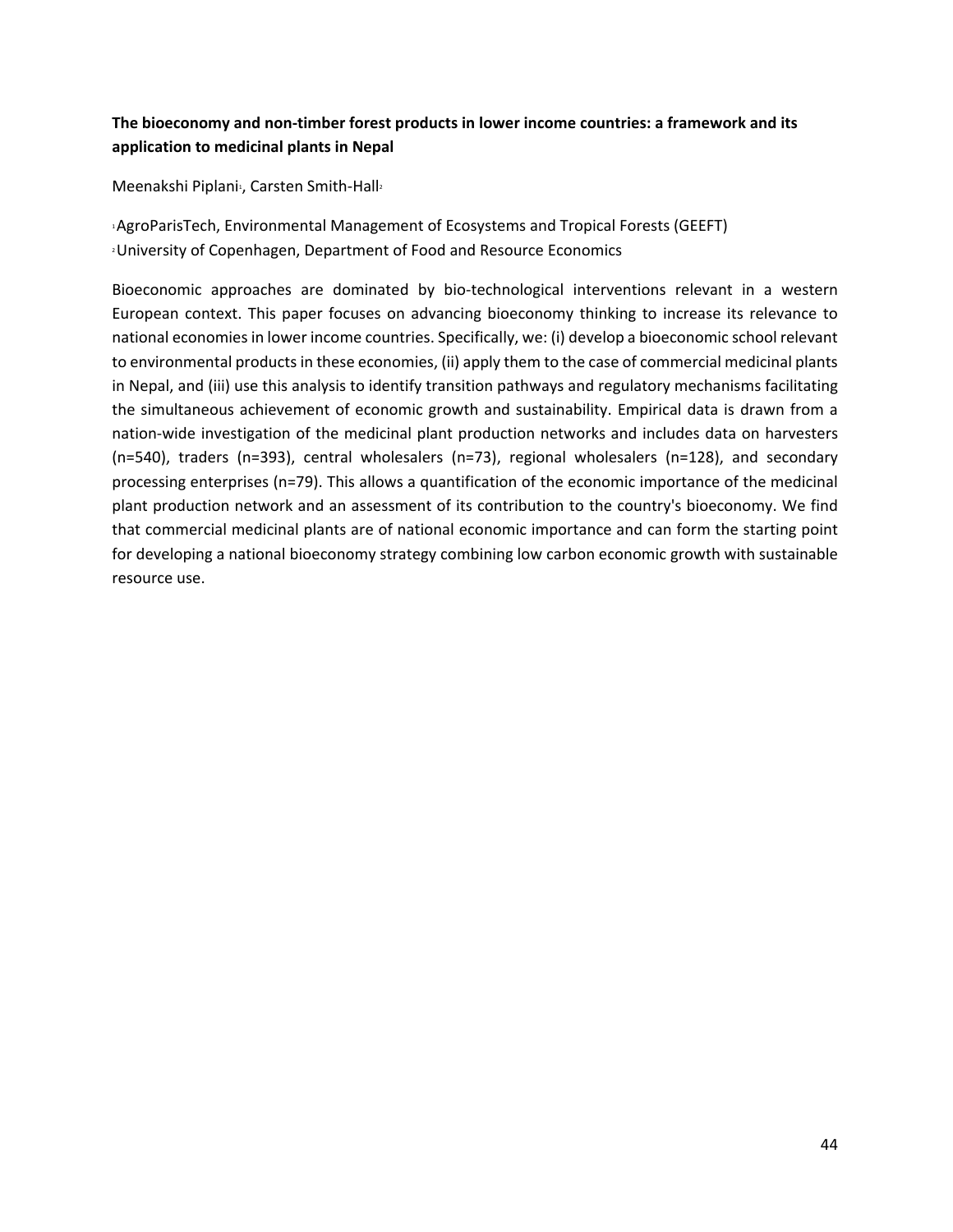**The bioeconomy and non-timber forest products in lower income countries: a framework and its application to medicinal plants in Nepal**

Meenakshi Piplani[1], Carsten Smith-Hall[2]

[1]AgroParisTech, Environmental Management of Ecosystems and Tropical Forests (GEEFT)
[2]University of Copenhagen, Department of Food and Resource Economics

Bioeconomic approaches are dominated by bio-technological interventions relevant in a western European context. This paper focuses on advancing bioeconomy thinking to increase its relevance to national economies in lower income countries. Specifically, we: (i) develop a bioeconomic school relevant to environmental products in these economies, (ii) apply them to the case of commercial medicinal plants in Nepal, and (iii) use this analysis to identify transition pathways and regulatory mechanisms facilitating the simultaneous achievement of economic growth and sustainability. Empirical data is drawn from a nation-wide investigation of the medicinal plant production networks and includes data on harvesters (n=540), traders (n=393), central wholesalers (n=73), regional wholesalers (n=128), and secondary processing enterprises (n=79). This allows a quantification of the economic importance of the medicinal plant production network and an assessment of its contribution to the country's bioeconomy. We find that commercial medicinal plants are of national economic importance and can form the starting point for developing a national bioeconomy strategy combining low carbon economic growth with sustainable resource use.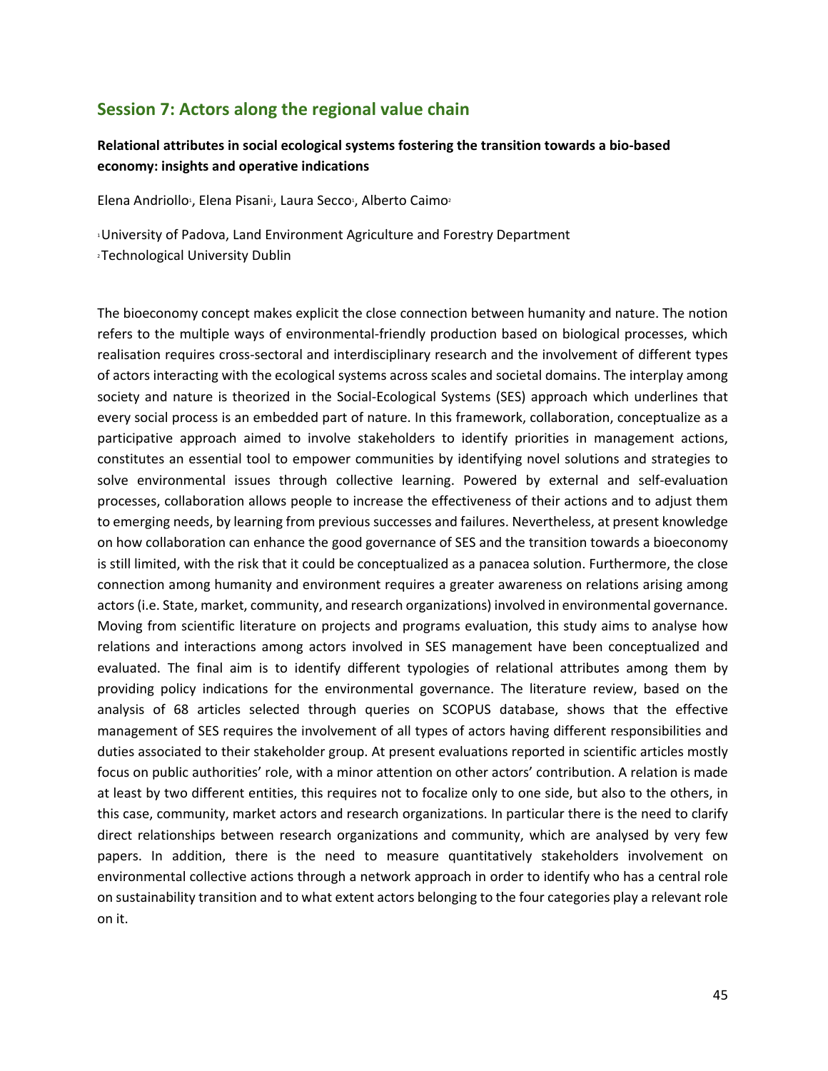## Session 7: Actors along the regional value chain

### Relational attributes in social ecological systems fostering the transition towards a bio-based economy: insights and operative indications

Elena Andriollo[1], Elena Pisani[1], Laura Secco[1], Alberto Caimo[2]

[1]University of Padova, Land Environment Agriculture and Forestry Department
[2]Technological University Dublin

The bioeconomy concept makes explicit the close connection between humanity and nature. The notion refers to the multiple ways of environmental-friendly production based on biological processes, which realisation requires cross-sectoral and interdisciplinary research and the involvement of different types of actors interacting with the ecological systems across scales and societal domains. The interplay among society and nature is theorized in the Social-Ecological Systems (SES) approach which underlines that every social process is an embedded part of nature. In this framework, collaboration, conceptualize as a participative approach aimed to involve stakeholders to identify priorities in management actions, constitutes an essential tool to empower communities by identifying novel solutions and strategies to solve environmental issues through collective learning. Powered by external and self-evaluation processes, collaboration allows people to increase the effectiveness of their actions and to adjust them to emerging needs, by learning from previous successes and failures. Nevertheless, at present knowledge on how collaboration can enhance the good governance of SES and the transition towards a bioeconomy is still limited, with the risk that it could be conceptualized as a panacea solution. Furthermore, the close connection among humanity and environment requires a greater awareness on relations arising among actors (i.e. State, market, community, and research organizations) involved in environmental governance. Moving from scientific literature on projects and programs evaluation, this study aims to analyse how relations and interactions among actors involved in SES management have been conceptualized and evaluated. The final aim is to identify different typologies of relational attributes among them by providing policy indications for the environmental governance. The literature review, based on the analysis of 68 articles selected through queries on SCOPUS database, shows that the effective management of SES requires the involvement of all types of actors having different responsibilities and duties associated to their stakeholder group. At present evaluations reported in scientific articles mostly focus on public authorities' role, with a minor attention on other actors' contribution. A relation is made at least by two different entities, this requires not to focalize only to one side, but also to the others, in this case, community, market actors and research organizations. In particular there is the need to clarify direct relationships between research organizations and community, which are analysed by very few papers. In addition, there is the need to measure quantitatively stakeholders involvement on environmental collective actions through a network approach in order to identify who has a central role on sustainability transition and to what extent actors belonging to the four categories play a relevant role on it.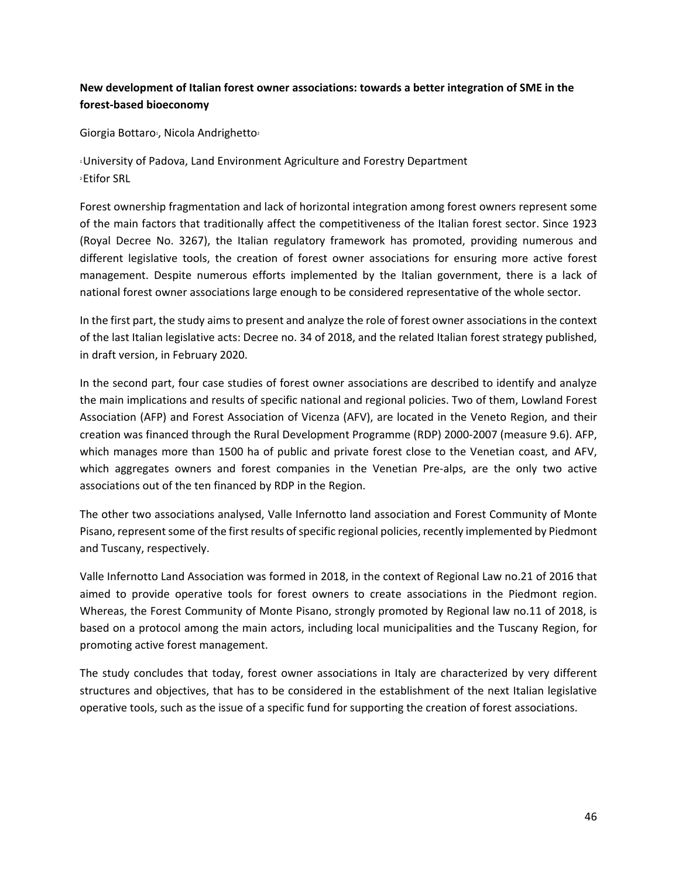**New development of Italian forest owner associations: towards a better integration of SME in the forest-based bioeconomy**

Giorgia Bottaro[1], Nicola Andrighetto[2]

[1]University of Padova, Land Environment Agriculture and Forestry Department
[2]Etifor SRL

Forest ownership fragmentation and lack of horizontal integration among forest owners represent some of the main factors that traditionally affect the competitiveness of the Italian forest sector. Since 1923 (Royal Decree No. 3267), the Italian regulatory framework has promoted, providing numerous and different legislative tools, the creation of forest owner associations for ensuring more active forest management. Despite numerous efforts implemented by the Italian government, there is a lack of national forest owner associations large enough to be considered representative of the whole sector.

In the first part, the study aims to present and analyze the role of forest owner associations in the context of the last Italian legislative acts: Decree no. 34 of 2018, and the related Italian forest strategy published, in draft version, in February 2020.

In the second part, four case studies of forest owner associations are described to identify and analyze the main implications and results of specific national and regional policies. Two of them, Lowland Forest Association (AFP) and Forest Association of Vicenza (AFV), are located in the Veneto Region, and their creation was financed through the Rural Development Programme (RDP) 2000-2007 (measure 9.6). AFP, which manages more than 1500 ha of public and private forest close to the Venetian coast, and AFV, which aggregates owners and forest companies in the Venetian Pre-alps, are the only two active associations out of the ten financed by RDP in the Region.

The other two associations analysed, Valle Infernotto land association and Forest Community of Monte Pisano, represent some of the first results of specific regional policies, recently implemented by Piedmont and Tuscany, respectively.

Valle Infernotto Land Association was formed in 2018, in the context of Regional Law no.21 of 2016 that aimed to provide operative tools for forest owners to create associations in the Piedmont region. Whereas, the Forest Community of Monte Pisano, strongly promoted by Regional law no.11 of 2018, is based on a protocol among the main actors, including local municipalities and the Tuscany Region, for promoting active forest management.

The study concludes that today, forest owner associations in Italy are characterized by very different structures and objectives, that has to be considered in the establishment of the next Italian legislative operative tools, such as the issue of a specific fund for supporting the creation of forest associations.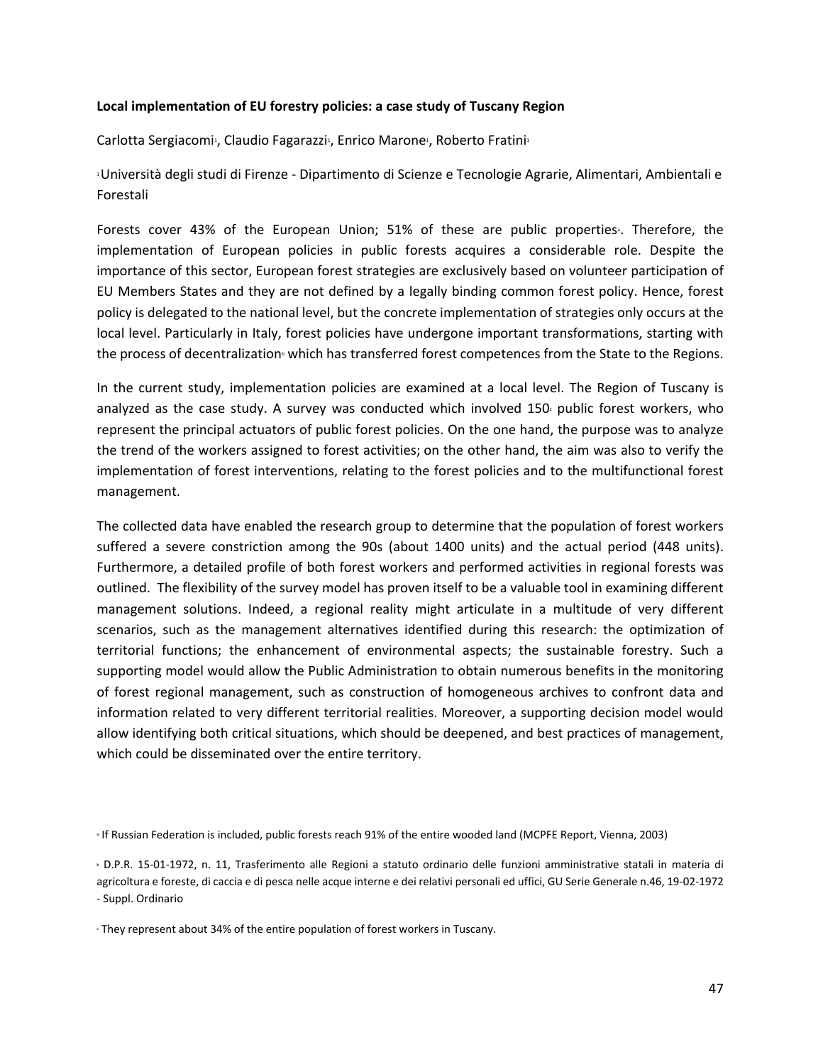**Local implementation of EU forestry policies: a case study of Tuscany Region**

Carlotta Sergiacomi[1], Claudio Fagarazzi[1], Enrico Marone[1], Roberto Fratini[1]

[1]Università degli studi di Firenze - Dipartimento di Scienze e Tecnologie Agrarie, Alimentari, Ambientali e Forestali

Forests cover 43% of the European Union; 51% of these are public properties[a]. Therefore, the implementation of European policies in public forests acquires a considerable role. Despite the importance of this sector, European forest strategies are exclusively based on volunteer participation of EU Members States and they are not defined by a legally binding common forest policy. Hence, forest policy is delegated to the national level, but the concrete implementation of strategies only occurs at the local level. Particularly in Italy, forest policies have undergone important transformations, starting with the process of decentralization[b] which has transferred forest competences from the State to the Regions.

In the current study, implementation policies are examined at a local level. The Region of Tuscany is analyzed as the case study. A survey was conducted which involved 150[c] public forest workers, who represent the principal actuators of public forest policies. On the one hand, the purpose was to analyze the trend of the workers assigned to forest activities; on the other hand, the aim was also to verify the implementation of forest interventions, relating to the forest policies and to the multifunctional forest management.

The collected data have enabled the research group to determine that the population of forest workers suffered a severe constriction among the 90s (about 1400 units) and the actual period (448 units). Furthermore, a detailed profile of both forest workers and performed activities in regional forests was outlined. The flexibility of the survey model has proven itself to be a valuable tool in examining different management solutions. Indeed, a regional reality might articulate in a multitude of very different scenarios, such as the management alternatives identified during this research: the optimization of territorial functions; the enhancement of environmental aspects; the sustainable forestry. Such a supporting model would allow the Public Administration to obtain numerous benefits in the monitoring of forest regional management, such as construction of homogeneous archives to confront data and information related to very different territorial realities. Moreover, a supporting decision model would allow identifying both critical situations, which should be deepened, and best practices of management, which could be disseminated over the entire territory.

[a] If Russian Federation is included, public forests reach 91% of the entire wooded land (MCPFE Report, Vienna, 2003)

[b] D.P.R. 15-01-1972, n. 11, Trasferimento alle Regioni a statuto ordinario delle funzioni amministrative statali in materia di agricoltura e foreste, di caccia e di pesca nelle acque interne e dei relativi personali ed uffici, GU Serie Generale n.46, 19-02-1972 - Suppl. Ordinario

[c] They represent about 34% of the entire population of forest workers in Tuscany.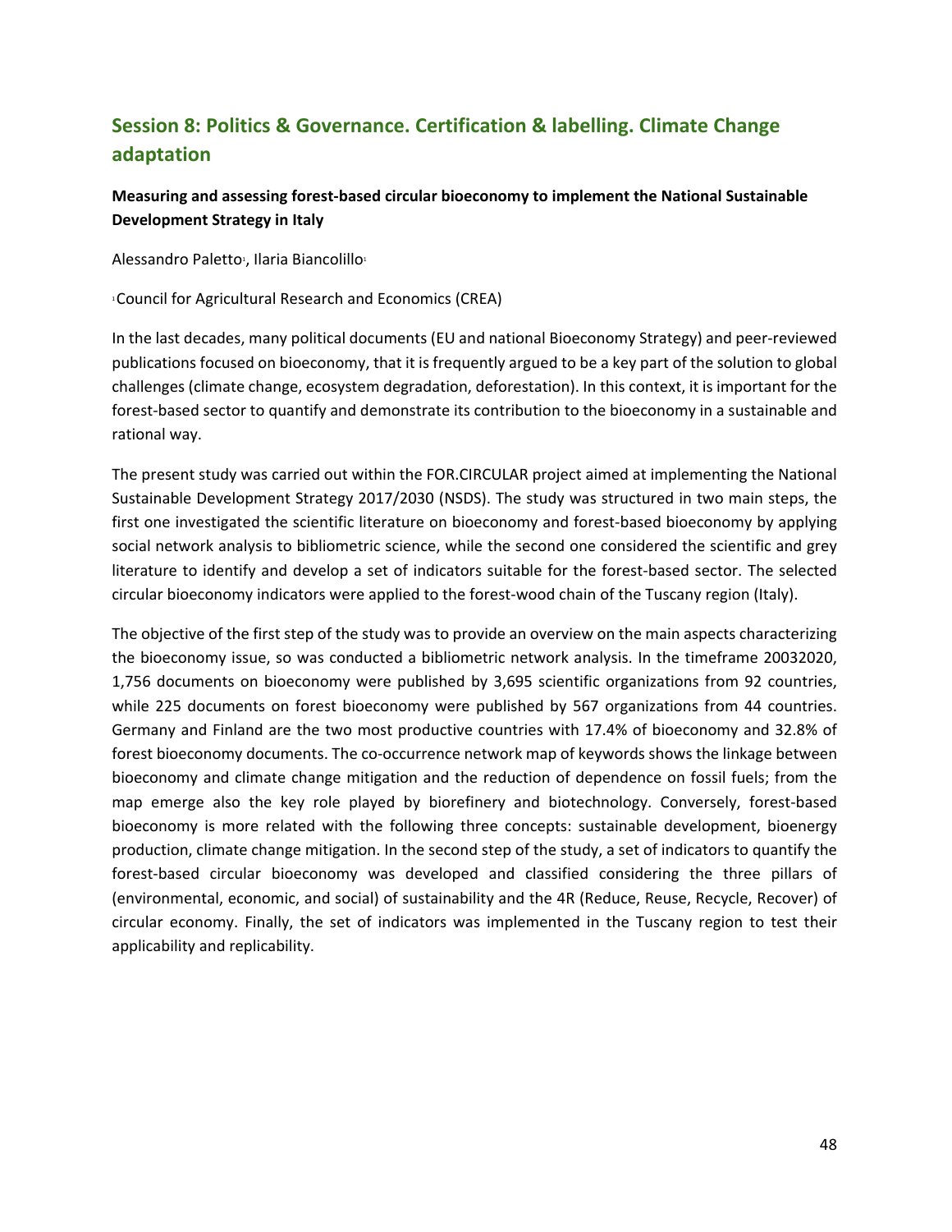## Session 8: Politics & Governance. Certification & labelling. Climate Change adaptation

### Measuring and assessing forest-based circular bioeconomy to implement the National Sustainable Development Strategy in Italy

Alessandro Paletto[1], Ilaria Biancolillo[1]

[1]Council for Agricultural Research and Economics (CREA)

In the last decades, many political documents (EU and national Bioeconomy Strategy) and peer-reviewed publications focused on bioeconomy, that it is frequently argued to be a key part of the solution to global challenges (climate change, ecosystem degradation, deforestation). In this context, it is important for the forest-based sector to quantify and demonstrate its contribution to the bioeconomy in a sustainable and rational way.

The present study was carried out within the FOR.CIRCULAR project aimed at implementing the National Sustainable Development Strategy 2017/2030 (NSDS). The study was structured in two main steps, the first one investigated the scientific literature on bioeconomy and forest-based bioeconomy by applying social network analysis to bibliometric science, while the second one considered the scientific and grey literature to identify and develop a set of indicators suitable for the forest-based sector. The selected circular bioeconomy indicators were applied to the forest-wood chain of the Tuscany region (Italy).

The objective of the first step of the study was to provide an overview on the main aspects characterizing the bioeconomy issue, so was conducted a bibliometric network analysis. In the timeframe 20032020, 1,756 documents on bioeconomy were published by 3,695 scientific organizations from 92 countries, while 225 documents on forest bioeconomy were published by 567 organizations from 44 countries. Germany and Finland are the two most productive countries with 17.4% of bioeconomy and 32.8% of forest bioeconomy documents. The co-occurrence network map of keywords shows the linkage between bioeconomy and climate change mitigation and the reduction of dependence on fossil fuels; from the map emerge also the key role played by biorefinery and biotechnology. Conversely, forest-based bioeconomy is more related with the following three concepts: sustainable development, bioenergy production, climate change mitigation. In the second step of the study, a set of indicators to quantify the forest-based circular bioeconomy was developed and classified considering the three pillars of (environmental, economic, and social) of sustainability and the 4R (Reduce, Reuse, Recycle, Recover) of circular economy. Finally, the set of indicators was implemented in the Tuscany region to test their applicability and replicability.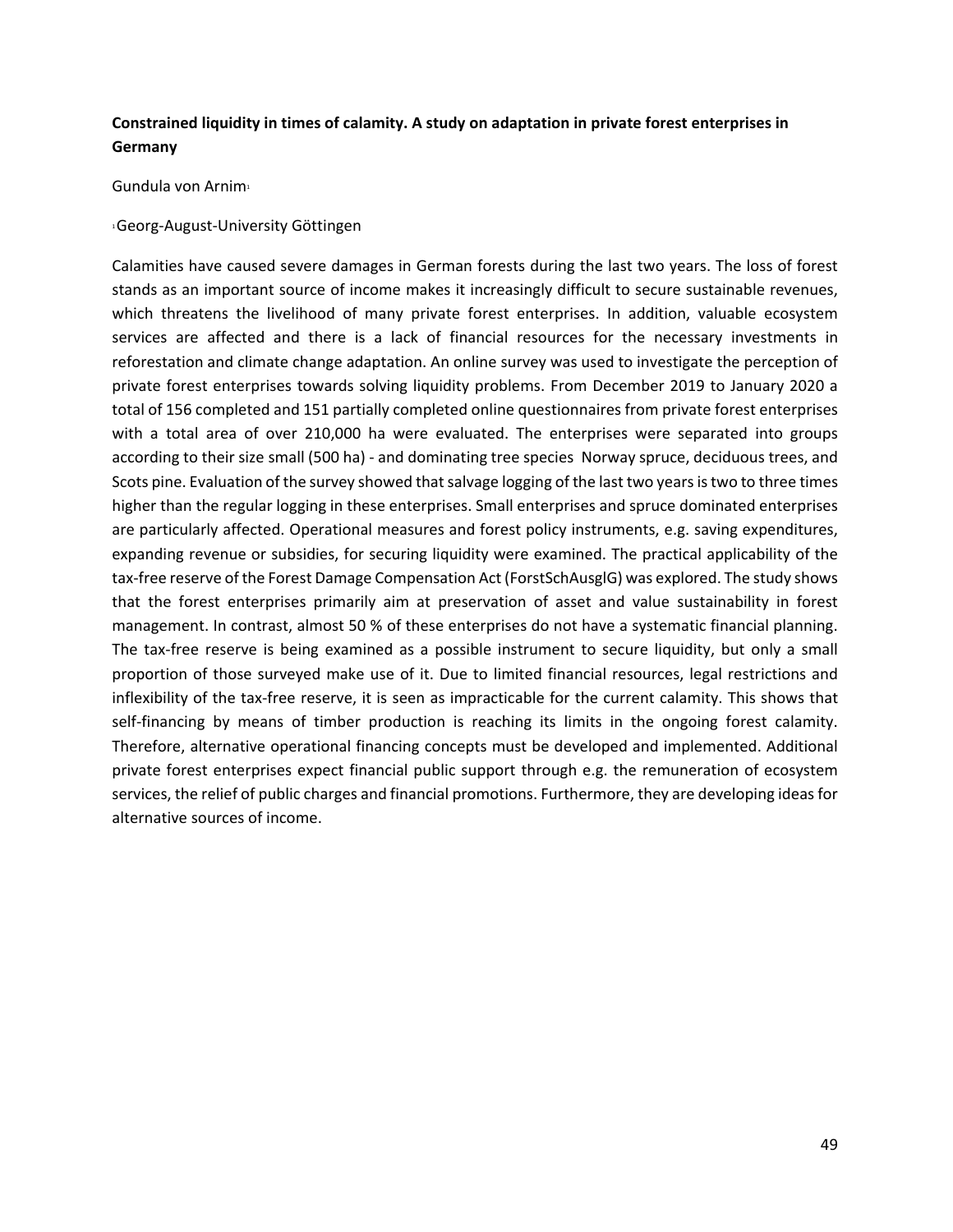**Constrained liquidity in times of calamity. A study on adaptation in private forest enterprises in Germany**

Gundula von Arnim[1]

[1]Georg-August-University Göttingen

Calamities have caused severe damages in German forests during the last two years. The loss of forest stands as an important source of income makes it increasingly difficult to secure sustainable revenues, which threatens the livelihood of many private forest enterprises. In addition, valuable ecosystem services are affected and there is a lack of financial resources for the necessary investments in reforestation and climate change adaptation. An online survey was used to investigate the perception of private forest enterprises towards solving liquidity problems. From December 2019 to January 2020 a total of 156 completed and 151 partially completed online questionnaires from private forest enterprises with a total area of over 210,000 ha were evaluated. The enterprises were separated into groups according to their size small (500 ha) - and dominating tree species Norway spruce, deciduous trees, and Scots pine. Evaluation of the survey showed that salvage logging of the last two years is two to three times higher than the regular logging in these enterprises. Small enterprises and spruce dominated enterprises are particularly affected. Operational measures and forest policy instruments, e.g. saving expenditures, expanding revenue or subsidies, for securing liquidity were examined. The practical applicability of the tax-free reserve of the Forest Damage Compensation Act (ForstSchAusglG) was explored. The study shows that the forest enterprises primarily aim at preservation of asset and value sustainability in forest management. In contrast, almost 50 % of these enterprises do not have a systematic financial planning. The tax-free reserve is being examined as a possible instrument to secure liquidity, but only a small proportion of those surveyed make use of it. Due to limited financial resources, legal restrictions and inflexibility of the tax-free reserve, it is seen as impracticable for the current calamity. This shows that self-financing by means of timber production is reaching its limits in the ongoing forest calamity. Therefore, alternative operational financing concepts must be developed and implemented. Additional private forest enterprises expect financial public support through e.g. the remuneration of ecosystem services, the relief of public charges and financial promotions. Furthermore, they are developing ideas for alternative sources of income.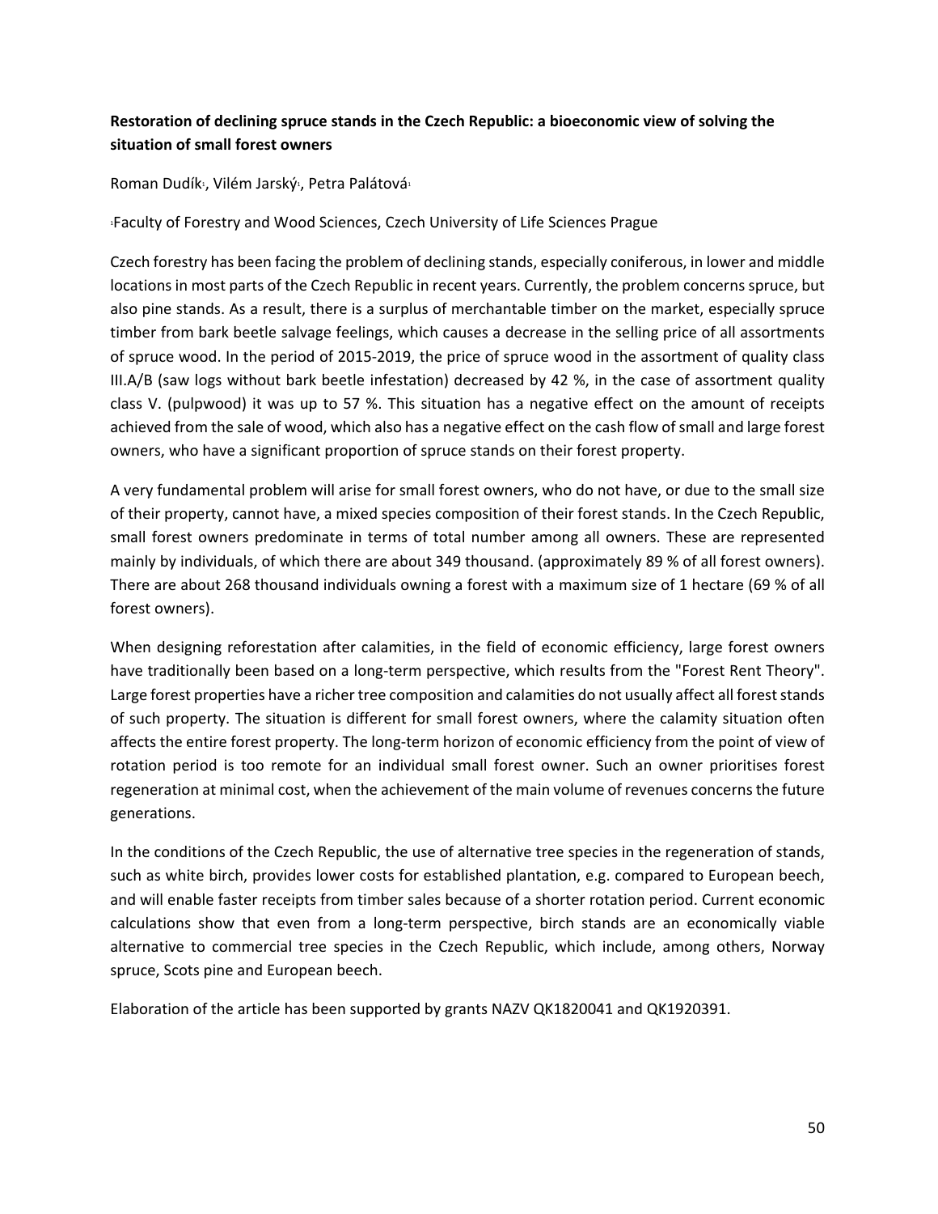**Restoration of declining spruce stands in the Czech Republic: a bioeconomic view of solving the situation of small forest owners**

Roman Dudík[1], Vilém Jarský[1], Petra Palátová[1]

[1]Faculty of Forestry and Wood Sciences, Czech University of Life Sciences Prague

Czech forestry has been facing the problem of declining stands, especially coniferous, in lower and middle locations in most parts of the Czech Republic in recent years. Currently, the problem concerns spruce, but also pine stands. As a result, there is a surplus of merchantable timber on the market, especially spruce timber from bark beetle salvage feelings, which causes a decrease in the selling price of all assortments of spruce wood. In the period of 2015-2019, the price of spruce wood in the assortment of quality class III.A/B (saw logs without bark beetle infestation) decreased by 42 %, in the case of assortment quality class V. (pulpwood) it was up to 57 %. This situation has a negative effect on the amount of receipts achieved from the sale of wood, which also has a negative effect on the cash flow of small and large forest owners, who have a significant proportion of spruce stands on their forest property.

A very fundamental problem will arise for small forest owners, who do not have, or due to the small size of their property, cannot have, a mixed species composition of their forest stands. In the Czech Republic, small forest owners predominate in terms of total number among all owners. These are represented mainly by individuals, of which there are about 349 thousand. (approximately 89 % of all forest owners). There are about 268 thousand individuals owning a forest with a maximum size of 1 hectare (69 % of all forest owners).

When designing reforestation after calamities, in the field of economic efficiency, large forest owners have traditionally been based on a long-term perspective, which results from the "Forest Rent Theory". Large forest properties have a richer tree composition and calamities do not usually affect all forest stands of such property. The situation is different for small forest owners, where the calamity situation often affects the entire forest property. The long-term horizon of economic efficiency from the point of view of rotation period is too remote for an individual small forest owner. Such an owner prioritises forest regeneration at minimal cost, when the achievement of the main volume of revenues concerns the future generations.

In the conditions of the Czech Republic, the use of alternative tree species in the regeneration of stands, such as white birch, provides lower costs for established plantation, e.g. compared to European beech, and will enable faster receipts from timber sales because of a shorter rotation period. Current economic calculations show that even from a long-term perspective, birch stands are an economically viable alternative to commercial tree species in the Czech Republic, which include, among others, Norway spruce, Scots pine and European beech.

Elaboration of the article has been supported by grants NAZV QK1820041 and QK1920391.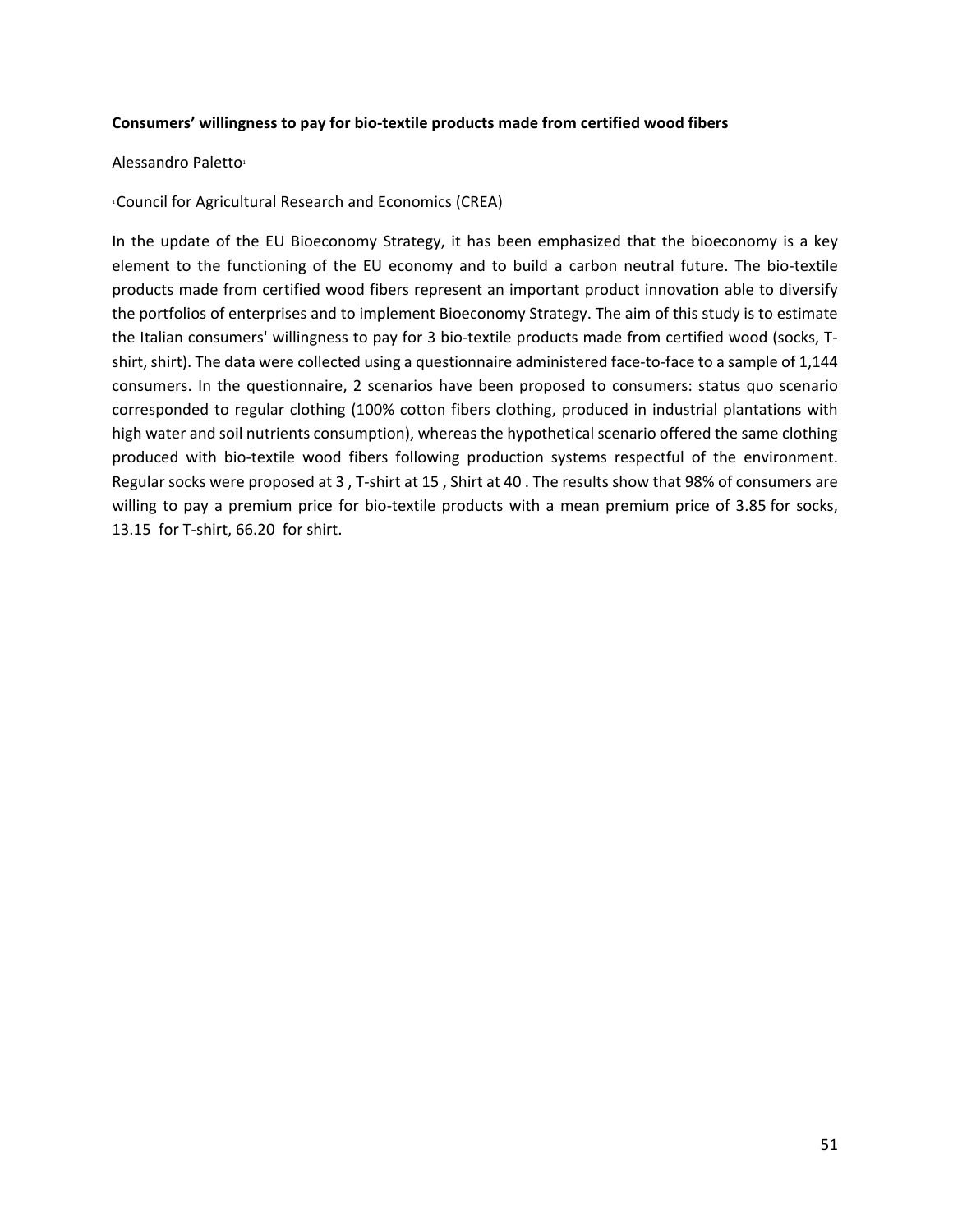**Consumers' willingness to pay for bio-textile products made from certified wood fibers**

Alessandro Paletto[1]

[1]Council for Agricultural Research and Economics (CREA)

In the update of the EU Bioeconomy Strategy, it has been emphasized that the bioeconomy is a key element to the functioning of the EU economy and to build a carbon neutral future. The bio-textile products made from certified wood fibers represent an important product innovation able to diversify the portfolios of enterprises and to implement Bioeconomy Strategy. The aim of this study is to estimate the Italian consumers' willingness to pay for 3 bio-textile products made from certified wood (socks, T-shirt, shirt). The data were collected using a questionnaire administered face-to-face to a sample of 1,144 consumers. In the questionnaire, 2 scenarios have been proposed to consumers: status quo scenario corresponded to regular clothing (100% cotton fibers clothing, produced in industrial plantations with high water and soil nutrients consumption), whereas the hypothetical scenario offered the same clothing produced with bio-textile wood fibers following production systems respectful of the environment. Regular socks were proposed at 3 , T-shirt at 15 , Shirt at 40 . The results show that 98% of consumers are willing to pay a premium price for bio-textile products with a mean premium price of 3.85 for socks, 13.15 for T-shirt, 66.20 for shirt.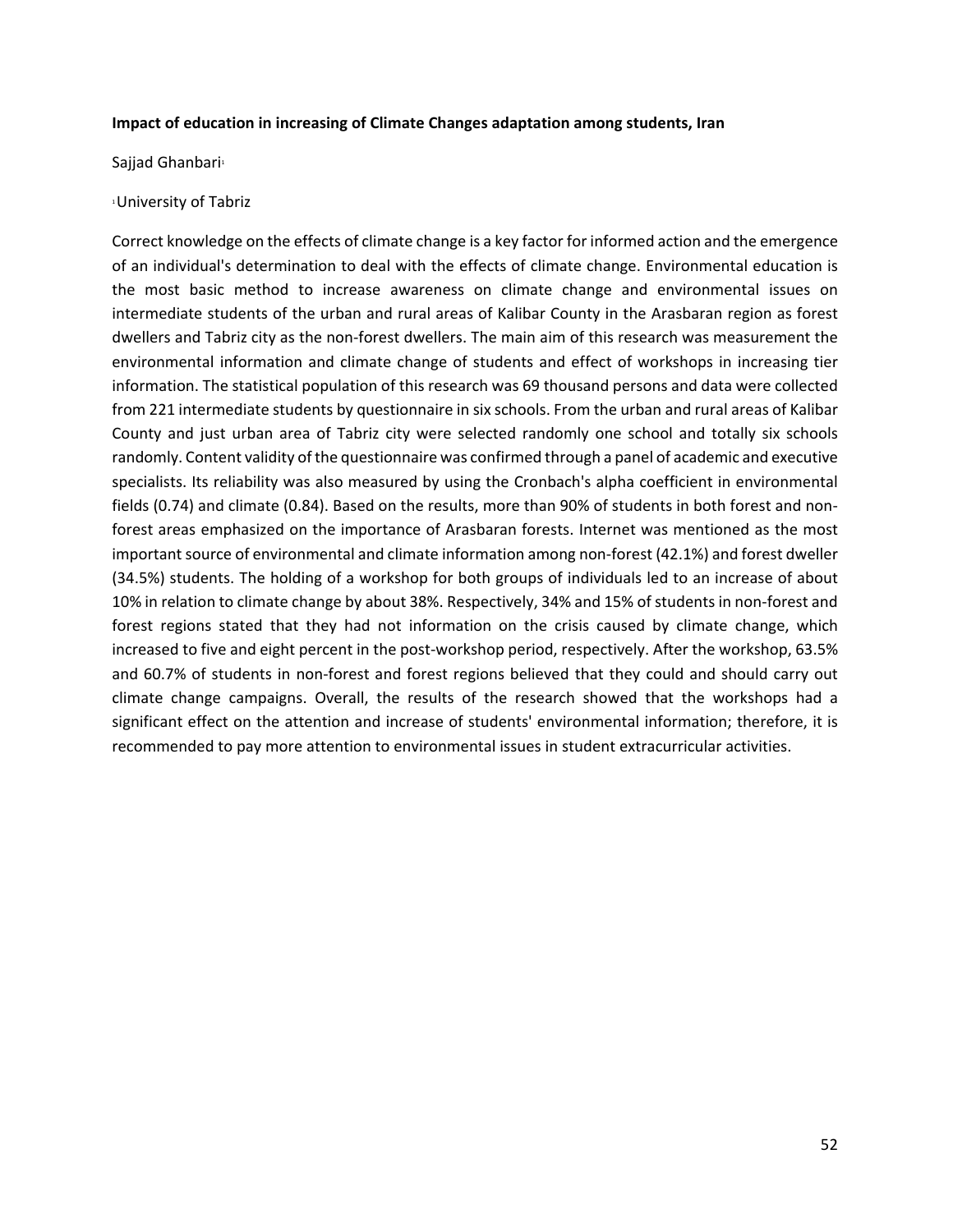**Impact of education in increasing of Climate Changes adaptation among students, Iran**

Sajjad Ghanbari[1]

[1]University of Tabriz

Correct knowledge on the effects of climate change is a key factor for informed action and the emergence of an individual's determination to deal with the effects of climate change. Environmental education is the most basic method to increase awareness on climate change and environmental issues on intermediate students of the urban and rural areas of Kalibar County in the Arasbaran region as forest dwellers and Tabriz city as the non-forest dwellers. The main aim of this research was measurement the environmental information and climate change of students and effect of workshops in increasing tier information. The statistical population of this research was 69 thousand persons and data were collected from 221 intermediate students by questionnaire in six schools. From the urban and rural areas of Kalibar County and just urban area of Tabriz city were selected randomly one school and totally six schools randomly. Content validity of the questionnaire was confirmed through a panel of academic and executive specialists. Its reliability was also measured by using the Cronbach's alpha coefficient in environmental fields (0.74) and climate (0.84). Based on the results, more than 90% of students in both forest and non-forest areas emphasized on the importance of Arasbaran forests. Internet was mentioned as the most important source of environmental and climate information among non-forest (42.1%) and forest dweller (34.5%) students. The holding of a workshop for both groups of individuals led to an increase of about 10% in relation to climate change by about 38%. Respectively, 34% and 15% of students in non-forest and forest regions stated that they had not information on the crisis caused by climate change, which increased to five and eight percent in the post-workshop period, respectively. After the workshop, 63.5% and 60.7% of students in non-forest and forest regions believed that they could and should carry out climate change campaigns. Overall, the results of the research showed that the workshops had a significant effect on the attention and increase of students' environmental information; therefore, it is recommended to pay more attention to environmental issues in student extracurricular activities.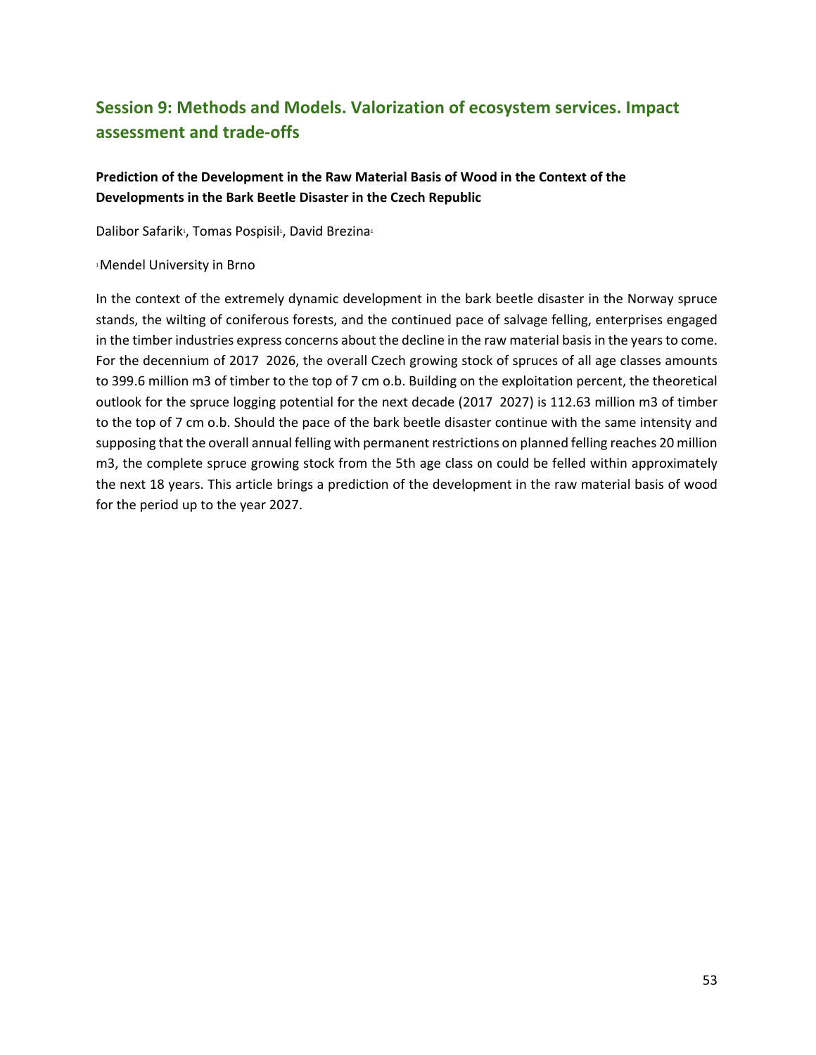## Session 9: Methods and Models. Valorization of ecosystem services. Impact assessment and trade-offs

**Prediction of the Development in the Raw Material Basis of Wood in the Context of the Developments in the Bark Beetle Disaster in the Czech Republic**

Dalibor Safarik[1], Tomas Pospisil[1], David Brezina[1]

[1]Mendel University in Brno

In the context of the extremely dynamic development in the bark beetle disaster in the Norway spruce stands, the wilting of coniferous forests, and the continued pace of salvage felling, enterprises engaged in the timber industries express concerns about the decline in the raw material basis in the years to come. For the decennium of 2017 2026, the overall Czech growing stock of spruces of all age classes amounts to 399.6 million m3 of timber to the top of 7 cm o.b. Building on the exploitation percent, the theoretical outlook for the spruce logging potential for the next decade (2017 2027) is 112.63 million m3 of timber to the top of 7 cm o.b. Should the pace of the bark beetle disaster continue with the same intensity and supposing that the overall annual felling with permanent restrictions on planned felling reaches 20 million m3, the complete spruce growing stock from the 5th age class on could be felled within approximately the next 18 years. This article brings a prediction of the development in the raw material basis of wood for the period up to the year 2027.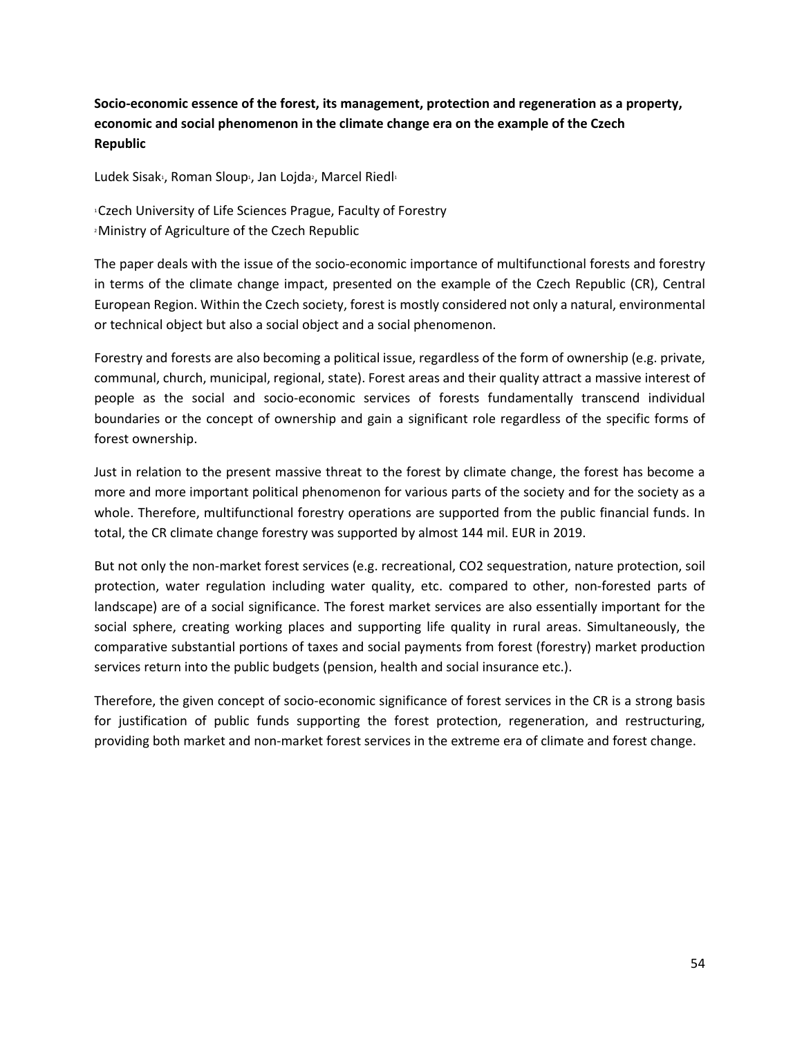**Socio-economic essence of the forest, its management, protection and regeneration as a property, economic and social phenomenon in the climate change era on the example of the Czech Republic**

Ludek Sisak[1], Roman Sloup[1], Jan Lojda[2], Marcel Riedl[1]

[1]Czech University of Life Sciences Prague, Faculty of Forestry
[2]Ministry of Agriculture of the Czech Republic

The paper deals with the issue of the socio-economic importance of multifunctional forests and forestry in terms of the climate change impact, presented on the example of the Czech Republic (CR), Central European Region. Within the Czech society, forest is mostly considered not only a natural, environmental or technical object but also a social object and a social phenomenon.

Forestry and forests are also becoming a political issue, regardless of the form of ownership (e.g. private, communal, church, municipal, regional, state). Forest areas and their quality attract a massive interest of people as the social and socio-economic services of forests fundamentally transcend individual boundaries or the concept of ownership and gain a significant role regardless of the specific forms of forest ownership.

Just in relation to the present massive threat to the forest by climate change, the forest has become a more and more important political phenomenon for various parts of the society and for the society as a whole. Therefore, multifunctional forestry operations are supported from the public financial funds. In total, the CR climate change forestry was supported by almost 144 mil. EUR in 2019.

But not only the non-market forest services (e.g. recreational, $CO_2$ sequestration, nature protection, soil protection, water regulation including water quality, etc. compared to other, non-forested parts of landscape) are of a social significance. The forest market services are also essentially important for the social sphere, creating working places and supporting life quality in rural areas. Simultaneously, the comparative substantial portions of taxes and social payments from forest (forestry) market production services return into the public budgets (pension, health and social insurance etc.).

Therefore, the given concept of socio-economic significance of forest services in the CR is a strong basis for justification of public funds supporting the forest protection, regeneration, and restructuring, providing both market and non-market forest services in the extreme era of climate and forest change.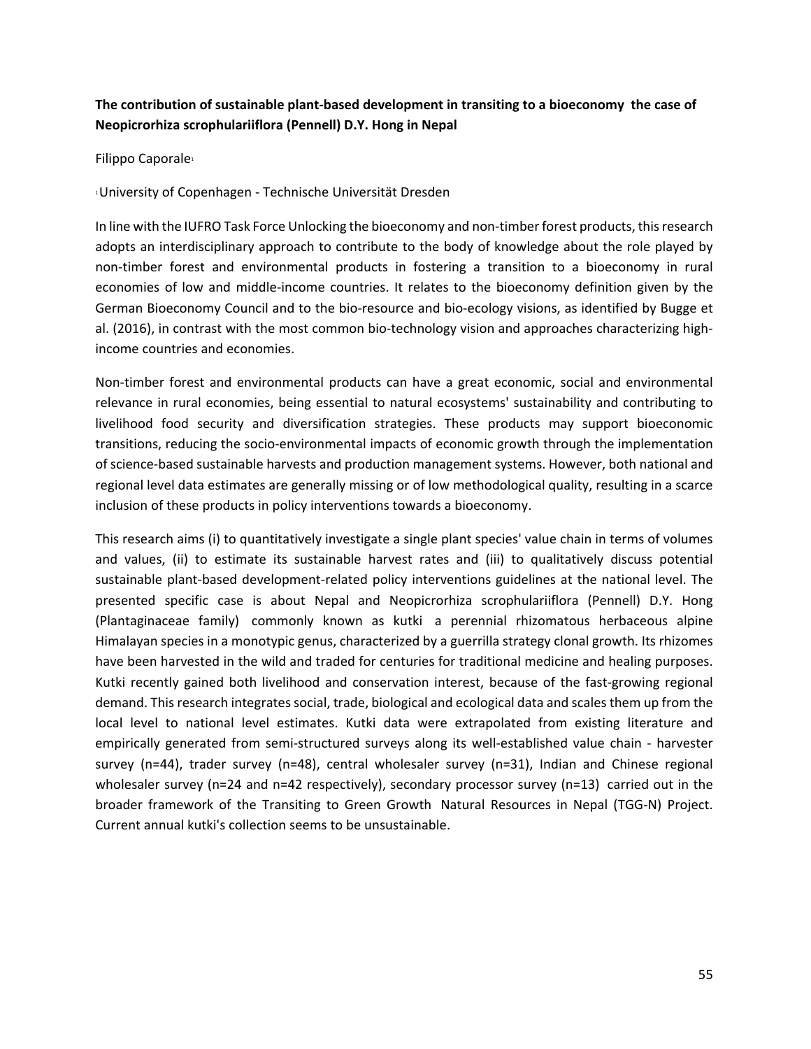**The contribution of sustainable plant-based development in transiting to a bioeconomy the case of Neopicrorhiza scrophulariiflora (Pennell) D.Y. Hong in Nepal**

Filippo Caporale[1]

[1]University of Copenhagen - Technische Universität Dresden

In line with the IUFRO Task Force Unlocking the bioeconomy and non-timber forest products, this research adopts an interdisciplinary approach to contribute to the body of knowledge about the role played by non-timber forest and environmental products in fostering a transition to a bioeconomy in rural economies of low and middle-income countries. It relates to the bioeconomy definition given by the German Bioeconomy Council and to the bio-resource and bio-ecology visions, as identified by Bugge et al. (2016), in contrast with the most common bio-technology vision and approaches characterizing high-income countries and economies.

Non-timber forest and environmental products can have a great economic, social and environmental relevance in rural economies, being essential to natural ecosystems' sustainability and contributing to livelihood food security and diversification strategies. These products may support bioeconomic transitions, reducing the socio-environmental impacts of economic growth through the implementation of science-based sustainable harvests and production management systems. However, both national and regional level data estimates are generally missing or of low methodological quality, resulting in a scarce inclusion of these products in policy interventions towards a bioeconomy.

This research aims (i) to quantitatively investigate a single plant species' value chain in terms of volumes and values, (ii) to estimate its sustainable harvest rates and (iii) to qualitatively discuss potential sustainable plant-based development-related policy interventions guidelines at the national level. The presented specific case is about Nepal and Neopicrorhiza scrophulariiflora (Pennell) D.Y. Hong (Plantaginaceae family) commonly known as kutki a perennial rhizomatous herbaceous alpine Himalayan species in a monotypic genus, characterized by a guerrilla strategy clonal growth. Its rhizomes have been harvested in the wild and traded for centuries for traditional medicine and healing purposes. Kutki recently gained both livelihood and conservation interest, because of the fast-growing regional demand. This research integrates social, trade, biological and ecological data and scales them up from the local level to national level estimates. Kutki data were extrapolated from existing literature and empirically generated from semi-structured surveys along its well-established value chain - harvester survey (n=44), trader survey (n=48), central wholesaler survey (n=31), Indian and Chinese regional wholesaler survey (n=24 and n=42 respectively), secondary processor survey (n=13) carried out in the broader framework of the Transiting to Green Growth Natural Resources in Nepal (TGG-N) Project. Current annual kutki's collection seems to be unsustainable.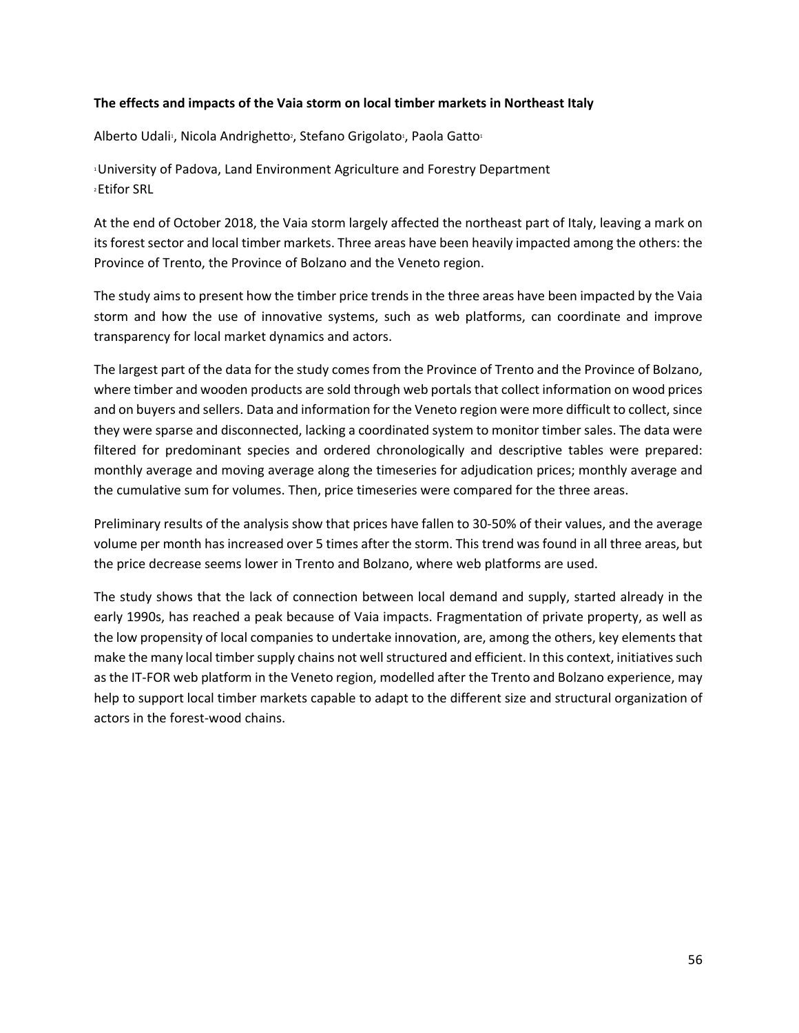**The effects and impacts of the Vaia storm on local timber markets in Northeast Italy**

Alberto Udali[1], Nicola Andrighetto[2], Stefano Grigolato[1], Paola Gatto[1]

[1] University of Padova, Land Environment Agriculture and Forestry Department
[2] Etifor SRL

At the end of October 2018, the Vaia storm largely affected the northeast part of Italy, leaving a mark on its forest sector and local timber markets. Three areas have been heavily impacted among the others: the Province of Trento, the Province of Bolzano and the Veneto region.

The study aims to present how the timber price trends in the three areas have been impacted by the Vaia storm and how the use of innovative systems, such as web platforms, can coordinate and improve transparency for local market dynamics and actors.

The largest part of the data for the study comes from the Province of Trento and the Province of Bolzano, where timber and wooden products are sold through web portals that collect information on wood prices and on buyers and sellers. Data and information for the Veneto region were more difficult to collect, since they were sparse and disconnected, lacking a coordinated system to monitor timber sales. The data were filtered for predominant species and ordered chronologically and descriptive tables were prepared: monthly average and moving average along the timeseries for adjudication prices; monthly average and the cumulative sum for volumes. Then, price timeseries were compared for the three areas.

Preliminary results of the analysis show that prices have fallen to 30-50% of their values, and the average volume per month has increased over 5 times after the storm. This trend was found in all three areas, but the price decrease seems lower in Trento and Bolzano, where web platforms are used.

The study shows that the lack of connection between local demand and supply, started already in the early 1990s, has reached a peak because of Vaia impacts. Fragmentation of private property, as well as the low propensity of local companies to undertake innovation, are, among the others, key elements that make the many local timber supply chains not well structured and efficient. In this context, initiatives such as the IT-FOR web platform in the Veneto region, modelled after the Trento and Bolzano experience, may help to support local timber markets capable to adapt to the different size and structural organization of actors in the forest-wood chains.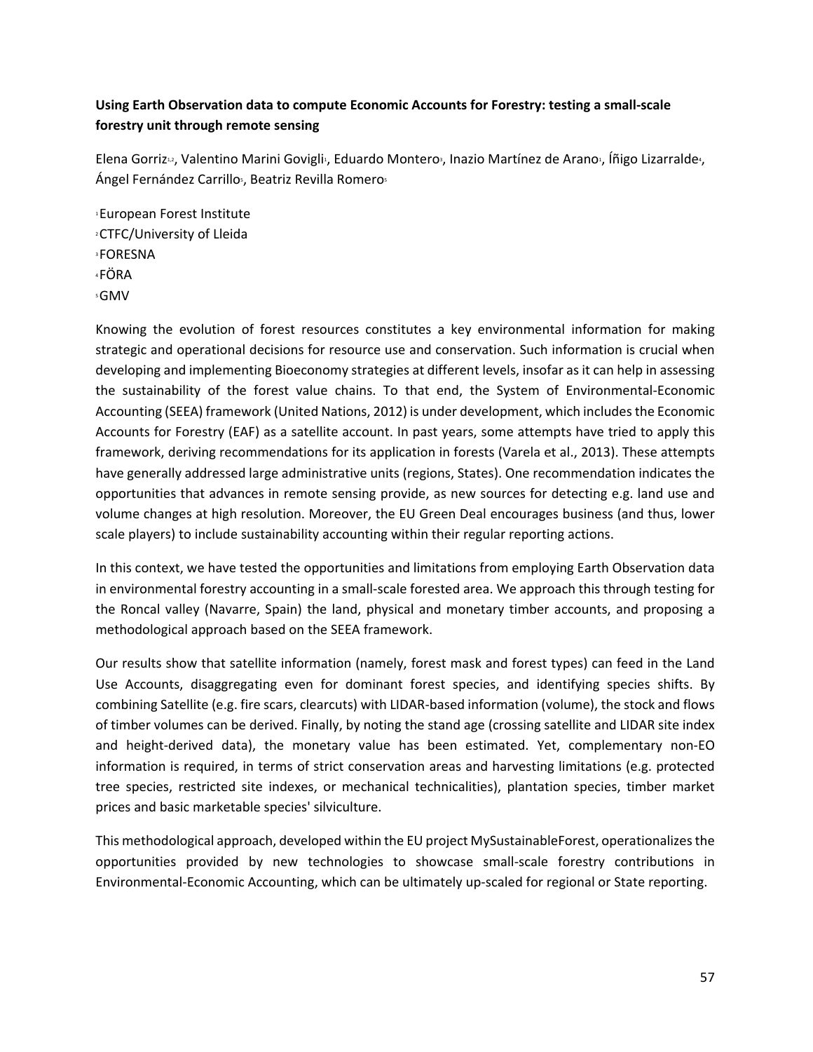**Using Earth Observation data to compute Economic Accounts for Forestry: testing a small-scale forestry unit through remote sensing**

Elena Gorriz[1,2], Valentino Marini Govigli[1], Eduardo Montero[3], Inazio Martínez de Arano[1], Íñigo Lizarralde[4], Ángel Fernández Carrillo[5], Beatriz Revilla Romero[5]

[1]European Forest Institute
[2]CTFC/University of Lleida
[3]FORESNA
[4]FÖRA
[5]GMV

Knowing the evolution of forest resources constitutes a key environmental information for making strategic and operational decisions for resource use and conservation. Such information is crucial when developing and implementing Bioeconomy strategies at different levels, insofar as it can help in assessing the sustainability of the forest value chains. To that end, the System of Environmental-Economic Accounting (SEEA) framework (United Nations, 2012) is under development, which includes the Economic Accounts for Forestry (EAF) as a satellite account. In past years, some attempts have tried to apply this framework, deriving recommendations for its application in forests (Varela et al., 2013). These attempts have generally addressed large administrative units (regions, States). One recommendation indicates the opportunities that advances in remote sensing provide, as new sources for detecting e.g. land use and volume changes at high resolution. Moreover, the EU Green Deal encourages business (and thus, lower scale players) to include sustainability accounting within their regular reporting actions.

In this context, we have tested the opportunities and limitations from employing Earth Observation data in environmental forestry accounting in a small-scale forested area. We approach this through testing for the Roncal valley (Navarre, Spain) the land, physical and monetary timber accounts, and proposing a methodological approach based on the SEEA framework.

Our results show that satellite information (namely, forest mask and forest types) can feed in the Land Use Accounts, disaggregating even for dominant forest species, and identifying species shifts. By combining Satellite (e.g. fire scars, clearcuts) with LIDAR-based information (volume), the stock and flows of timber volumes can be derived. Finally, by noting the stand age (crossing satellite and LIDAR site index and height-derived data), the monetary value has been estimated. Yet, complementary non-EO information is required, in terms of strict conservation areas and harvesting limitations (e.g. protected tree species, restricted site indexes, or mechanical technicalities), plantation species, timber market prices and basic marketable species' silviculture.

This methodological approach, developed within the EU project MySustainableForest, operationalizes the opportunities provided by new technologies to showcase small-scale forestry contributions in Environmental-Economic Accounting, which can be ultimately up-scaled for regional or State reporting.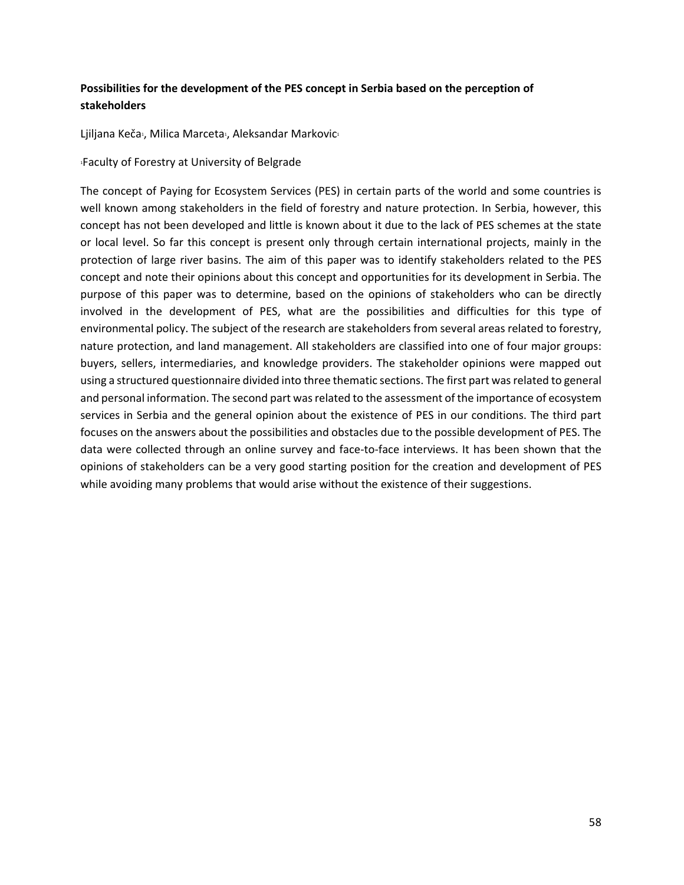**Possibilities for the development of the PES concept in Serbia based on the perception of stakeholders**

Ljiljana Keča[1], Milica Marceta[1], Aleksandar Markovic[1]

[1]Faculty of Forestry at University of Belgrade

The concept of Paying for Ecosystem Services (PES) in certain parts of the world and some countries is well known among stakeholders in the field of forestry and nature protection. In Serbia, however, this concept has not been developed and little is known about it due to the lack of PES schemes at the state or local level. So far this concept is present only through certain international projects, mainly in the protection of large river basins. The aim of this paper was to identify stakeholders related to the PES concept and note their opinions about this concept and opportunities for its development in Serbia. The purpose of this paper was to determine, based on the opinions of stakeholders who can be directly involved in the development of PES, what are the possibilities and difficulties for this type of environmental policy. The subject of the research are stakeholders from several areas related to forestry, nature protection, and land management. All stakeholders are classified into one of four major groups: buyers, sellers, intermediaries, and knowledge providers. The stakeholder opinions were mapped out using a structured questionnaire divided into three thematic sections. The first part was related to general and personal information. The second part was related to the assessment of the importance of ecosystem services in Serbia and the general opinion about the existence of PES in our conditions. The third part focuses on the answers about the possibilities and obstacles due to the possible development of PES. The data were collected through an online survey and face-to-face interviews. It has been shown that the opinions of stakeholders can be a very good starting position for the creation and development of PES while avoiding many problems that would arise without the existence of their suggestions.